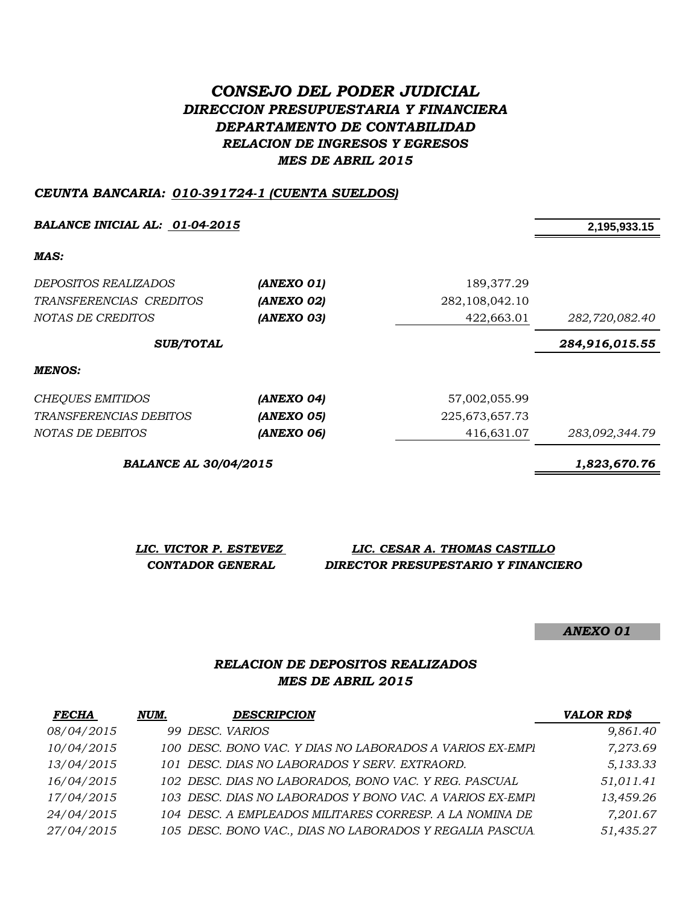# *CONSEJO DEL PODER JUDICIAL*
## *DIRECCION PRESUPUESTARIA Y FINANCIERA*
## *DEPARTAMENTO DE CONTABILIDAD*
### *RELACION DE INGRESOS Y EGRESOS*
### *MES DE ABRIL 2015*

***CEUNTA BANCARIA: 010-391724-1 (CUENTA SUELDOS)***

| | | | |
|---|---|---|---|
| ***BALANCE INICIAL AL: 01-04-2015*** | | | **2,195,933.15** |
| ***MAS:*** | | | |
| *DEPOSITOS REALIZADOS* | ***(ANEXO 01)*** | 189,377.29 | |
| *TRANSFERENCIAS CREDITOS* | ***(ANEXO 02)*** | 282,108,042.10 | |
| *NOTAS DE CREDITOS* | ***(ANEXO 03)*** | 422,663.01 | *282,720,082.40* |
| ***SUB/TOTAL*** | | | ***284,916,015.55*** |
| ***MENOS:*** | | | |
| *CHEQUES EMITIDOS* | ***(ANEXO 04)*** | 57,002,055.99 | |
| *TRANSFERENCIAS DEBITOS* | ***(ANEXO 05)*** | 225,673,657.73 | |
| *NOTAS DE DEBITOS* | ***(ANEXO 06)*** | 416,631.07 | *283,092,344.79* |
| ***BALANCE AL 30/04/2015*** | | | ***1,823,670.76*** |

| | |
|---|---|
| ***LIC. VICTOR P. ESTEVEZ*** | ***LIC. CESAR A. THOMAS CASTILLO*** |
| ***CONTADOR GENERAL*** | ***DIRECTOR PRESUPESTARIO Y FINANCIERO*** |

***ANEXO 01***

### *RELACION DE DEPOSITOS REALIZADOS*
### *MES DE ABRIL 2015*

| ***FECHA*** | ***NUM.*** | ***DESCRIPCION*** | ***VALOR RD$*** |
|---|---|---|---|
| *08/04/2015* | *99* | *DESC. VARIOS* | *9,861.40* |
| *10/04/2015* | *100* | *DESC. BONO VAC. Y DIAS NO LABORADOS A VARIOS EX-EMPl* | *7,273.69* |
| *13/04/2015* | *101* | *DESC. DIAS NO LABORADOS Y SERV. EXTRAORD.* | *5,133.33* |
| *16/04/2015* | *102* | *DESC. DIAS NO LABORADOS, BONO VAC. Y REG. PASCUAL* | *51,011.41* |
| *17/04/2015* | *103* | *DESC. DIAS NO LABORADOS Y BONO VAC. A VARIOS EX-EMPl* | *13,459.26* |
| *24/04/2015* | *104* | *DESC. A EMPLEADOS MILITARES CORRESP. A LA NOMINA DE* | *7,201.67* |
| *27/04/2015* | *105* | *DESC. BONO VAC., DIAS NO LABORADOS Y REGALIA PASCUA.* | *51,435.27* |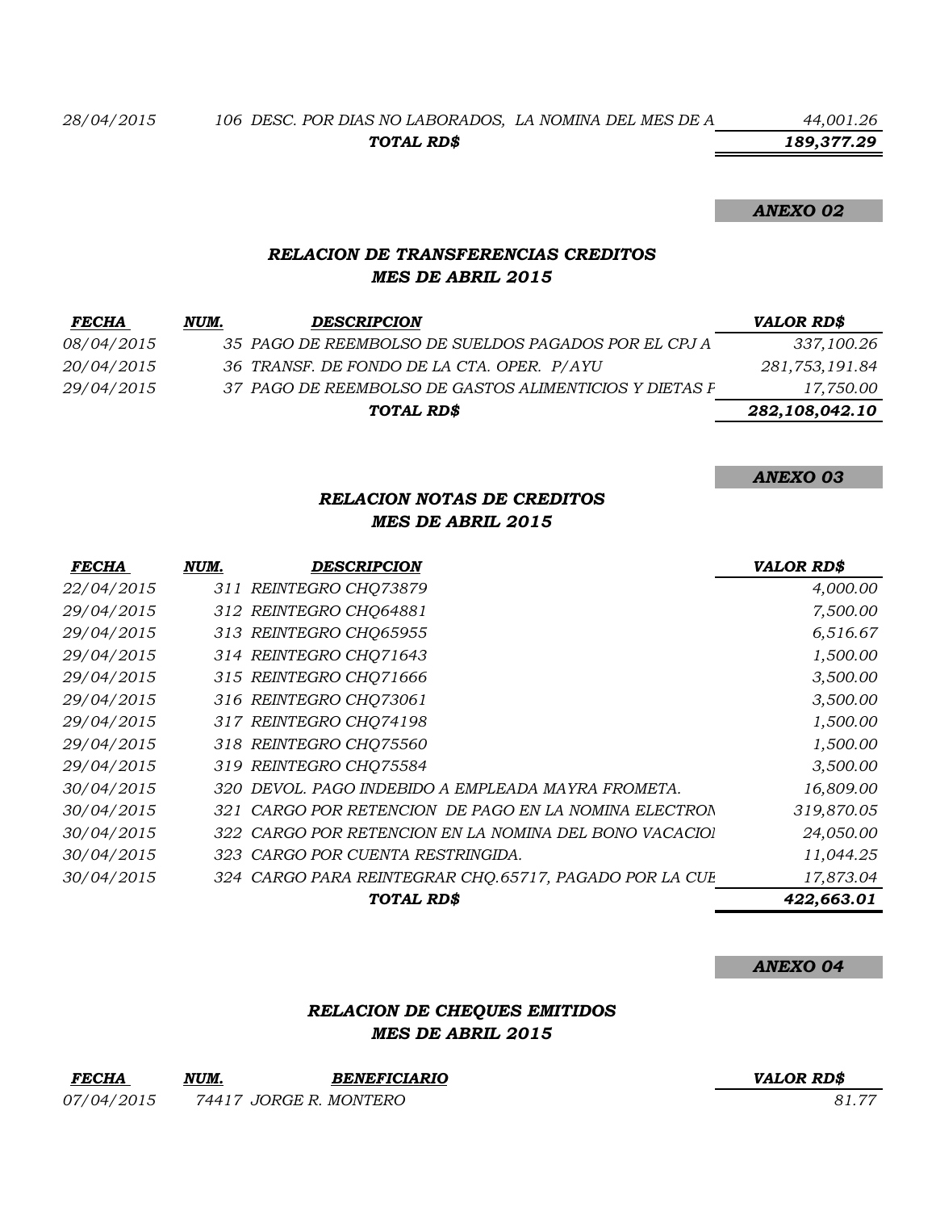| | | | |
|---|---|---|---|
| 28/04/2015 | 106 | DESC. POR DIAS NO LABORADOS, LA NOMINA DEL MES DE A | 44,001.26 |
| | | **TOTAL RD$** | **189,377.29** |

**ANEXO 02**

## RELACION DE TRANSFERENCIAS CREDITOS
## MES DE ABRIL 2015

| FECHA | NUM. | DESCRIPCION | VALOR RD$ |
|---|---|---|---|
| 08/04/2015 | 35 | PAGO DE REEMBOLSO DE SUELDOS PAGADOS POR EL CPJ A | 337,100.26 |
| 20/04/2015 | 36 | TRANSF. DE FONDO DE LA CTA. OPER. P/AYU | 281,753,191.84 |
| 29/04/2015 | 37 | PAGO DE REEMBOLSO DE GASTOS ALIMENTICIOS Y DIETAS F | 17,750.00 |
| | | **TOTAL RD$** | **282,108,042.10** |

**ANEXO 03**

## RELACION NOTAS DE CREDITOS
## MES DE ABRIL 2015

| FECHA | NUM. | DESCRIPCION | VALOR RD$ |
|---|---|---|---|
| 22/04/2015 | 311 | REINTEGRO CHQ73879 | 4,000.00 |
| 29/04/2015 | 312 | REINTEGRO CHQ64881 | 7,500.00 |
| 29/04/2015 | 313 | REINTEGRO CHQ65955 | 6,516.67 |
| 29/04/2015 | 314 | REINTEGRO CHQ71643 | 1,500.00 |
| 29/04/2015 | 315 | REINTEGRO CHQ71666 | 3,500.00 |
| 29/04/2015 | 316 | REINTEGRO CHQ73061 | 3,500.00 |
| 29/04/2015 | 317 | REINTEGRO CHQ74198 | 1,500.00 |
| 29/04/2015 | 318 | REINTEGRO CHQ75560 | 1,500.00 |
| 29/04/2015 | 319 | REINTEGRO CHQ75584 | 3,500.00 |
| 30/04/2015 | 320 | DEVOL. PAGO INDEBIDO A EMPLEADA MAYRA FROMETA. | 16,809.00 |
| 30/04/2015 | 321 | CARGO POR RETENCION DE PAGO EN LA NOMINA ELECTRON | 319,870.05 |
| 30/04/2015 | 322 | CARGO POR RETENCION EN LA NOMINA DEL BONO VACACIOI | 24,050.00 |
| 30/04/2015 | 323 | CARGO POR CUENTA RESTRINGIDA. | 11,044.25 |
| 30/04/2015 | 324 | CARGO PARA REINTEGRAR CHQ.65717, PAGADO POR LA CUE | 17,873.04 |
| | | **TOTAL RD$** | **422,663.01** |

**ANEXO 04**

## RELACION DE CHEQUES EMITIDOS
## MES DE ABRIL 2015

| FECHA | NUM. | BENEFICIARIO | VALOR RD$ |
|---|---|---|---|
| 07/04/2015 | 74417 | JORGE R. MONTERO | 81.77 |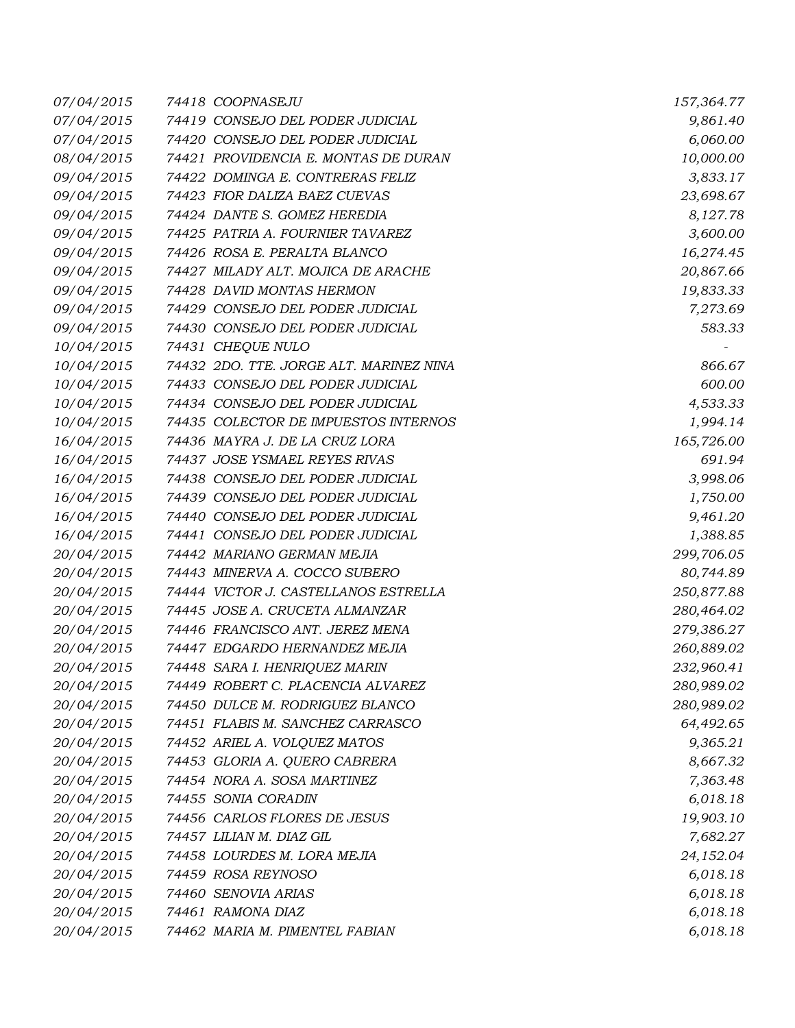| | | | |
|---|---|---|---|
| *07/04/2015* | *74418* | *COOPNASEJU* | *157,364.77* |
| *07/04/2015* | *74419* | *CONSEJO DEL PODER JUDICIAL* | *9,861.40* |
| *07/04/2015* | *74420* | *CONSEJO DEL PODER JUDICIAL* | *6,060.00* |
| *08/04/2015* | *74421* | *PROVIDENCIA E. MONTAS DE DURAN* | *10,000.00* |
| *09/04/2015* | *74422* | *DOMINGA E. CONTRERAS FELIZ* | *3,833.17* |
| *09/04/2015* | *74423* | *FIOR DALIZA BAEZ CUEVAS* | *23,698.67* |
| *09/04/2015* | *74424* | *DANTE S. GOMEZ HEREDIA* | *8,127.78* |
| *09/04/2015* | *74425* | *PATRIA A. FOURNIER TAVAREZ* | *3,600.00* |
| *09/04/2015* | *74426* | *ROSA E. PERALTA BLANCO* | *16,274.45* |
| *09/04/2015* | *74427* | *MILADY ALT. MOJICA DE ARACHE* | *20,867.66* |
| *09/04/2015* | *74428* | *DAVID MONTAS HERMON* | *19,833.33* |
| *09/04/2015* | *74429* | *CONSEJO DEL PODER JUDICIAL* | *7,273.69* |
| *09/04/2015* | *74430* | *CONSEJO DEL PODER JUDICIAL* | *583.33* |
| *10/04/2015* | *74431* | *CHEQUE NULO* | *-* |
| *10/04/2015* | *74432* | *2DO. TTE. JORGE ALT. MARINEZ NINA* | *866.67* |
| *10/04/2015* | *74433* | *CONSEJO DEL PODER JUDICIAL* | *600.00* |
| *10/04/2015* | *74434* | *CONSEJO DEL PODER JUDICIAL* | *4,533.33* |
| *10/04/2015* | *74435* | *COLECTOR DE IMPUESTOS INTERNOS* | *1,994.14* |
| *16/04/2015* | *74436* | *MAYRA J. DE LA CRUZ LORA* | *165,726.00* |
| *16/04/2015* | *74437* | *JOSE YSMAEL REYES RIVAS* | *691.94* |
| *16/04/2015* | *74438* | *CONSEJO DEL PODER JUDICIAL* | *3,998.06* |
| *16/04/2015* | *74439* | *CONSEJO DEL PODER JUDICIAL* | *1,750.00* |
| *16/04/2015* | *74440* | *CONSEJO DEL PODER JUDICIAL* | *9,461.20* |
| *16/04/2015* | *74441* | *CONSEJO DEL PODER JUDICIAL* | *1,388.85* |
| *20/04/2015* | *74442* | *MARIANO GERMAN MEJIA* | *299,706.05* |
| *20/04/2015* | *74443* | *MINERVA A. COCCO SUBERO* | *80,744.89* |
| *20/04/2015* | *74444* | *VICTOR J. CASTELLANOS ESTRELLA* | *250,877.88* |
| *20/04/2015* | *74445* | *JOSE A. CRUCETA ALMANZAR* | *280,464.02* |
| *20/04/2015* | *74446* | *FRANCISCO ANT. JEREZ MENA* | *279,386.27* |
| *20/04/2015* | *74447* | *EDGARDO HERNANDEZ MEJIA* | *260,889.02* |
| *20/04/2015* | *74448* | *SARA I. HENRIQUEZ MARIN* | *232,960.41* |
| *20/04/2015* | *74449* | *ROBERT C. PLACENCIA ALVAREZ* | *280,989.02* |
| *20/04/2015* | *74450* | *DULCE M. RODRIGUEZ BLANCO* | *280,989.02* |
| *20/04/2015* | *74451* | *FLABIS M. SANCHEZ CARRASCO* | *64,492.65* |
| *20/04/2015* | *74452* | *ARIEL A. VOLQUEZ MATOS* | *9,365.21* |
| *20/04/2015* | *74453* | *GLORIA A. QUERO CABRERA* | *8,667.32* |
| *20/04/2015* | *74454* | *NORA A. SOSA MARTINEZ* | *7,363.48* |
| *20/04/2015* | *74455* | *SONIA CORADIN* | *6,018.18* |
| *20/04/2015* | *74456* | *CARLOS FLORES DE JESUS* | *19,903.10* |
| *20/04/2015* | *74457* | *LILIAN M. DIAZ GIL* | *7,682.27* |
| *20/04/2015* | *74458* | *LOURDES M. LORA MEJIA* | *24,152.04* |
| *20/04/2015* | *74459* | *ROSA REYNOSO* | *6,018.18* |
| *20/04/2015* | *74460* | *SENOVIA ARIAS* | *6,018.18* |
| *20/04/2015* | *74461* | *RAMONA DIAZ* | *6,018.18* |
| *20/04/2015* | *74462* | *MARIA M. PIMENTEL FABIAN* | *6,018.18* |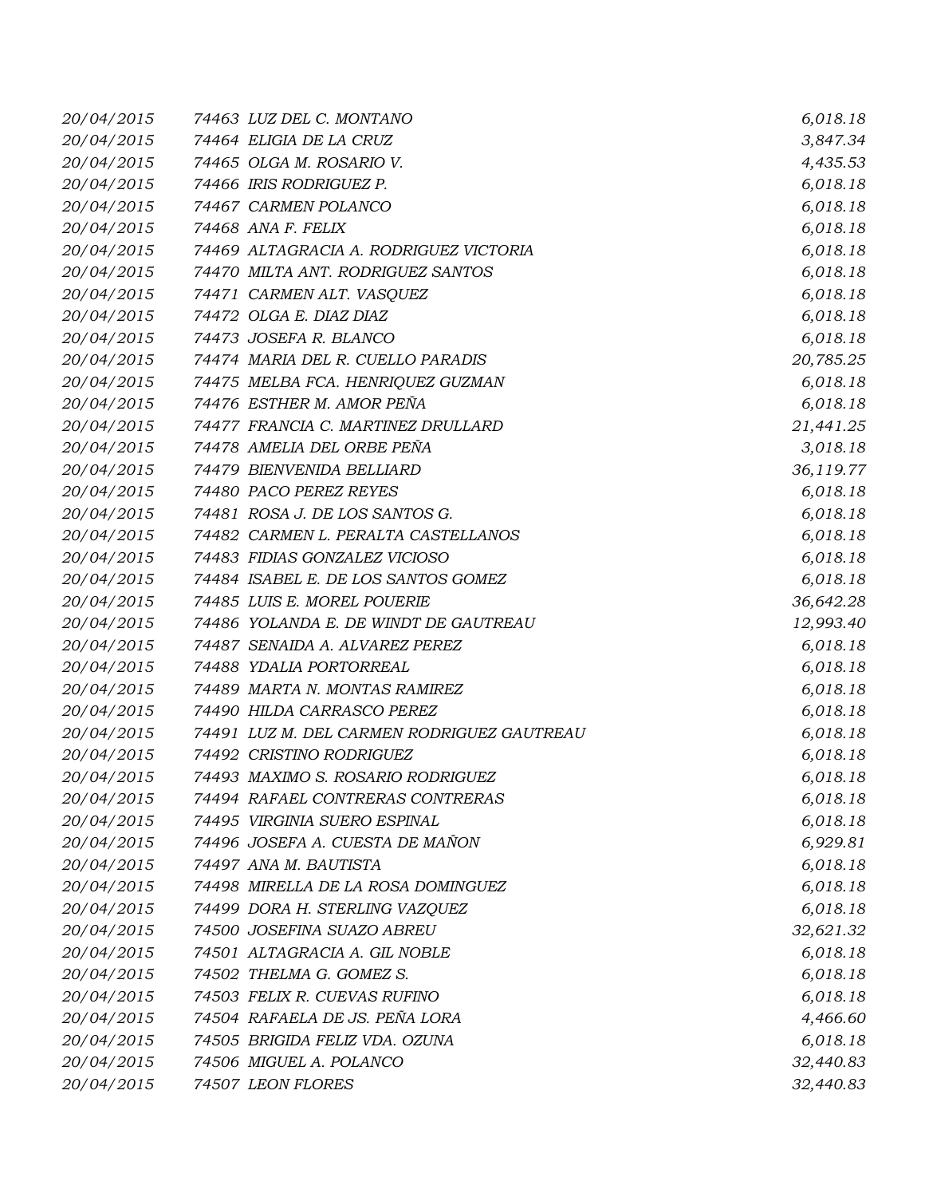| | | | |
|---|---|---|---|
| 20/04/2015 | 74463 | LUZ DEL C. MONTANO | 6,018.18 |
| 20/04/2015 | 74464 | ELIGIA DE LA CRUZ | 3,847.34 |
| 20/04/2015 | 74465 | OLGA M. ROSARIO V. | 4,435.53 |
| 20/04/2015 | 74466 | IRIS RODRIGUEZ P. | 6,018.18 |
| 20/04/2015 | 74467 | CARMEN POLANCO | 6,018.18 |
| 20/04/2015 | 74468 | ANA F. FELIX | 6,018.18 |
| 20/04/2015 | 74469 | ALTAGRACIA A. RODRIGUEZ VICTORIA | 6,018.18 |
| 20/04/2015 | 74470 | MILTA ANT. RODRIGUEZ SANTOS | 6,018.18 |
| 20/04/2015 | 74471 | CARMEN ALT. VASQUEZ | 6,018.18 |
| 20/04/2015 | 74472 | OLGA E. DIAZ DIAZ | 6,018.18 |
| 20/04/2015 | 74473 | JOSEFA R. BLANCO | 6,018.18 |
| 20/04/2015 | 74474 | MARIA DEL R. CUELLO PARADIS | 20,785.25 |
| 20/04/2015 | 74475 | MELBA FCA. HENRIQUEZ GUZMAN | 6,018.18 |
| 20/04/2015 | 74476 | ESTHER M. AMOR PEÑA | 6,018.18 |
| 20/04/2015 | 74477 | FRANCIA C. MARTINEZ DRULLARD | 21,441.25 |
| 20/04/2015 | 74478 | AMELIA DEL ORBE PEÑA | 3,018.18 |
| 20/04/2015 | 74479 | BIENVENIDA BELLIARD | 36,119.77 |
| 20/04/2015 | 74480 | PACO PEREZ REYES | 6,018.18 |
| 20/04/2015 | 74481 | ROSA J. DE LOS SANTOS G. | 6,018.18 |
| 20/04/2015 | 74482 | CARMEN L. PERALTA CASTELLANOS | 6,018.18 |
| 20/04/2015 | 74483 | FIDIAS GONZALEZ VICIOSO | 6,018.18 |
| 20/04/2015 | 74484 | ISABEL E. DE LOS SANTOS GOMEZ | 6,018.18 |
| 20/04/2015 | 74485 | LUIS E. MOREL POUERIE | 36,642.28 |
| 20/04/2015 | 74486 | YOLANDA E. DE WINDT DE GAUTREAU | 12,993.40 |
| 20/04/2015 | 74487 | SENAIDA A. ALVAREZ PEREZ | 6,018.18 |
| 20/04/2015 | 74488 | YDALIA PORTORREAL | 6,018.18 |
| 20/04/2015 | 74489 | MARTA N. MONTAS RAMIREZ | 6,018.18 |
| 20/04/2015 | 74490 | HILDA CARRASCO PEREZ | 6,018.18 |
| 20/04/2015 | 74491 | LUZ M. DEL CARMEN RODRIGUEZ GAUTREAU | 6,018.18 |
| 20/04/2015 | 74492 | CRISTINO RODRIGUEZ | 6,018.18 |
| 20/04/2015 | 74493 | MAXIMO S. ROSARIO RODRIGUEZ | 6,018.18 |
| 20/04/2015 | 74494 | RAFAEL CONTRERAS CONTRERAS | 6,018.18 |
| 20/04/2015 | 74495 | VIRGINIA SUERO ESPINAL | 6,018.18 |
| 20/04/2015 | 74496 | JOSEFA A. CUESTA DE MAÑON | 6,929.81 |
| 20/04/2015 | 74497 | ANA M. BAUTISTA | 6,018.18 |
| 20/04/2015 | 74498 | MIRELLA DE LA ROSA DOMINGUEZ | 6,018.18 |
| 20/04/2015 | 74499 | DORA H. STERLING VAZQUEZ | 6,018.18 |
| 20/04/2015 | 74500 | JOSEFINA SUAZO ABREU | 32,621.32 |
| 20/04/2015 | 74501 | ALTAGRACIA A. GIL NOBLE | 6,018.18 |
| 20/04/2015 | 74502 | THELMA G. GOMEZ S. | 6,018.18 |
| 20/04/2015 | 74503 | FELIX R. CUEVAS RUFINO | 6,018.18 |
| 20/04/2015 | 74504 | RAFAELA DE JS. PEÑA LORA | 4,466.60 |
| 20/04/2015 | 74505 | BRIGIDA FELIZ VDA. OZUNA | 6,018.18 |
| 20/04/2015 | 74506 | MIGUEL A. POLANCO | 32,440.83 |
| 20/04/2015 | 74507 | LEON FLORES | 32,440.83 |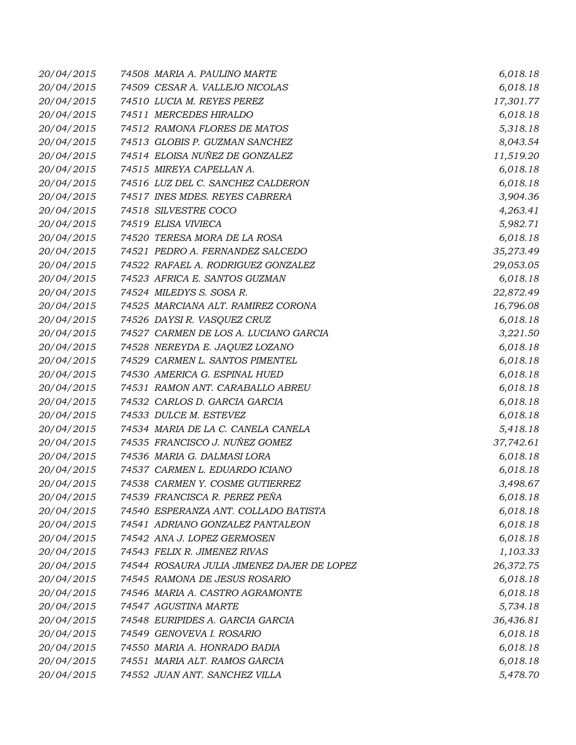| | | |
|---|---|---|
| 20/04/2015 | 74508 MARIA A. PAULINO MARTE | 6,018.18 |
| 20/04/2015 | 74509 CESAR A. VALLEJO NICOLAS | 6,018.18 |
| 20/04/2015 | 74510 LUCIA M. REYES PEREZ | 17,301.77 |
| 20/04/2015 | 74511 MERCEDES HIRALDO | 6,018.18 |
| 20/04/2015 | 74512 RAMONA FLORES DE MATOS | 5,318.18 |
| 20/04/2015 | 74513 GLOBIS P. GUZMAN SANCHEZ | 8,043.54 |
| 20/04/2015 | 74514 ELOISA NUÑEZ DE GONZALEZ | 11,519.20 |
| 20/04/2015 | 74515 MIREYA CAPELLAN A. | 6,018.18 |
| 20/04/2015 | 74516 LUZ DEL C. SANCHEZ CALDERON | 6,018.18 |
| 20/04/2015 | 74517 INES MDES. REYES CABRERA | 3,904.36 |
| 20/04/2015 | 74518 SILVESTRE COCO | 4,263.41 |
| 20/04/2015 | 74519 ELISA VIVIECA | 5,982.71 |
| 20/04/2015 | 74520 TERESA MORA DE LA ROSA | 6,018.18 |
| 20/04/2015 | 74521 PEDRO A. FERNANDEZ SALCEDO | 35,273.49 |
| 20/04/2015 | 74522 RAFAEL A. RODRIGUEZ GONZALEZ | 29,053.05 |
| 20/04/2015 | 74523 AFRICA E. SANTOS GUZMAN | 6,018.18 |
| 20/04/2015 | 74524 MILEDYS S. SOSA R. | 22,872.49 |
| 20/04/2015 | 74525 MARCIANA ALT. RAMIREZ CORONA | 16,796.08 |
| 20/04/2015 | 74526 DAYSI R. VASQUEZ CRUZ | 6,018.18 |
| 20/04/2015 | 74527 CARMEN DE LOS A. LUCIANO GARCIA | 3,221.50 |
| 20/04/2015 | 74528 NEREYDA E. JAQUEZ LOZANO | 6,018.18 |
| 20/04/2015 | 74529 CARMEN L. SANTOS PIMENTEL | 6,018.18 |
| 20/04/2015 | 74530 AMERICA G. ESPINAL HUED | 6,018.18 |
| 20/04/2015 | 74531 RAMON ANT. CARABALLO ABREU | 6,018.18 |
| 20/04/2015 | 74532 CARLOS D. GARCIA GARCIA | 6,018.18 |
| 20/04/2015 | 74533 DULCE M. ESTEVEZ | 6,018.18 |
| 20/04/2015 | 74534 MARIA DE LA C. CANELA CANELA | 5,418.18 |
| 20/04/2015 | 74535 FRANCISCO J. NUÑEZ GOMEZ | 37,742.61 |
| 20/04/2015 | 74536 MARIA G. DALMASI LORA | 6,018.18 |
| 20/04/2015 | 74537 CARMEN L. EDUARDO ICIANO | 6,018.18 |
| 20/04/2015 | 74538 CARMEN Y. COSME GUTIERREZ | 3,498.67 |
| 20/04/2015 | 74539 FRANCISCA R. PEREZ PEÑA | 6,018.18 |
| 20/04/2015 | 74540 ESPERANZA ANT. COLLADO BATISTA | 6,018.18 |
| 20/04/2015 | 74541 ADRIANO GONZALEZ PANTALEON | 6,018.18 |
| 20/04/2015 | 74542 ANA J. LOPEZ GERMOSEN | 6,018.18 |
| 20/04/2015 | 74543 FELIX R. JIMENEZ RIVAS | 1,103.33 |
| 20/04/2015 | 74544 ROSAURA JULIA JIMENEZ DAJER DE LOPEZ | 26,372.75 |
| 20/04/2015 | 74545 RAMONA DE JESUS ROSARIO | 6,018.18 |
| 20/04/2015 | 74546 MARIA A. CASTRO AGRAMONTE | 6,018.18 |
| 20/04/2015 | 74547 AGUSTINA MARTE | 5,734.18 |
| 20/04/2015 | 74548 EURIPIDES A. GARCIA GARCIA | 36,436.81 |
| 20/04/2015 | 74549 GENOVEVA I. ROSARIO | 6,018.18 |
| 20/04/2015 | 74550 MARIA A. HONRADO BADIA | 6,018.18 |
| 20/04/2015 | 74551 MARIA ALT. RAMOS GARCIA | 6,018.18 |
| 20/04/2015 | 74552 JUAN ANT. SANCHEZ VILLA | 5,478.70 |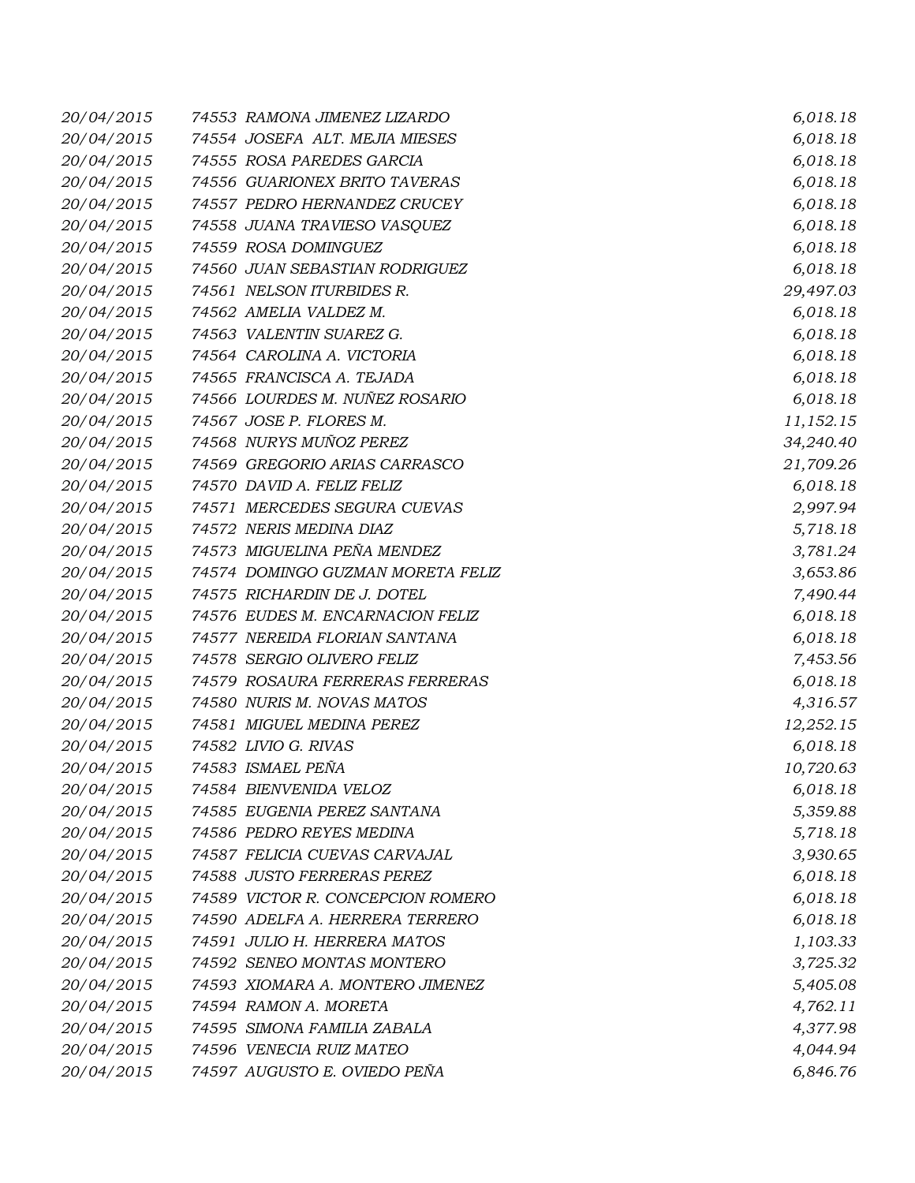| | | |
|---|---|---|
| 20/04/2015 | 74553 RAMONA JIMENEZ LIZARDO | 6,018.18 |
| 20/04/2015 | 74554 JOSEFA ALT. MEJIA MIESES | 6,018.18 |
| 20/04/2015 | 74555 ROSA PAREDES GARCIA | 6,018.18 |
| 20/04/2015 | 74556 GUARIONEX BRITO TAVERAS | 6,018.18 |
| 20/04/2015 | 74557 PEDRO HERNANDEZ CRUCEY | 6,018.18 |
| 20/04/2015 | 74558 JUANA TRAVIESO VASQUEZ | 6,018.18 |
| 20/04/2015 | 74559 ROSA DOMINGUEZ | 6,018.18 |
| 20/04/2015 | 74560 JUAN SEBASTIAN RODRIGUEZ | 6,018.18 |
| 20/04/2015 | 74561 NELSON ITURBIDES R. | 29,497.03 |
| 20/04/2015 | 74562 AMELIA VALDEZ M. | 6,018.18 |
| 20/04/2015 | 74563 VALENTIN SUAREZ G. | 6,018.18 |
| 20/04/2015 | 74564 CAROLINA A. VICTORIA | 6,018.18 |
| 20/04/2015 | 74565 FRANCISCA A. TEJADA | 6,018.18 |
| 20/04/2015 | 74566 LOURDES M. NUÑEZ ROSARIO | 6,018.18 |
| 20/04/2015 | 74567 JOSE P. FLORES M. | 11,152.15 |
| 20/04/2015 | 74568 NURYS MUÑOZ PEREZ | 34,240.40 |
| 20/04/2015 | 74569 GREGORIO ARIAS CARRASCO | 21,709.26 |
| 20/04/2015 | 74570 DAVID A. FELIZ FELIZ | 6,018.18 |
| 20/04/2015 | 74571 MERCEDES SEGURA CUEVAS | 2,997.94 |
| 20/04/2015 | 74572 NERIS MEDINA DIAZ | 5,718.18 |
| 20/04/2015 | 74573 MIGUELINA PEÑA MENDEZ | 3,781.24 |
| 20/04/2015 | 74574 DOMINGO GUZMAN MORETA FELIZ | 3,653.86 |
| 20/04/2015 | 74575 RICHARDIN DE J. DOTEL | 7,490.44 |
| 20/04/2015 | 74576 EUDES M. ENCARNACION FELIZ | 6,018.18 |
| 20/04/2015 | 74577 NEREIDA FLORIAN SANTANA | 6,018.18 |
| 20/04/2015 | 74578 SERGIO OLIVERO FELIZ | 7,453.56 |
| 20/04/2015 | 74579 ROSAURA FERRERAS FERRERAS | 6,018.18 |
| 20/04/2015 | 74580 NURIS M. NOVAS MATOS | 4,316.57 |
| 20/04/2015 | 74581 MIGUEL MEDINA PEREZ | 12,252.15 |
| 20/04/2015 | 74582 LIVIO G. RIVAS | 6,018.18 |
| 20/04/2015 | 74583 ISMAEL PEÑA | 10,720.63 |
| 20/04/2015 | 74584 BIENVENIDA VELOZ | 6,018.18 |
| 20/04/2015 | 74585 EUGENIA PEREZ SANTANA | 5,359.88 |
| 20/04/2015 | 74586 PEDRO REYES MEDINA | 5,718.18 |
| 20/04/2015 | 74587 FELICIA CUEVAS CARVAJAL | 3,930.65 |
| 20/04/2015 | 74588 JUSTO FERRERAS PEREZ | 6,018.18 |
| 20/04/2015 | 74589 VICTOR R. CONCEPCION ROMERO | 6,018.18 |
| 20/04/2015 | 74590 ADELFA A. HERRERA TERRERO | 6,018.18 |
| 20/04/2015 | 74591 JULIO H. HERRERA MATOS | 1,103.33 |
| 20/04/2015 | 74592 SENEO MONTAS MONTERO | 3,725.32 |
| 20/04/2015 | 74593 XIOMARA A. MONTERO JIMENEZ | 5,405.08 |
| 20/04/2015 | 74594 RAMON A. MORETA | 4,762.11 |
| 20/04/2015 | 74595 SIMONA FAMILIA ZABALA | 4,377.98 |
| 20/04/2015 | 74596 VENECIA RUIZ MATEO | 4,044.94 |
| 20/04/2015 | 74597 AUGUSTO E. OVIEDO PEÑA | 6,846.76 |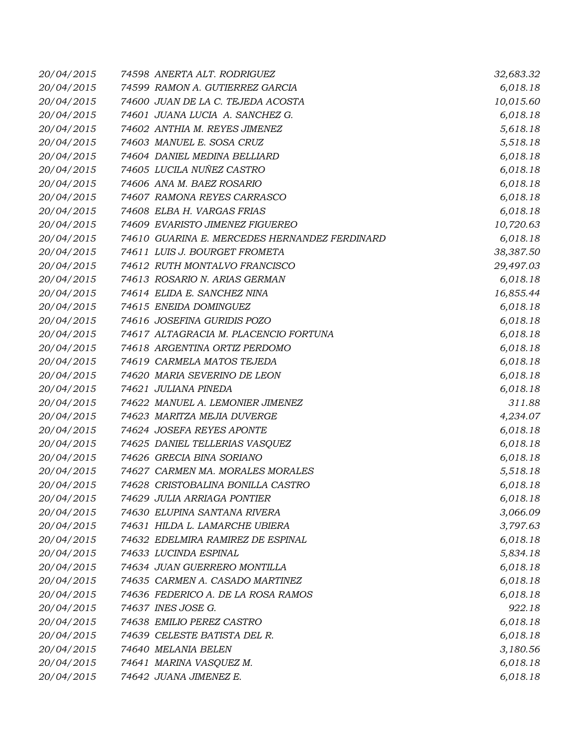| | | |
|---|---|---|
| 20/04/2015 | 74598 ANERTA ALT. RODRIGUEZ | 32,683.32 |
| 20/04/2015 | 74599 RAMON A. GUTIERREZ GARCIA | 6,018.18 |
| 20/04/2015 | 74600 JUAN DE LA C. TEJEDA ACOSTA | 10,015.60 |
| 20/04/2015 | 74601 JUANA LUCIA A. SANCHEZ G. | 6,018.18 |
| 20/04/2015 | 74602 ANTHIA M. REYES JIMENEZ | 5,618.18 |
| 20/04/2015 | 74603 MANUEL E. SOSA CRUZ | 5,518.18 |
| 20/04/2015 | 74604 DANIEL MEDINA BELLIARD | 6,018.18 |
| 20/04/2015 | 74605 LUCILA NUÑEZ CASTRO | 6,018.18 |
| 20/04/2015 | 74606 ANA M. BAEZ ROSARIO | 6,018.18 |
| 20/04/2015 | 74607 RAMONA REYES CARRASCO | 6,018.18 |
| 20/04/2015 | 74608 ELBA H. VARGAS FRIAS | 6,018.18 |
| 20/04/2015 | 74609 EVARISTO JIMENEZ FIGUEREO | 10,720.63 |
| 20/04/2015 | 74610 GUARINA E. MERCEDES HERNANDEZ FERDINARD | 6,018.18 |
| 20/04/2015 | 74611 LUIS J. BOURGET FROMETA | 38,387.50 |
| 20/04/2015 | 74612 RUTH MONTALVO FRANCISCO | 29,497.03 |
| 20/04/2015 | 74613 ROSARIO N. ARIAS GERMAN | 6,018.18 |
| 20/04/2015 | 74614 ELIDA E. SANCHEZ NINA | 16,855.44 |
| 20/04/2015 | 74615 ENEIDA DOMINGUEZ | 6,018.18 |
| 20/04/2015 | 74616 JOSEFINA GURIDIS POZO | 6,018.18 |
| 20/04/2015 | 74617 ALTAGRACIA M. PLACENCIO FORTUNA | 6,018.18 |
| 20/04/2015 | 74618 ARGENTINA ORTIZ PERDOMO | 6,018.18 |
| 20/04/2015 | 74619 CARMELA MATOS TEJEDA | 6,018.18 |
| 20/04/2015 | 74620 MARIA SEVERINO DE LEON | 6,018.18 |
| 20/04/2015 | 74621 JULIANA PINEDA | 6,018.18 |
| 20/04/2015 | 74622 MANUEL A. LEMONIER JIMENEZ | 311.88 |
| 20/04/2015 | 74623 MARITZA MEJIA DUVERGE | 4,234.07 |
| 20/04/2015 | 74624 JOSEFA REYES APONTE | 6,018.18 |
| 20/04/2015 | 74625 DANIEL TELLERIAS VASQUEZ | 6,018.18 |
| 20/04/2015 | 74626 GRECIA BINA SORIANO | 6,018.18 |
| 20/04/2015 | 74627 CARMEN MA. MORALES MORALES | 5,518.18 |
| 20/04/2015 | 74628 CRISTOBALINA BONILLA CASTRO | 6,018.18 |
| 20/04/2015 | 74629 JULIA ARRIAGA PONTIER | 6,018.18 |
| 20/04/2015 | 74630 ELUPINA SANTANA RIVERA | 3,066.09 |
| 20/04/2015 | 74631 HILDA L. LAMARCHE UBIERA | 3,797.63 |
| 20/04/2015 | 74632 EDELMIRA RAMIREZ DE ESPINAL | 6,018.18 |
| 20/04/2015 | 74633 LUCINDA ESPINAL | 5,834.18 |
| 20/04/2015 | 74634 JUAN GUERRERO MONTILLA | 6,018.18 |
| 20/04/2015 | 74635 CARMEN A. CASADO MARTINEZ | 6,018.18 |
| 20/04/2015 | 74636 FEDERICO A. DE LA ROSA RAMOS | 6,018.18 |
| 20/04/2015 | 74637 INES JOSE G. | 922.18 |
| 20/04/2015 | 74638 EMILIO PEREZ CASTRO | 6,018.18 |
| 20/04/2015 | 74639 CELESTE BATISTA DEL R. | 6,018.18 |
| 20/04/2015 | 74640 MELANIA BELEN | 3,180.56 |
| 20/04/2015 | 74641 MARINA VASQUEZ M. | 6,018.18 |
| 20/04/2015 | 74642 JUANA JIMENEZ E. | 6,018.18 |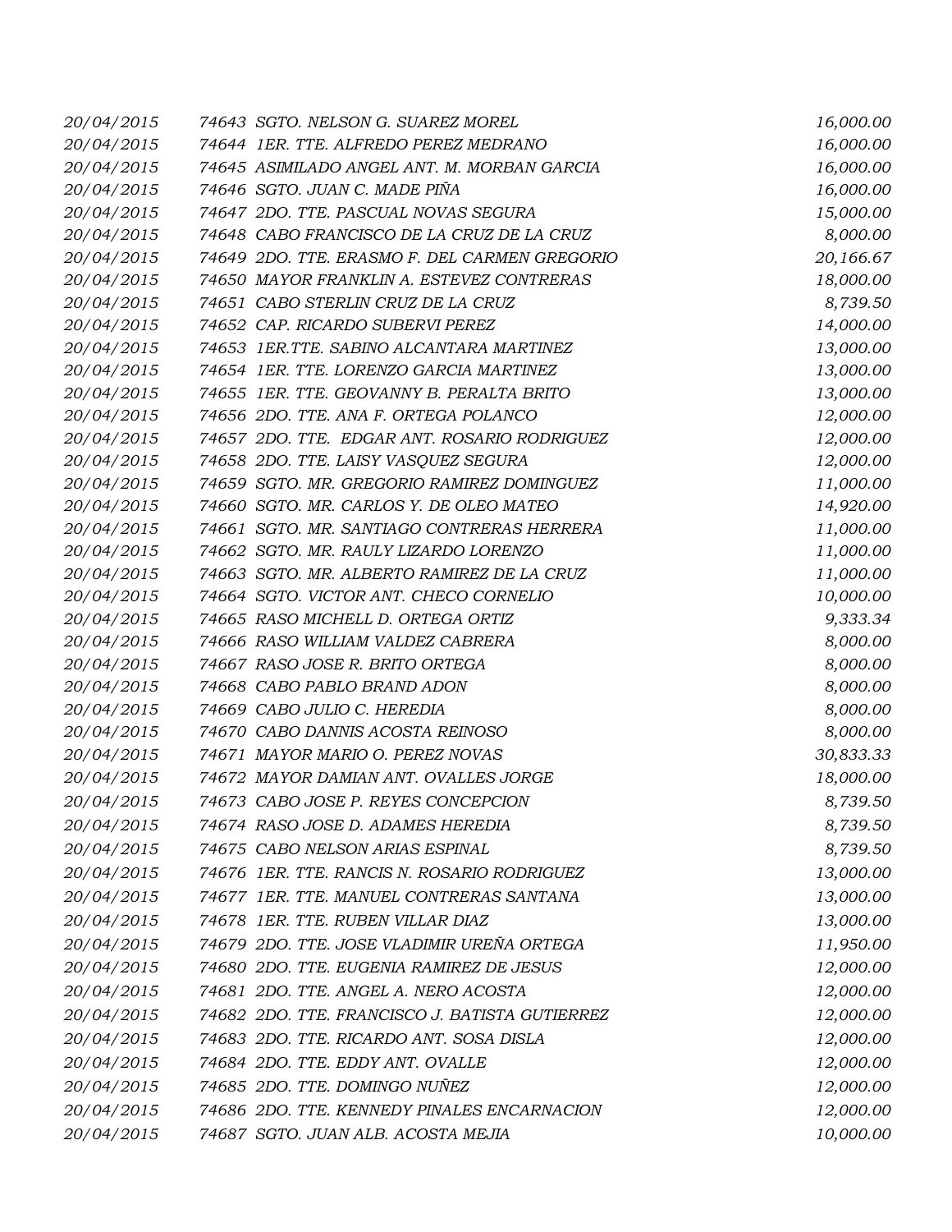| | | |
|---|---|---|
| 20/04/2015 | 74643 SGTO. NELSON G. SUAREZ MOREL | 16,000.00 |
| 20/04/2015 | 74644 1ER. TTE. ALFREDO PEREZ MEDRANO | 16,000.00 |
| 20/04/2015 | 74645 ASIMILADO ANGEL ANT. M. MORBAN GARCIA | 16,000.00 |
| 20/04/2015 | 74646 SGTO. JUAN C. MADE PIÑA | 16,000.00 |
| 20/04/2015 | 74647 2DO. TTE. PASCUAL NOVAS SEGURA | 15,000.00 |
| 20/04/2015 | 74648 CABO FRANCISCO DE LA CRUZ DE LA CRUZ | 8,000.00 |
| 20/04/2015 | 74649 2DO. TTE. ERASMO F. DEL CARMEN GREGORIO | 20,166.67 |
| 20/04/2015 | 74650 MAYOR FRANKLIN A. ESTEVEZ CONTRERAS | 18,000.00 |
| 20/04/2015 | 74651 CABO STERLIN CRUZ DE LA CRUZ | 8,739.50 |
| 20/04/2015 | 74652 CAP. RICARDO SUBERVI PEREZ | 14,000.00 |
| 20/04/2015 | 74653 1ER.TTE. SABINO ALCANTARA MARTINEZ | 13,000.00 |
| 20/04/2015 | 74654 1ER. TTE. LORENZO GARCIA MARTINEZ | 13,000.00 |
| 20/04/2015 | 74655 1ER. TTE. GEOVANNY B. PERALTA BRITO | 13,000.00 |
| 20/04/2015 | 74656 2DO. TTE. ANA F. ORTEGA POLANCO | 12,000.00 |
| 20/04/2015 | 74657 2DO. TTE. EDGAR ANT. ROSARIO RODRIGUEZ | 12,000.00 |
| 20/04/2015 | 74658 2DO. TTE. LAISY VASQUEZ SEGURA | 12,000.00 |
| 20/04/2015 | 74659 SGTO. MR. GREGORIO RAMIREZ DOMINGUEZ | 11,000.00 |
| 20/04/2015 | 74660 SGTO. MR. CARLOS Y. DE OLEO MATEO | 14,920.00 |
| 20/04/2015 | 74661 SGTO. MR. SANTIAGO CONTRERAS HERRERA | 11,000.00 |
| 20/04/2015 | 74662 SGTO. MR. RAULY LIZARDO LORENZO | 11,000.00 |
| 20/04/2015 | 74663 SGTO. MR. ALBERTO RAMIREZ DE LA CRUZ | 11,000.00 |
| 20/04/2015 | 74664 SGTO. VICTOR ANT. CHECO CORNELIO | 10,000.00 |
| 20/04/2015 | 74665 RASO MICHELL D. ORTEGA ORTIZ | 9,333.34 |
| 20/04/2015 | 74666 RASO WILLIAM VALDEZ CABRERA | 8,000.00 |
| 20/04/2015 | 74667 RASO JOSE R. BRITO ORTEGA | 8,000.00 |
| 20/04/2015 | 74668 CABO PABLO BRAND ADON | 8,000.00 |
| 20/04/2015 | 74669 CABO JULIO C. HEREDIA | 8,000.00 |
| 20/04/2015 | 74670 CABO DANNIS ACOSTA REINOSO | 8,000.00 |
| 20/04/2015 | 74671 MAYOR MARIO O. PEREZ NOVAS | 30,833.33 |
| 20/04/2015 | 74672 MAYOR DAMIAN ANT. OVALLES JORGE | 18,000.00 |
| 20/04/2015 | 74673 CABO JOSE P. REYES CONCEPCION | 8,739.50 |
| 20/04/2015 | 74674 RASO JOSE D. ADAMES HEREDIA | 8,739.50 |
| 20/04/2015 | 74675 CABO NELSON ARIAS ESPINAL | 8,739.50 |
| 20/04/2015 | 74676 1ER. TTE. RANCIS N. ROSARIO RODRIGUEZ | 13,000.00 |
| 20/04/2015 | 74677 1ER. TTE. MANUEL CONTRERAS SANTANA | 13,000.00 |
| 20/04/2015 | 74678 1ER. TTE. RUBEN VILLAR DIAZ | 13,000.00 |
| 20/04/2015 | 74679 2DO. TTE. JOSE VLADIMIR UREÑA ORTEGA | 11,950.00 |
| 20/04/2015 | 74680 2DO. TTE. EUGENIA RAMIREZ DE JESUS | 12,000.00 |
| 20/04/2015 | 74681 2DO. TTE. ANGEL A. NERO ACOSTA | 12,000.00 |
| 20/04/2015 | 74682 2DO. TTE. FRANCISCO J. BATISTA GUTIERREZ | 12,000.00 |
| 20/04/2015 | 74683 2DO. TTE. RICARDO ANT. SOSA DISLA | 12,000.00 |
| 20/04/2015 | 74684 2DO. TTE. EDDY ANT. OVALLE | 12,000.00 |
| 20/04/2015 | 74685 2DO. TTE. DOMINGO NUÑEZ | 12,000.00 |
| 20/04/2015 | 74686 2DO. TTE. KENNEDY PINALES ENCARNACION | 12,000.00 |
| 20/04/2015 | 74687 SGTO. JUAN ALB. ACOSTA MEJIA | 10,000.00 |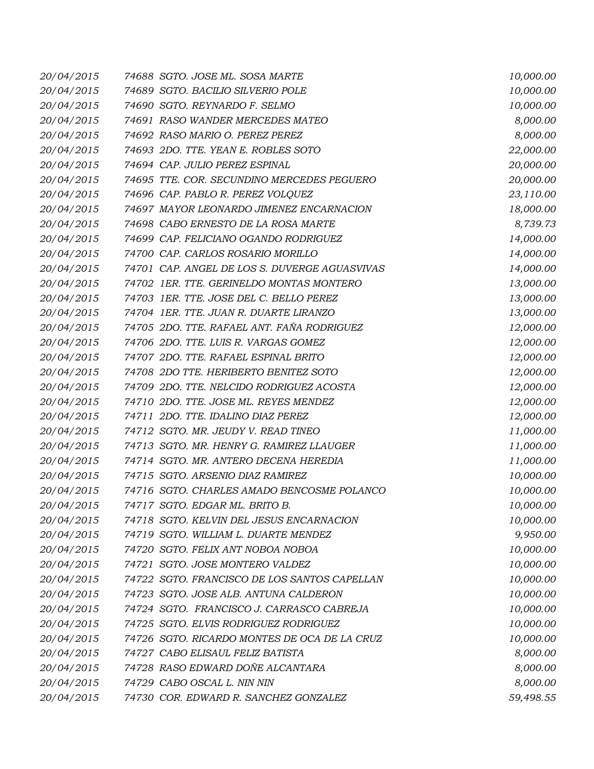| | | | |
|---|---|---|---|
| 20/04/2015 | 74688 | SGTO. JOSE ML. SOSA MARTE | 10,000.00 |
| 20/04/2015 | 74689 | SGTO. BACILIO SILVERIO POLE | 10,000.00 |
| 20/04/2015 | 74690 | SGTO. REYNARDO F. SELMO | 10,000.00 |
| 20/04/2015 | 74691 | RASO WANDER MERCEDES MATEO | 8,000.00 |
| 20/04/2015 | 74692 | RASO MARIO O. PEREZ PEREZ | 8,000.00 |
| 20/04/2015 | 74693 | 2DO. TTE. YEAN E. ROBLES SOTO | 22,000.00 |
| 20/04/2015 | 74694 | CAP. JULIO PEREZ ESPINAL | 20,000.00 |
| 20/04/2015 | 74695 | TTE. COR. SECUNDINO MERCEDES PEGUERO | 20,000.00 |
| 20/04/2015 | 74696 | CAP. PABLO R. PEREZ VOLQUEZ | 23,110.00 |
| 20/04/2015 | 74697 | MAYOR LEONARDO JIMENEZ ENCARNACION | 18,000.00 |
| 20/04/2015 | 74698 | CABO ERNESTO DE LA ROSA MARTE | 8,739.73 |
| 20/04/2015 | 74699 | CAP. FELICIANO OGANDO RODRIGUEZ | 14,000.00 |
| 20/04/2015 | 74700 | CAP. CARLOS ROSARIO MORILLO | 14,000.00 |
| 20/04/2015 | 74701 | CAP. ANGEL DE LOS S. DUVERGE AGUASVIVAS | 14,000.00 |
| 20/04/2015 | 74702 | 1ER. TTE. GERINELDO MONTAS MONTERO | 13,000.00 |
| 20/04/2015 | 74703 | 1ER. TTE. JOSE DEL C. BELLO PEREZ | 13,000.00 |
| 20/04/2015 | 74704 | 1ER. TTE. JUAN R. DUARTE LIRANZO | 13,000.00 |
| 20/04/2015 | 74705 | 2DO. TTE. RAFAEL ANT. FAÑA RODRIGUEZ | 12,000.00 |
| 20/04/2015 | 74706 | 2DO. TTE. LUIS R. VARGAS GOMEZ | 12,000.00 |
| 20/04/2015 | 74707 | 2DO. TTE. RAFAEL ESPINAL BRITO | 12,000.00 |
| 20/04/2015 | 74708 | 2DO TTE. HERIBERTO BENITEZ SOTO | 12,000.00 |
| 20/04/2015 | 74709 | 2DO. TTE. NELCIDO RODRIGUEZ ACOSTA | 12,000.00 |
| 20/04/2015 | 74710 | 2DO. TTE. JOSE ML. REYES MENDEZ | 12,000.00 |
| 20/04/2015 | 74711 | 2DO. TTE. IDALINO DIAZ PEREZ | 12,000.00 |
| 20/04/2015 | 74712 | SGTO. MR. JEUDY V. READ TINEO | 11,000.00 |
| 20/04/2015 | 74713 | SGTO. MR. HENRY G. RAMIREZ LLAUGER | 11,000.00 |
| 20/04/2015 | 74714 | SGTO. MR. ANTERO DECENA HEREDIA | 11,000.00 |
| 20/04/2015 | 74715 | SGTO. ARSENIO DIAZ RAMIREZ | 10,000.00 |
| 20/04/2015 | 74716 | SGTO. CHARLES AMADO BENCOSME POLANCO | 10,000.00 |
| 20/04/2015 | 74717 | SGTO. EDGAR ML. BRITO B. | 10,000.00 |
| 20/04/2015 | 74718 | SGTO. KELVIN DEL JESUS ENCARNACION | 10,000.00 |
| 20/04/2015 | 74719 | SGTO. WILLIAM L. DUARTE MENDEZ | 9,950.00 |
| 20/04/2015 | 74720 | SGTO. FELIX ANT NOBOA NOBOA | 10,000.00 |
| 20/04/2015 | 74721 | SGTO. JOSE MONTERO VALDEZ | 10,000.00 |
| 20/04/2015 | 74722 | SGTO. FRANCISCO DE LOS SANTOS CAPELLAN | 10,000.00 |
| 20/04/2015 | 74723 | SGTO. JOSE ALB. ANTUNA CALDERON | 10,000.00 |
| 20/04/2015 | 74724 | SGTO. FRANCISCO J. CARRASCO CABREJA | 10,000.00 |
| 20/04/2015 | 74725 | SGTO. ELVIS RODRIGUEZ RODRIGUEZ | 10,000.00 |
| 20/04/2015 | 74726 | SGTO. RICARDO MONTES DE OCA DE LA CRUZ | 10,000.00 |
| 20/04/2015 | 74727 | CABO ELISAUL FELIZ BATISTA | 8,000.00 |
| 20/04/2015 | 74728 | RASO EDWARD DOÑE ALCANTARA | 8,000.00 |
| 20/04/2015 | 74729 | CABO OSCAL L. NIN NIN | 8,000.00 |
| 20/04/2015 | 74730 | COR. EDWARD R. SANCHEZ GONZALEZ | 59,498.55 |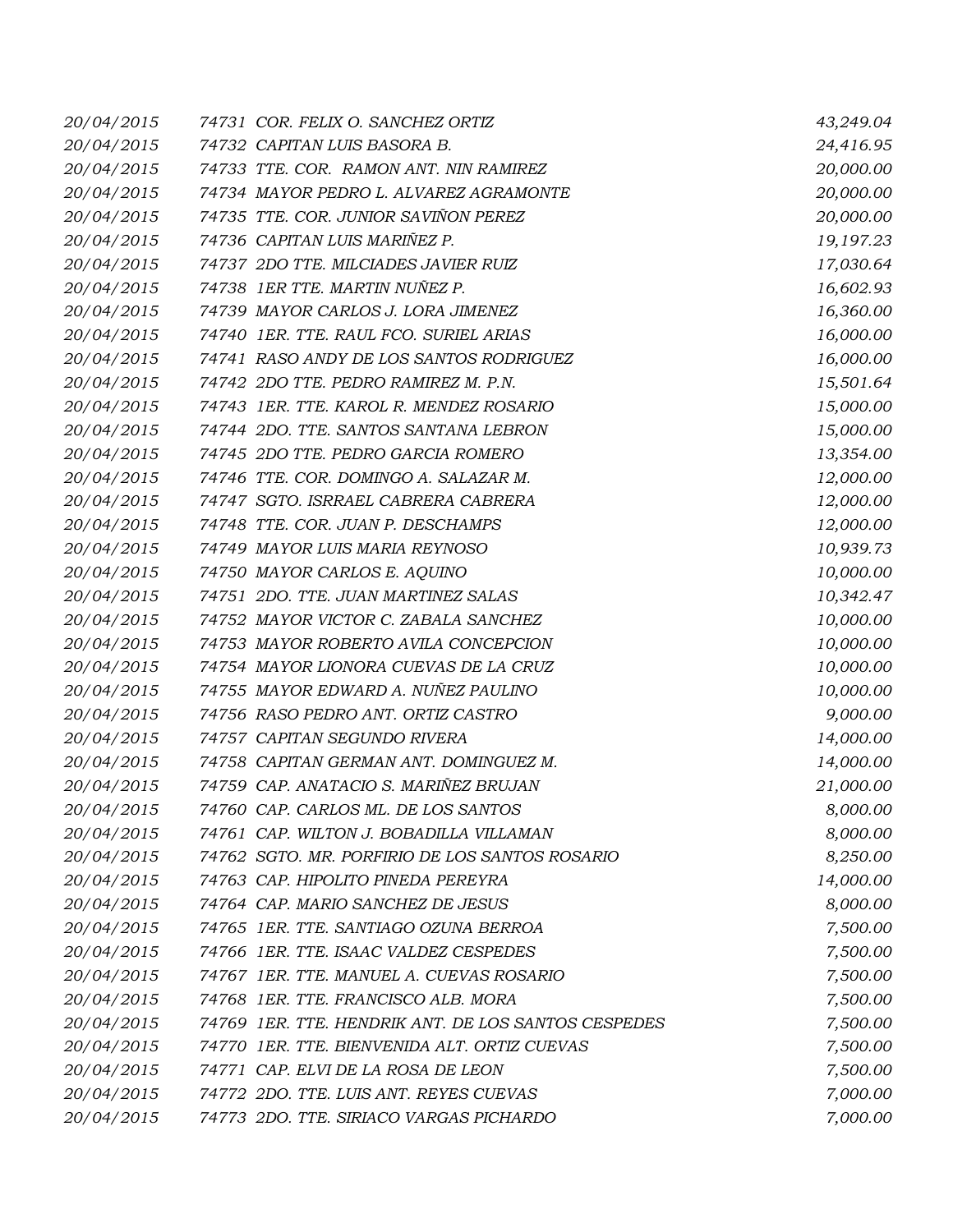| | | |
|---|---|---|
| 20/04/2015 | 74731 COR. FELIX O. SANCHEZ ORTIZ | 43,249.04 |
| 20/04/2015 | 74732 CAPITAN LUIS BASORA B. | 24,416.95 |
| 20/04/2015 | 74733 TTE. COR. RAMON ANT. NIN RAMIREZ | 20,000.00 |
| 20/04/2015 | 74734 MAYOR PEDRO L. ALVAREZ AGRAMONTE | 20,000.00 |
| 20/04/2015 | 74735 TTE. COR. JUNIOR SAVIÑON PEREZ | 20,000.00 |
| 20/04/2015 | 74736 CAPITAN LUIS MARIÑEZ P. | 19,197.23 |
| 20/04/2015 | 74737 2DO TTE. MILCIADES JAVIER RUIZ | 17,030.64 |
| 20/04/2015 | 74738 1ER TTE. MARTIN NUÑEZ P. | 16,602.93 |
| 20/04/2015 | 74739 MAYOR CARLOS J. LORA JIMENEZ | 16,360.00 |
| 20/04/2015 | 74740 1ER. TTE. RAUL FCO. SURIEL ARIAS | 16,000.00 |
| 20/04/2015 | 74741 RASO ANDY DE LOS SANTOS RODRIGUEZ | 16,000.00 |
| 20/04/2015 | 74742 2DO TTE. PEDRO RAMIREZ M. P.N. | 15,501.64 |
| 20/04/2015 | 74743 1ER. TTE. KAROL R. MENDEZ ROSARIO | 15,000.00 |
| 20/04/2015 | 74744 2DO. TTE. SANTOS SANTANA LEBRON | 15,000.00 |
| 20/04/2015 | 74745 2DO TTE. PEDRO GARCIA ROMERO | 13,354.00 |
| 20/04/2015 | 74746 TTE. COR. DOMINGO A. SALAZAR M. | 12,000.00 |
| 20/04/2015 | 74747 SGTO. ISRRAEL CABRERA CABRERA | 12,000.00 |
| 20/04/2015 | 74748 TTE. COR. JUAN P. DESCHAMPS | 12,000.00 |
| 20/04/2015 | 74749 MAYOR LUIS MARIA REYNOSO | 10,939.73 |
| 20/04/2015 | 74750 MAYOR CARLOS E. AQUINO | 10,000.00 |
| 20/04/2015 | 74751 2DO. TTE. JUAN MARTINEZ SALAS | 10,342.47 |
| 20/04/2015 | 74752 MAYOR VICTOR C. ZABALA SANCHEZ | 10,000.00 |
| 20/04/2015 | 74753 MAYOR ROBERTO AVILA CONCEPCION | 10,000.00 |
| 20/04/2015 | 74754 MAYOR LIONORA CUEVAS DE LA CRUZ | 10,000.00 |
| 20/04/2015 | 74755 MAYOR EDWARD A. NUÑEZ PAULINO | 10,000.00 |
| 20/04/2015 | 74756 RASO PEDRO ANT. ORTIZ CASTRO | 9,000.00 |
| 20/04/2015 | 74757 CAPITAN SEGUNDO RIVERA | 14,000.00 |
| 20/04/2015 | 74758 CAPITAN GERMAN ANT. DOMINGUEZ M. | 14,000.00 |
| 20/04/2015 | 74759 CAP. ANATACIO S. MARIÑEZ BRUJAN | 21,000.00 |
| 20/04/2015 | 74760 CAP. CARLOS ML. DE LOS SANTOS | 8,000.00 |
| 20/04/2015 | 74761 CAP. WILTON J. BOBADILLA VILLAMAN | 8,000.00 |
| 20/04/2015 | 74762 SGTO. MR. PORFIRIO DE LOS SANTOS ROSARIO | 8,250.00 |
| 20/04/2015 | 74763 CAP. HIPOLITO PINEDA PEREYRA | 14,000.00 |
| 20/04/2015 | 74764 CAP. MARIO SANCHEZ DE JESUS | 8,000.00 |
| 20/04/2015 | 74765 1ER. TTE. SANTIAGO OZUNA BERROA | 7,500.00 |
| 20/04/2015 | 74766 1ER. TTE. ISAAC VALDEZ CESPEDES | 7,500.00 |
| 20/04/2015 | 74767 1ER. TTE. MANUEL A. CUEVAS ROSARIO | 7,500.00 |
| 20/04/2015 | 74768 1ER. TTE. FRANCISCO ALB. MORA | 7,500.00 |
| 20/04/2015 | 74769 1ER. TTE. HENDRIK ANT. DE LOS SANTOS CESPEDES | 7,500.00 |
| 20/04/2015 | 74770 1ER. TTE. BIENVENIDA ALT. ORTIZ CUEVAS | 7,500.00 |
| 20/04/2015 | 74771 CAP. ELVI DE LA ROSA DE LEON | 7,500.00 |
| 20/04/2015 | 74772 2DO. TTE. LUIS ANT. REYES CUEVAS | 7,000.00 |
| 20/04/2015 | 74773 2DO. TTE. SIRIACO VARGAS PICHARDO | 7,000.00 |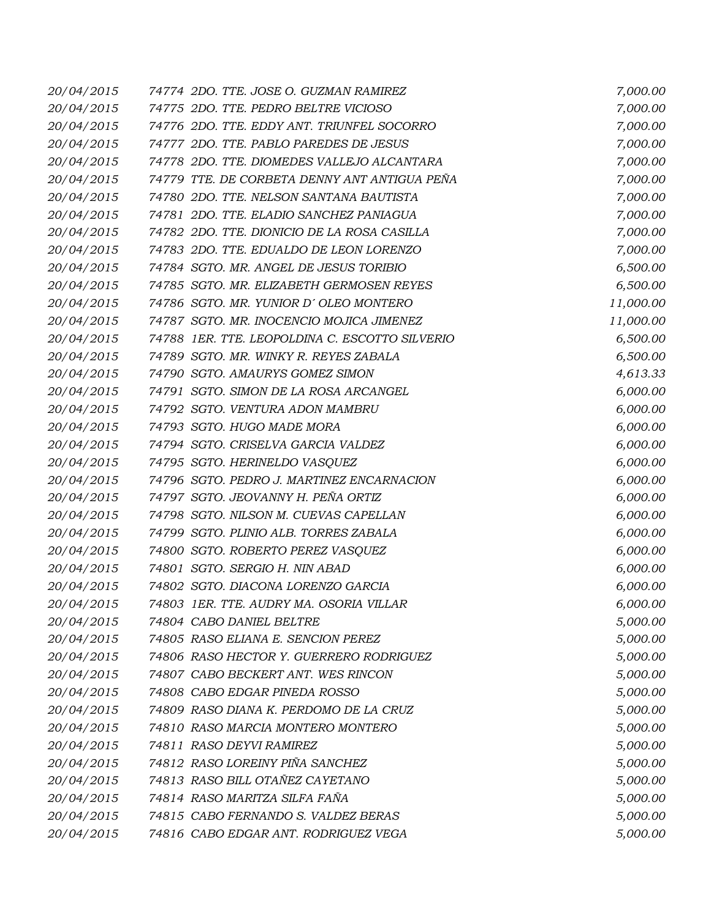| | | |
|---|---|---|
| 20/04/2015 | 74774 2DO. TTE. JOSE O. GUZMAN RAMIREZ | 7,000.00 |
| 20/04/2015 | 74775 2DO. TTE. PEDRO BELTRE VICIOSO | 7,000.00 |
| 20/04/2015 | 74776 2DO. TTE. EDDY ANT. TRIUNFEL SOCORRO | 7,000.00 |
| 20/04/2015 | 74777 2DO. TTE. PABLO PAREDES DE JESUS | 7,000.00 |
| 20/04/2015 | 74778 2DO. TTE. DIOMEDES VALLEJO ALCANTARA | 7,000.00 |
| 20/04/2015 | 74779 TTE. DE CORBETA DENNY ANT ANTIGUA PEÑA | 7,000.00 |
| 20/04/2015 | 74780 2DO. TTE. NELSON SANTANA BAUTISTA | 7,000.00 |
| 20/04/2015 | 74781 2DO. TTE. ELADIO SANCHEZ PANIAGUA | 7,000.00 |
| 20/04/2015 | 74782 2DO. TTE. DIONICIO DE LA ROSA CASILLA | 7,000.00 |
| 20/04/2015 | 74783 2DO. TTE. EDUALDO DE LEON LORENZO | 7,000.00 |
| 20/04/2015 | 74784 SGTO. MR. ANGEL DE JESUS TORIBIO | 6,500.00 |
| 20/04/2015 | 74785 SGTO. MR. ELIZABETH GERMOSEN REYES | 6,500.00 |
| 20/04/2015 | 74786 SGTO. MR. YUNIOR D´ OLEO MONTERO | 11,000.00 |
| 20/04/2015 | 74787 SGTO. MR. INOCENCIO MOJICA JIMENEZ | 11,000.00 |
| 20/04/2015 | 74788 1ER. TTE. LEOPOLDINA C. ESCOTTO SILVERIO | 6,500.00 |
| 20/04/2015 | 74789 SGTO. MR. WINKY R. REYES ZABALA | 6,500.00 |
| 20/04/2015 | 74790 SGTO. AMAURYS GOMEZ SIMON | 4,613.33 |
| 20/04/2015 | 74791 SGTO. SIMON DE LA ROSA ARCANGEL | 6,000.00 |
| 20/04/2015 | 74792 SGTO. VENTURA ADON MAMBRU | 6,000.00 |
| 20/04/2015 | 74793 SGTO. HUGO MADE MORA | 6,000.00 |
| 20/04/2015 | 74794 SGTO. CRISELVA GARCIA VALDEZ | 6,000.00 |
| 20/04/2015 | 74795 SGTO. HERINELDO VASQUEZ | 6,000.00 |
| 20/04/2015 | 74796 SGTO. PEDRO J. MARTINEZ ENCARNACION | 6,000.00 |
| 20/04/2015 | 74797 SGTO. JEOVANNY H. PEÑA ORTIZ | 6,000.00 |
| 20/04/2015 | 74798 SGTO. NILSON M. CUEVAS CAPELLAN | 6,000.00 |
| 20/04/2015 | 74799 SGTO. PLINIO ALB. TORRES ZABALA | 6,000.00 |
| 20/04/2015 | 74800 SGTO. ROBERTO PEREZ VASQUEZ | 6,000.00 |
| 20/04/2015 | 74801 SGTO. SERGIO H. NIN ABAD | 6,000.00 |
| 20/04/2015 | 74802 SGTO. DIACONA LORENZO GARCIA | 6,000.00 |
| 20/04/2015 | 74803 1ER. TTE. AUDRY MA. OSORIA VILLAR | 6,000.00 |
| 20/04/2015 | 74804 CABO DANIEL BELTRE | 5,000.00 |
| 20/04/2015 | 74805 RASO ELIANA E. SENCION PEREZ | 5,000.00 |
| 20/04/2015 | 74806 RASO HECTOR Y. GUERRERO RODRIGUEZ | 5,000.00 |
| 20/04/2015 | 74807 CABO BECKERT ANT. WES RINCON | 5,000.00 |
| 20/04/2015 | 74808 CABO EDGAR PINEDA ROSSO | 5,000.00 |
| 20/04/2015 | 74809 RASO DIANA K. PERDOMO DE LA CRUZ | 5,000.00 |
| 20/04/2015 | 74810 RASO MARCIA MONTERO MONTERO | 5,000.00 |
| 20/04/2015 | 74811 RASO DEYVI RAMIREZ | 5,000.00 |
| 20/04/2015 | 74812 RASO LOREINY PIÑA SANCHEZ | 5,000.00 |
| 20/04/2015 | 74813 RASO BILL OTAÑEZ CAYETANO | 5,000.00 |
| 20/04/2015 | 74814 RASO MARITZA SILFA FAÑA | 5,000.00 |
| 20/04/2015 | 74815 CABO FERNANDO S. VALDEZ BERAS | 5,000.00 |
| 20/04/2015 | 74816 CABO EDGAR ANT. RODRIGUEZ VEGA | 5,000.00 |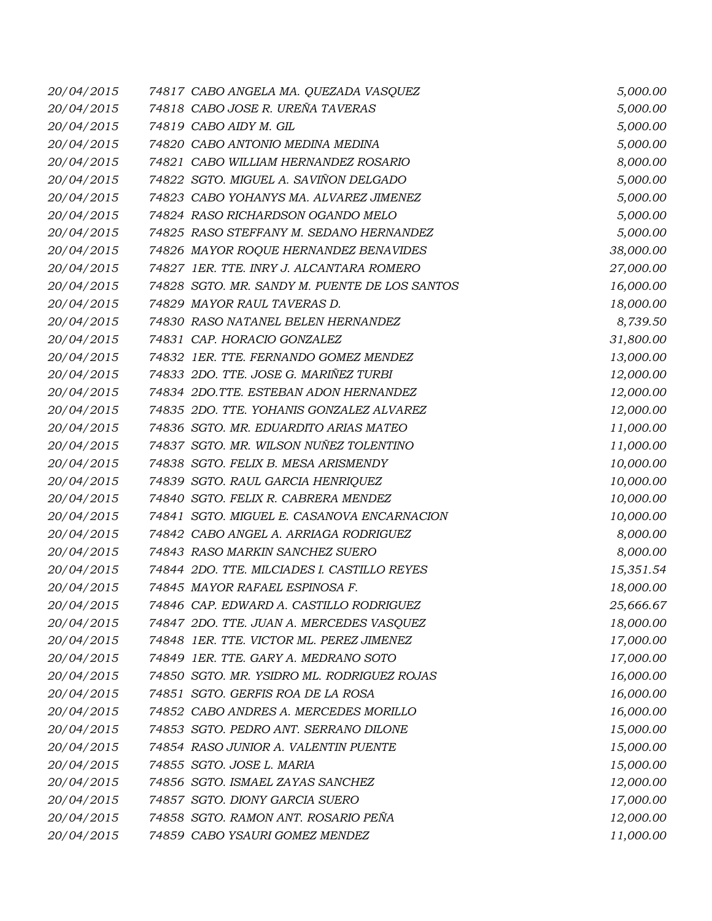| | | |
|---|---|---|
| *20/04/2015* | *74817 CABO ANGELA MA. QUEZADA VASQUEZ* | *5,000.00* |
| *20/04/2015* | *74818 CABO JOSE R. UREÑA TAVERAS* | *5,000.00* |
| *20/04/2015* | *74819 CABO AIDY M. GIL* | *5,000.00* |
| *20/04/2015* | *74820 CABO ANTONIO MEDINA MEDINA* | *5,000.00* |
| *20/04/2015* | *74821 CABO WILLIAM HERNANDEZ ROSARIO* | *8,000.00* |
| *20/04/2015* | *74822 SGTO. MIGUEL A. SAVIÑON DELGADO* | *5,000.00* |
| *20/04/2015* | *74823 CABO YOHANYS MA. ALVAREZ JIMENEZ* | *5,000.00* |
| *20/04/2015* | *74824 RASO RICHARDSON OGANDO MELO* | *5,000.00* |
| *20/04/2015* | *74825 RASO STEFFANY M. SEDANO HERNANDEZ* | *5,000.00* |
| *20/04/2015* | *74826 MAYOR ROQUE HERNANDEZ BENAVIDES* | *38,000.00* |
| *20/04/2015* | *74827 1ER. TTE. INRY J. ALCANTARA ROMERO* | *27,000.00* |
| *20/04/2015* | *74828 SGTO. MR. SANDY M. PUENTE DE LOS SANTOS* | *16,000.00* |
| *20/04/2015* | *74829 MAYOR RAUL TAVERAS D.* | *18,000.00* |
| *20/04/2015* | *74830 RASO NATANEL BELEN HERNANDEZ* | *8,739.50* |
| *20/04/2015* | *74831 CAP. HORACIO GONZALEZ* | *31,800.00* |
| *20/04/2015* | *74832 1ER. TTE. FERNANDO GOMEZ MENDEZ* | *13,000.00* |
| *20/04/2015* | *74833 2DO. TTE. JOSE G. MARIÑEZ TURBI* | *12,000.00* |
| *20/04/2015* | *74834 2DO.TTE. ESTEBAN ADON HERNANDEZ* | *12,000.00* |
| *20/04/2015* | *74835 2DO. TTE. YOHANIS GONZALEZ ALVAREZ* | *12,000.00* |
| *20/04/2015* | *74836 SGTO. MR. EDUARDITO ARIAS MATEO* | *11,000.00* |
| *20/04/2015* | *74837 SGTO. MR. WILSON NUÑEZ TOLENTINO* | *11,000.00* |
| *20/04/2015* | *74838 SGTO. FELIX B. MESA ARISMENDY* | *10,000.00* |
| *20/04/2015* | *74839 SGTO. RAUL GARCIA HENRIQUEZ* | *10,000.00* |
| *20/04/2015* | *74840 SGTO. FELIX R. CABRERA MENDEZ* | *10,000.00* |
| *20/04/2015* | *74841 SGTO. MIGUEL E. CASANOVA ENCARNACION* | *10,000.00* |
| *20/04/2015* | *74842 CABO ANGEL A. ARRIAGA RODRIGUEZ* | *8,000.00* |
| *20/04/2015* | *74843 RASO MARKIN SANCHEZ SUERO* | *8,000.00* |
| *20/04/2015* | *74844 2DO. TTE. MILCIADES I. CASTILLO REYES* | *15,351.54* |
| *20/04/2015* | *74845 MAYOR RAFAEL ESPINOSA F.* | *18,000.00* |
| *20/04/2015* | *74846 CAP. EDWARD A. CASTILLO RODRIGUEZ* | *25,666.67* |
| *20/04/2015* | *74847 2DO. TTE. JUAN A. MERCEDES VASQUEZ* | *18,000.00* |
| *20/04/2015* | *74848 1ER. TTE. VICTOR ML. PEREZ JIMENEZ* | *17,000.00* |
| *20/04/2015* | *74849 1ER. TTE. GARY A. MEDRANO SOTO* | *17,000.00* |
| *20/04/2015* | *74850 SGTO. MR. YSIDRO ML. RODRIGUEZ ROJAS* | *16,000.00* |
| *20/04/2015* | *74851 SGTO. GERFIS ROA DE LA ROSA* | *16,000.00* |
| *20/04/2015* | *74852 CABO ANDRES A. MERCEDES MORILLO* | *16,000.00* |
| *20/04/2015* | *74853 SGTO. PEDRO ANT. SERRANO DILONE* | *15,000.00* |
| *20/04/2015* | *74854 RASO JUNIOR A. VALENTIN PUENTE* | *15,000.00* |
| *20/04/2015* | *74855 SGTO. JOSE L. MARIA* | *15,000.00* |
| *20/04/2015* | *74856 SGTO. ISMAEL ZAYAS SANCHEZ* | *12,000.00* |
| *20/04/2015* | *74857 SGTO. DIONY GARCIA SUERO* | *17,000.00* |
| *20/04/2015* | *74858 SGTO. RAMON ANT. ROSARIO PEÑA* | *12,000.00* |
| *20/04/2015* | *74859 CABO YSAURI GOMEZ MENDEZ* | *11,000.00* |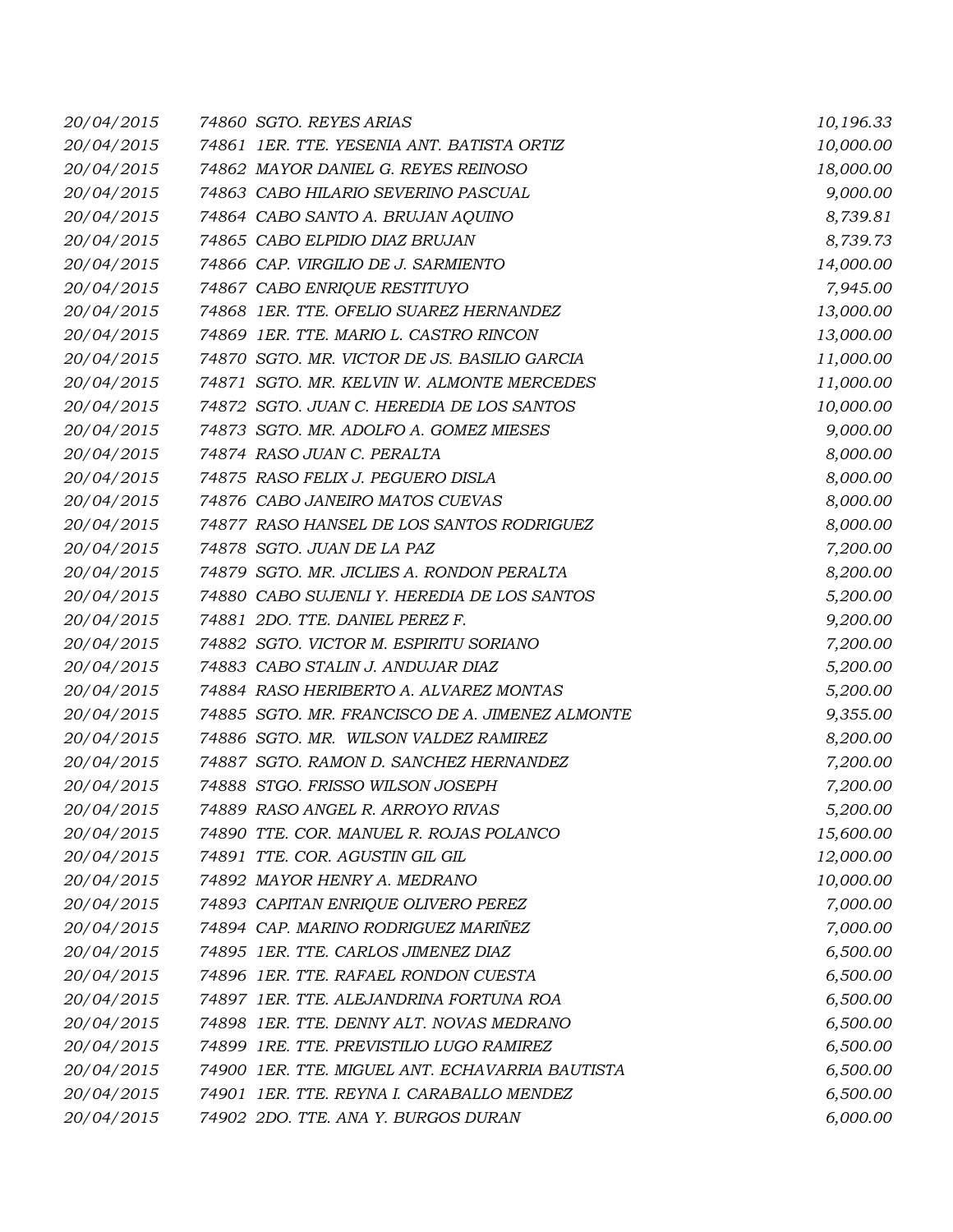| | | | |
|---|---|---|---|
| 20/04/2015 | 74860 | SGTO. REYES ARIAS | 10,196.33 |
| 20/04/2015 | 74861 | 1ER. TTE. YESENIA ANT. BATISTA ORTIZ | 10,000.00 |
| 20/04/2015 | 74862 | MAYOR DANIEL G. REYES REINOSO | 18,000.00 |
| 20/04/2015 | 74863 | CABO HILARIO SEVERINO PASCUAL | 9,000.00 |
| 20/04/2015 | 74864 | CABO SANTO A. BRUJAN AQUINO | 8,739.81 |
| 20/04/2015 | 74865 | CABO ELPIDIO DIAZ BRUJAN | 8,739.73 |
| 20/04/2015 | 74866 | CAP. VIRGILIO DE J. SARMIENTO | 14,000.00 |
| 20/04/2015 | 74867 | CABO ENRIQUE RESTITUYO | 7,945.00 |
| 20/04/2015 | 74868 | 1ER. TTE. OFELIO SUAREZ HERNANDEZ | 13,000.00 |
| 20/04/2015 | 74869 | 1ER. TTE. MARIO L. CASTRO RINCON | 13,000.00 |
| 20/04/2015 | 74870 | SGTO. MR. VICTOR DE JS. BASILIO GARCIA | 11,000.00 |
| 20/04/2015 | 74871 | SGTO. MR. KELVIN W. ALMONTE MERCEDES | 11,000.00 |
| 20/04/2015 | 74872 | SGTO. JUAN C. HEREDIA DE LOS SANTOS | 10,000.00 |
| 20/04/2015 | 74873 | SGTO. MR. ADOLFO A. GOMEZ MIESES | 9,000.00 |
| 20/04/2015 | 74874 | RASO JUAN C. PERALTA | 8,000.00 |
| 20/04/2015 | 74875 | RASO FELIX J. PEGUERO DISLA | 8,000.00 |
| 20/04/2015 | 74876 | CABO JANEIRO MATOS CUEVAS | 8,000.00 |
| 20/04/2015 | 74877 | RASO HANSEL DE LOS SANTOS RODRIGUEZ | 8,000.00 |
| 20/04/2015 | 74878 | SGTO. JUAN DE LA PAZ | 7,200.00 |
| 20/04/2015 | 74879 | SGTO. MR. JICLIES A. RONDON PERALTA | 8,200.00 |
| 20/04/2015 | 74880 | CABO SUJENLI Y. HEREDIA DE LOS SANTOS | 5,200.00 |
| 20/04/2015 | 74881 | 2DO. TTE. DANIEL PEREZ F. | 9,200.00 |
| 20/04/2015 | 74882 | SGTO. VICTOR M. ESPIRITU SORIANO | 7,200.00 |
| 20/04/2015 | 74883 | CABO STALIN J. ANDUJAR DIAZ | 5,200.00 |
| 20/04/2015 | 74884 | RASO HERIBERTO A. ALVAREZ MONTAS | 5,200.00 |
| 20/04/2015 | 74885 | SGTO. MR. FRANCISCO DE A. JIMENEZ ALMONTE | 9,355.00 |
| 20/04/2015 | 74886 | SGTO. MR. WILSON VALDEZ RAMIREZ | 8,200.00 |
| 20/04/2015 | 74887 | SGTO. RAMON D. SANCHEZ HERNANDEZ | 7,200.00 |
| 20/04/2015 | 74888 | STGO. FRISSO WILSON JOSEPH | 7,200.00 |
| 20/04/2015 | 74889 | RASO ANGEL R. ARROYO RIVAS | 5,200.00 |
| 20/04/2015 | 74890 | TTE. COR. MANUEL R. ROJAS POLANCO | 15,600.00 |
| 20/04/2015 | 74891 | TTE. COR. AGUSTIN GIL GIL | 12,000.00 |
| 20/04/2015 | 74892 | MAYOR HENRY A. MEDRANO | 10,000.00 |
| 20/04/2015 | 74893 | CAPITAN ENRIQUE OLIVERO PEREZ | 7,000.00 |
| 20/04/2015 | 74894 | CAP. MARINO RODRIGUEZ MARIÑEZ | 7,000.00 |
| 20/04/2015 | 74895 | 1ER. TTE. CARLOS JIMENEZ DIAZ | 6,500.00 |
| 20/04/2015 | 74896 | 1ER. TTE. RAFAEL RONDON CUESTA | 6,500.00 |
| 20/04/2015 | 74897 | 1ER. TTE. ALEJANDRINA FORTUNA ROA | 6,500.00 |
| 20/04/2015 | 74898 | 1ER. TTE. DENNY ALT. NOVAS MEDRANO | 6,500.00 |
| 20/04/2015 | 74899 | 1RE. TTE. PREVISTILIO LUGO RAMIREZ | 6,500.00 |
| 20/04/2015 | 74900 | 1ER. TTE. MIGUEL ANT. ECHAVARRIA BAUTISTA | 6,500.00 |
| 20/04/2015 | 74901 | 1ER. TTE. REYNA I. CARABALLO MENDEZ | 6,500.00 |
| 20/04/2015 | 74902 | 2DO. TTE. ANA Y. BURGOS DURAN | 6,000.00 |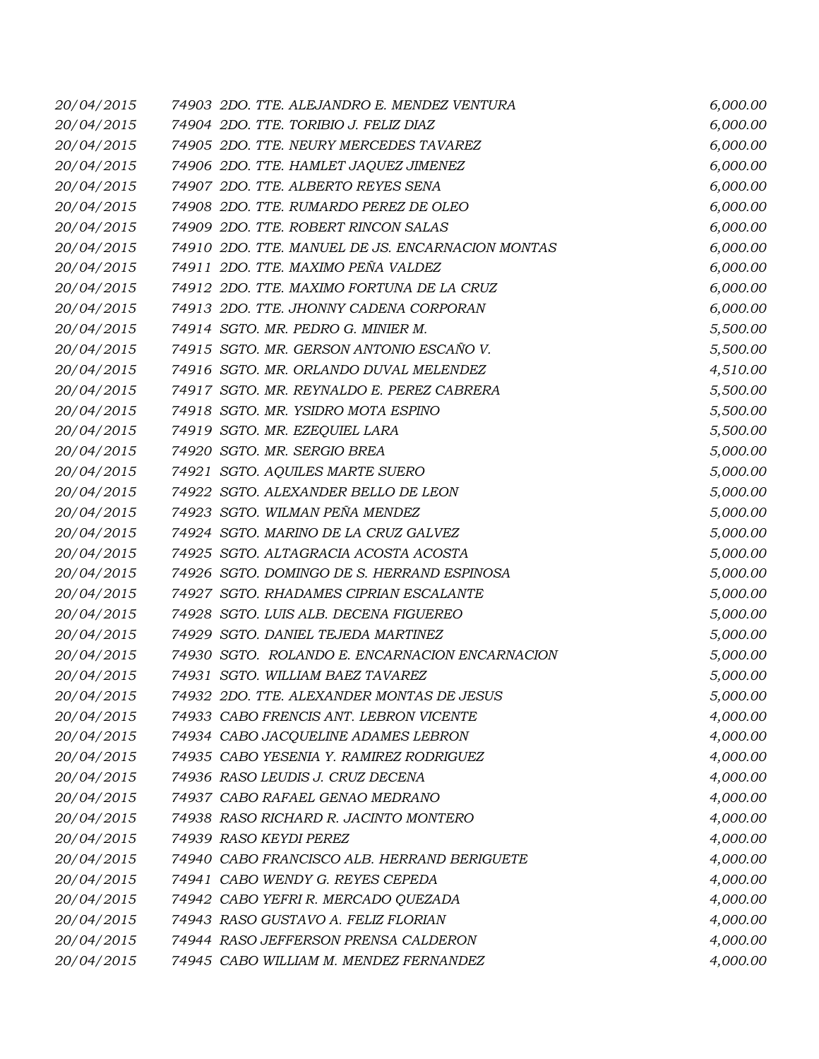| | | |
|---|---|---|
| 20/04/2015 | 74903 2DO. TTE. ALEJANDRO E. MENDEZ VENTURA | 6,000.00 |
| 20/04/2015 | 74904 2DO. TTE. TORIBIO J. FELIZ DIAZ | 6,000.00 |
| 20/04/2015 | 74905 2DO. TTE. NEURY MERCEDES TAVAREZ | 6,000.00 |
| 20/04/2015 | 74906 2DO. TTE. HAMLET JAQUEZ JIMENEZ | 6,000.00 |
| 20/04/2015 | 74907 2DO. TTE. ALBERTO REYES SENA | 6,000.00 |
| 20/04/2015 | 74908 2DO. TTE. RUMARDO PEREZ DE OLEO | 6,000.00 |
| 20/04/2015 | 74909 2DO. TTE. ROBERT RINCON SALAS | 6,000.00 |
| 20/04/2015 | 74910 2DO. TTE. MANUEL DE JS. ENCARNACION MONTAS | 6,000.00 |
| 20/04/2015 | 74911 2DO. TTE. MAXIMO PEÑA VALDEZ | 6,000.00 |
| 20/04/2015 | 74912 2DO. TTE. MAXIMO FORTUNA DE LA CRUZ | 6,000.00 |
| 20/04/2015 | 74913 2DO. TTE. JHONNY CADENA CORPORAN | 6,000.00 |
| 20/04/2015 | 74914 SGTO. MR. PEDRO G. MINIER M. | 5,500.00 |
| 20/04/2015 | 74915 SGTO. MR. GERSON ANTONIO ESCAÑO V. | 5,500.00 |
| 20/04/2015 | 74916 SGTO. MR. ORLANDO DUVAL MELENDEZ | 4,510.00 |
| 20/04/2015 | 74917 SGTO. MR. REYNALDO E. PEREZ CABRERA | 5,500.00 |
| 20/04/2015 | 74918 SGTO. MR. YSIDRO MOTA ESPINO | 5,500.00 |
| 20/04/2015 | 74919 SGTO. MR. EZEQUIEL LARA | 5,500.00 |
| 20/04/2015 | 74920 SGTO. MR. SERGIO BREA | 5,000.00 |
| 20/04/2015 | 74921 SGTO. AQUILES MARTE SUERO | 5,000.00 |
| 20/04/2015 | 74922 SGTO. ALEXANDER BELLO DE LEON | 5,000.00 |
| 20/04/2015 | 74923 SGTO. WILMAN PEÑA MENDEZ | 5,000.00 |
| 20/04/2015 | 74924 SGTO. MARINO DE LA CRUZ GALVEZ | 5,000.00 |
| 20/04/2015 | 74925 SGTO. ALTAGRACIA ACOSTA ACOSTA | 5,000.00 |
| 20/04/2015 | 74926 SGTO. DOMINGO DE S. HERRAND ESPINOSA | 5,000.00 |
| 20/04/2015 | 74927 SGTO. RHADAMES CIPRIAN ESCALANTE | 5,000.00 |
| 20/04/2015 | 74928 SGTO. LUIS ALB. DECENA FIGUEREO | 5,000.00 |
| 20/04/2015 | 74929 SGTO. DANIEL TEJEDA MARTINEZ | 5,000.00 |
| 20/04/2015 | 74930 SGTO. ROLANDO E. ENCARNACION ENCARNACION | 5,000.00 |
| 20/04/2015 | 74931 SGTO. WILLIAM BAEZ TAVAREZ | 5,000.00 |
| 20/04/2015 | 74932 2DO. TTE. ALEXANDER MONTAS DE JESUS | 5,000.00 |
| 20/04/2015 | 74933 CABO FRENCIS ANT. LEBRON VICENTE | 4,000.00 |
| 20/04/2015 | 74934 CABO JACQUELINE ADAMES LEBRON | 4,000.00 |
| 20/04/2015 | 74935 CABO YESENIA Y. RAMIREZ RODRIGUEZ | 4,000.00 |
| 20/04/2015 | 74936 RASO LEUDIS J. CRUZ DECENA | 4,000.00 |
| 20/04/2015 | 74937 CABO RAFAEL GENAO MEDRANO | 4,000.00 |
| 20/04/2015 | 74938 RASO RICHARD R. JACINTO MONTERO | 4,000.00 |
| 20/04/2015 | 74939 RASO KEYDI PEREZ | 4,000.00 |
| 20/04/2015 | 74940 CABO FRANCISCO ALB. HERRAND BERIGUETE | 4,000.00 |
| 20/04/2015 | 74941 CABO WENDY G. REYES CEPEDA | 4,000.00 |
| 20/04/2015 | 74942 CABO YEFRI R. MERCADO QUEZADA | 4,000.00 |
| 20/04/2015 | 74943 RASO GUSTAVO A. FELIZ FLORIAN | 4,000.00 |
| 20/04/2015 | 74944 RASO JEFFERSON PRENSA CALDERON | 4,000.00 |
| 20/04/2015 | 74945 CABO WILLIAM M. MENDEZ FERNANDEZ | 4,000.00 |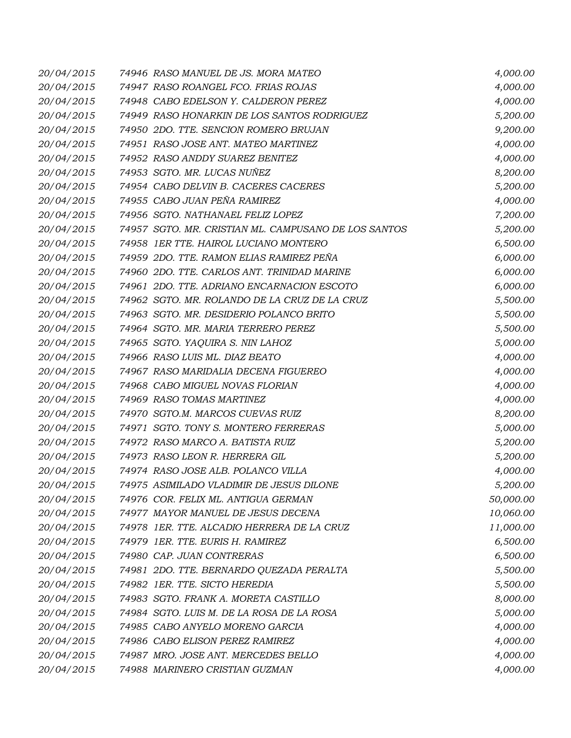| | | |
|---|---|---|
| 20/04/2015 | 74946 RASO MANUEL DE JS. MORA MATEO | 4,000.00 |
| 20/04/2015 | 74947 RASO ROANGEL FCO. FRIAS ROJAS | 4,000.00 |
| 20/04/2015 | 74948 CABO EDELSON Y. CALDERON PEREZ | 4,000.00 |
| 20/04/2015 | 74949 RASO HONARKIN DE LOS SANTOS RODRIGUEZ | 5,200.00 |
| 20/04/2015 | 74950 2DO. TTE. SENCION ROMERO BRUJAN | 9,200.00 |
| 20/04/2015 | 74951 RASO JOSE ANT. MATEO MARTINEZ | 4,000.00 |
| 20/04/2015 | 74952 RASO ANDDY SUAREZ BENITEZ | 4,000.00 |
| 20/04/2015 | 74953 SGTO. MR. LUCAS NUÑEZ | 8,200.00 |
| 20/04/2015 | 74954 CABO DELVIN B. CACERES CACERES | 5,200.00 |
| 20/04/2015 | 74955 CABO JUAN PEÑA RAMIREZ | 4,000.00 |
| 20/04/2015 | 74956 SGTO. NATHANAEL FELIZ LOPEZ | 7,200.00 |
| 20/04/2015 | 74957 SGTO. MR. CRISTIAN ML. CAMPUSANO DE LOS SANTOS | 5,200.00 |
| 20/04/2015 | 74958 1ER TTE. HAIROL LUCIANO MONTERO | 6,500.00 |
| 20/04/2015 | 74959 2DO. TTE. RAMON ELIAS RAMIREZ PEÑA | 6,000.00 |
| 20/04/2015 | 74960 2DO. TTE. CARLOS ANT. TRINIDAD MARINE | 6,000.00 |
| 20/04/2015 | 74961 2DO. TTE. ADRIANO ENCARNACION ESCOTO | 6,000.00 |
| 20/04/2015 | 74962 SGTO. MR. ROLANDO DE LA CRUZ DE LA CRUZ | 5,500.00 |
| 20/04/2015 | 74963 SGTO. MR. DESIDERIO POLANCO BRITO | 5,500.00 |
| 20/04/2015 | 74964 SGTO. MR. MARIA TERRERO PEREZ | 5,500.00 |
| 20/04/2015 | 74965 SGTO. YAQUIRA S. NIN LAHOZ | 5,000.00 |
| 20/04/2015 | 74966 RASO LUIS ML. DIAZ BEATO | 4,000.00 |
| 20/04/2015 | 74967 RASO MARIDALIA DECENA FIGUEREO | 4,000.00 |
| 20/04/2015 | 74968 CABO MIGUEL NOVAS FLORIAN | 4,000.00 |
| 20/04/2015 | 74969 RASO TOMAS MARTINEZ | 4,000.00 |
| 20/04/2015 | 74970 SGTO.M. MARCOS CUEVAS RUIZ | 8,200.00 |
| 20/04/2015 | 74971 SGTO. TONY S. MONTERO FERRERAS | 5,000.00 |
| 20/04/2015 | 74972 RASO MARCO A. BATISTA RUIZ | 5,200.00 |
| 20/04/2015 | 74973 RASO LEON R. HERRERA GIL | 5,200.00 |
| 20/04/2015 | 74974 RASO JOSE ALB. POLANCO VILLA | 4,000.00 |
| 20/04/2015 | 74975 ASIMILADO VLADIMIR DE JESUS DILONE | 5,200.00 |
| 20/04/2015 | 74976 COR. FELIX ML. ANTIGUA GERMAN | 50,000.00 |
| 20/04/2015 | 74977 MAYOR MANUEL DE JESUS DECENA | 10,060.00 |
| 20/04/2015 | 74978 1ER. TTE. ALCADIO HERRERA DE LA CRUZ | 11,000.00 |
| 20/04/2015 | 74979 1ER. TTE. EURIS H. RAMIREZ | 6,500.00 |
| 20/04/2015 | 74980 CAP. JUAN CONTRERAS | 6,500.00 |
| 20/04/2015 | 74981 2DO. TTE. BERNARDO QUEZADA PERALTA | 5,500.00 |
| 20/04/2015 | 74982 1ER. TTE. SICTO HEREDIA | 5,500.00 |
| 20/04/2015 | 74983 SGTO. FRANK A. MORETA CASTILLO | 8,000.00 |
| 20/04/2015 | 74984 SGTO. LUIS M. DE LA ROSA DE LA ROSA | 5,000.00 |
| 20/04/2015 | 74985 CABO ANYELO MORENO GARCIA | 4,000.00 |
| 20/04/2015 | 74986 CABO ELISON PEREZ RAMIREZ | 4,000.00 |
| 20/04/2015 | 74987 MRO. JOSE ANT. MERCEDES BELLO | 4,000.00 |
| 20/04/2015 | 74988 MARINERO CRISTIAN GUZMAN | 4,000.00 |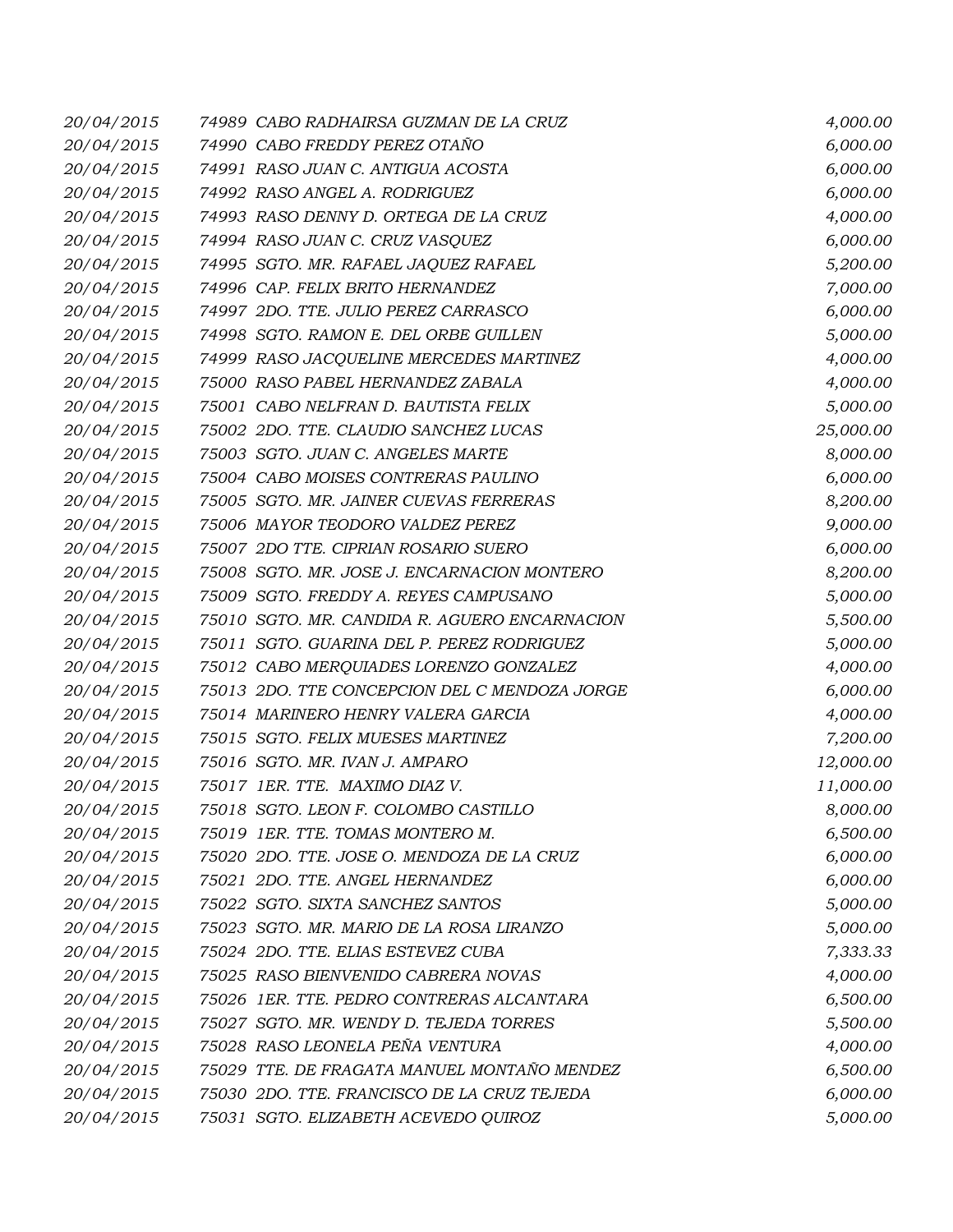| | | |
|---|---|---|
| 20/04/2015 | 74989 CABO RADHAIRSA GUZMAN DE LA CRUZ | 4,000.00 |
| 20/04/2015 | 74990 CABO FREDDY PEREZ OTAÑO | 6,000.00 |
| 20/04/2015 | 74991 RASO JUAN C. ANTIGUA ACOSTA | 6,000.00 |
| 20/04/2015 | 74992 RASO ANGEL A. RODRIGUEZ | 6,000.00 |
| 20/04/2015 | 74993 RASO DENNY D. ORTEGA DE LA CRUZ | 4,000.00 |
| 20/04/2015 | 74994 RASO JUAN C. CRUZ VASQUEZ | 6,000.00 |
| 20/04/2015 | 74995 SGTO. MR. RAFAEL JAQUEZ RAFAEL | 5,200.00 |
| 20/04/2015 | 74996 CAP. FELIX BRITO HERNANDEZ | 7,000.00 |
| 20/04/2015 | 74997 2DO. TTE. JULIO PEREZ CARRASCO | 6,000.00 |
| 20/04/2015 | 74998 SGTO. RAMON E. DEL ORBE GUILLEN | 5,000.00 |
| 20/04/2015 | 74999 RASO JACQUELINE MERCEDES MARTINEZ | 4,000.00 |
| 20/04/2015 | 75000 RASO PABEL HERNANDEZ ZABALA | 4,000.00 |
| 20/04/2015 | 75001 CABO NELFRAN D. BAUTISTA FELIX | 5,000.00 |
| 20/04/2015 | 75002 2DO. TTE. CLAUDIO SANCHEZ LUCAS | 25,000.00 |
| 20/04/2015 | 75003 SGTO. JUAN C. ANGELES MARTE | 8,000.00 |
| 20/04/2015 | 75004 CABO MOISES CONTRERAS PAULINO | 6,000.00 |
| 20/04/2015 | 75005 SGTO. MR. JAINER CUEVAS FERRERAS | 8,200.00 |
| 20/04/2015 | 75006 MAYOR TEODORO VALDEZ PEREZ | 9,000.00 |
| 20/04/2015 | 75007 2DO TTE. CIPRIAN ROSARIO SUERO | 6,000.00 |
| 20/04/2015 | 75008 SGTO. MR. JOSE J. ENCARNACION MONTERO | 8,200.00 |
| 20/04/2015 | 75009 SGTO. FREDDY A. REYES CAMPUSANO | 5,000.00 |
| 20/04/2015 | 75010 SGTO. MR. CANDIDA R. AGUERO ENCARNACION | 5,500.00 |
| 20/04/2015 | 75011 SGTO. GUARINA DEL P. PEREZ RODRIGUEZ | 5,000.00 |
| 20/04/2015 | 75012 CABO MERQUIADES LORENZO GONZALEZ | 4,000.00 |
| 20/04/2015 | 75013 2DO. TTE CONCEPCION DEL C MENDOZA JORGE | 6,000.00 |
| 20/04/2015 | 75014 MARINERO HENRY VALERA GARCIA | 4,000.00 |
| 20/04/2015 | 75015 SGTO. FELIX MUESES MARTINEZ | 7,200.00 |
| 20/04/2015 | 75016 SGTO. MR. IVAN J. AMPARO | 12,000.00 |
| 20/04/2015 | 75017 1ER. TTE. MAXIMO DIAZ V. | 11,000.00 |
| 20/04/2015 | 75018 SGTO. LEON F. COLOMBO CASTILLO | 8,000.00 |
| 20/04/2015 | 75019 1ER. TTE. TOMAS MONTERO M. | 6,500.00 |
| 20/04/2015 | 75020 2DO. TTE. JOSE O. MENDOZA DE LA CRUZ | 6,000.00 |
| 20/04/2015 | 75021 2DO. TTE. ANGEL HERNANDEZ | 6,000.00 |
| 20/04/2015 | 75022 SGTO. SIXTA SANCHEZ SANTOS | 5,000.00 |
| 20/04/2015 | 75023 SGTO. MR. MARIO DE LA ROSA LIRANZO | 5,000.00 |
| 20/04/2015 | 75024 2DO. TTE. ELIAS ESTEVEZ CUBA | 7,333.33 |
| 20/04/2015 | 75025 RASO BIENVENIDO CABRERA NOVAS | 4,000.00 |
| 20/04/2015 | 75026 1ER. TTE. PEDRO CONTRERAS ALCANTARA | 6,500.00 |
| 20/04/2015 | 75027 SGTO. MR. WENDY D. TEJEDA TORRES | 5,500.00 |
| 20/04/2015 | 75028 RASO LEONELA PEÑA VENTURA | 4,000.00 |
| 20/04/2015 | 75029 TTE. DE FRAGATA MANUEL MONTAÑO MENDEZ | 6,500.00 |
| 20/04/2015 | 75030 2DO. TTE. FRANCISCO DE LA CRUZ TEJEDA | 6,000.00 |
| 20/04/2015 | 75031 SGTO. ELIZABETH ACEVEDO QUIROZ | 5,000.00 |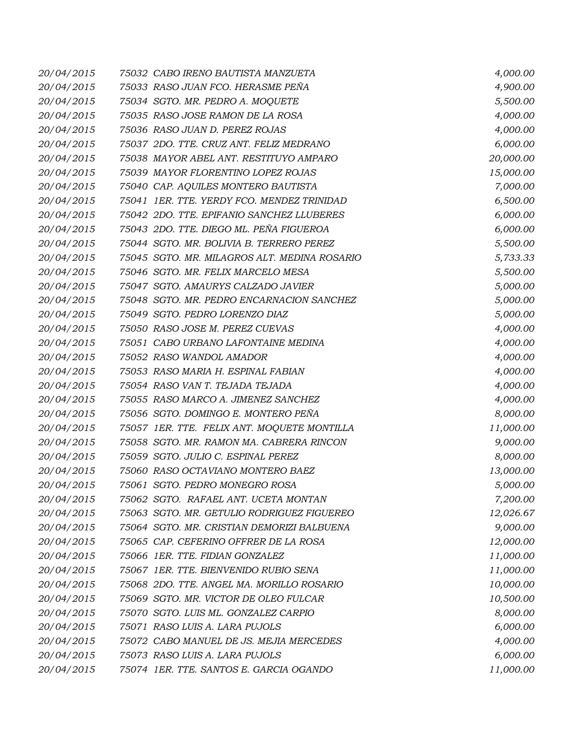| | | |
|---|---|---|
| 20/04/2015 | 75032 CABO IRENO BAUTISTA MANZUETA | 4,000.00 |
| 20/04/2015 | 75033 RASO JUAN FCO. HERASME PEÑA | 4,900.00 |
| 20/04/2015 | 75034 SGTO. MR. PEDRO A. MOQUETE | 5,500.00 |
| 20/04/2015 | 75035 RASO JOSE RAMON DE LA ROSA | 4,000.00 |
| 20/04/2015 | 75036 RASO JUAN D. PEREZ ROJAS | 4,000.00 |
| 20/04/2015 | 75037 2DO. TTE. CRUZ ANT. FELIZ MEDRANO | 6,000.00 |
| 20/04/2015 | 75038 MAYOR ABEL ANT. RESTITUYO AMPARO | 20,000.00 |
| 20/04/2015 | 75039 MAYOR FLORENTINO LOPEZ ROJAS | 15,000.00 |
| 20/04/2015 | 75040 CAP. AQUILES MONTERO BAUTISTA | 7,000.00 |
| 20/04/2015 | 75041 1ER. TTE. YERDY FCO. MENDEZ TRINIDAD | 6,500.00 |
| 20/04/2015 | 75042 2DO. TTE. EPIFANIO SANCHEZ LLUBERES | 6,000.00 |
| 20/04/2015 | 75043 2DO. TTE. DIEGO ML. PEÑA FIGUEROA | 6,000.00 |
| 20/04/2015 | 75044 SGTO. MR. BOLIVIA B. TERRERO PEREZ | 5,500.00 |
| 20/04/2015 | 75045 SGTO. MR. MILAGROS ALT. MEDINA ROSARIO | 5,733.33 |
| 20/04/2015 | 75046 SGTO. MR. FELIX MARCELO MESA | 5,500.00 |
| 20/04/2015 | 75047 SGTO. AMAURYS CALZADO JAVIER | 5,000.00 |
| 20/04/2015 | 75048 SGTO. MR. PEDRO ENCARNACION SANCHEZ | 5,000.00 |
| 20/04/2015 | 75049 SGTO. PEDRO LORENZO DIAZ | 5,000.00 |
| 20/04/2015 | 75050 RASO JOSE M. PEREZ CUEVAS | 4,000.00 |
| 20/04/2015 | 75051 CABO URBANO LAFONTAINE MEDINA | 4,000.00 |
| 20/04/2015 | 75052 RASO WANDOL AMADOR | 4,000.00 |
| 20/04/2015 | 75053 RASO MARIA H. ESPINAL FABIAN | 4,000.00 |
| 20/04/2015 | 75054 RASO VAN T. TEJADA TEJADA | 4,000.00 |
| 20/04/2015 | 75055 RASO MARCO A. JIMENEZ SANCHEZ | 4,000.00 |
| 20/04/2015 | 75056 SGTO. DOMINGO E. MONTERO PEÑA | 8,000.00 |
| 20/04/2015 | 75057 1ER. TTE. FELIX ANT. MOQUETE MONTILLA | 11,000.00 |
| 20/04/2015 | 75058 SGTO. MR. RAMON MA. CABRERA RINCON | 9,000.00 |
| 20/04/2015 | 75059 SGTO. JULIO C. ESPINAL PEREZ | 8,000.00 |
| 20/04/2015 | 75060 RASO OCTAVIANO MONTERO BAEZ | 13,000.00 |
| 20/04/2015 | 75061 SGTO. PEDRO MONEGRO ROSA | 5,000.00 |
| 20/04/2015 | 75062 SGTO. RAFAEL ANT. UCETA MONTAN | 7,200.00 |
| 20/04/2015 | 75063 SGTO. MR. GETULIO RODRIGUEZ FIGUEREO | 12,026.67 |
| 20/04/2015 | 75064 SGTO. MR. CRISTIAN DEMORIZI BALBUENA | 9,000.00 |
| 20/04/2015 | 75065 CAP. CEFERINO OFFRER DE LA ROSA | 12,000.00 |
| 20/04/2015 | 75066 1ER. TTE. FIDIAN GONZALEZ | 11,000.00 |
| 20/04/2015 | 75067 1ER. TTE. BIENVENIDO RUBIO SENA | 11,000.00 |
| 20/04/2015 | 75068 2DO. TTE. ANGEL MA. MORILLO ROSARIO | 10,000.00 |
| 20/04/2015 | 75069 SGTO. MR. VICTOR DE OLEO FULCAR | 10,500.00 |
| 20/04/2015 | 75070 SGTO. LUIS ML. GONZALEZ CARPIO | 8,000.00 |
| 20/04/2015 | 75071 RASO LUIS A. LARA PUJOLS | 6,000.00 |
| 20/04/2015 | 75072 CABO MANUEL DE JS. MEJIA MERCEDES | 4,000.00 |
| 20/04/2015 | 75073 RASO LUIS A. LARA PUJOLS | 6,000.00 |
| 20/04/2015 | 75074 1ER. TTE. SANTOS E. GARCIA OGANDO | 11,000.00 |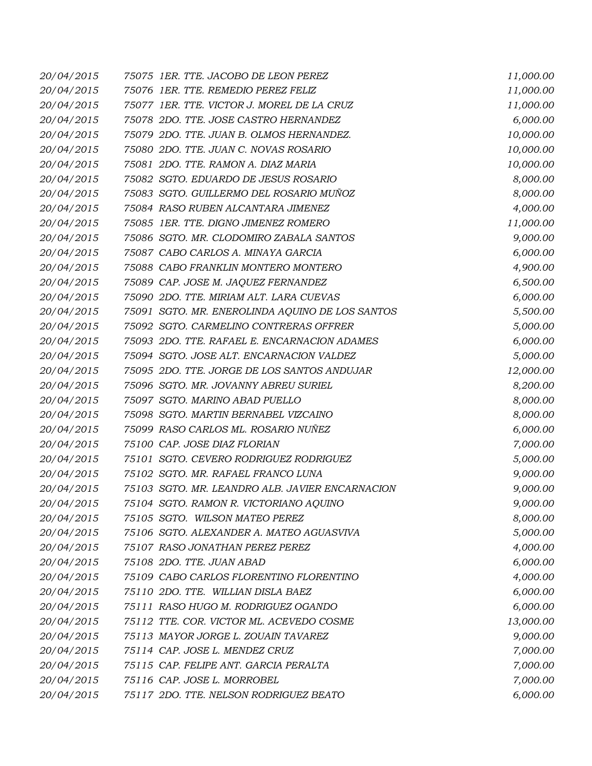| | | |
|---|---|---|
| 20/04/2015 | 75075 1ER. TTE. JACOBO DE LEON PEREZ | 11,000.00 |
| 20/04/2015 | 75076 1ER. TTE. REMEDIO PEREZ FELIZ | 11,000.00 |
| 20/04/2015 | 75077 1ER. TTE. VICTOR J. MOREL DE LA CRUZ | 11,000.00 |
| 20/04/2015 | 75078 2DO. TTE. JOSE CASTRO HERNANDEZ | 6,000.00 |
| 20/04/2015 | 75079 2DO. TTE. JUAN B. OLMOS HERNANDEZ. | 10,000.00 |
| 20/04/2015 | 75080 2DO. TTE. JUAN C. NOVAS ROSARIO | 10,000.00 |
| 20/04/2015 | 75081 2DO. TTE. RAMON A. DIAZ MARIA | 10,000.00 |
| 20/04/2015 | 75082 SGTO. EDUARDO DE JESUS ROSARIO | 8,000.00 |
| 20/04/2015 | 75083 SGTO. GUILLERMO DEL ROSARIO MUÑOZ | 8,000.00 |
| 20/04/2015 | 75084 RASO RUBEN ALCANTARA JIMENEZ | 4,000.00 |
| 20/04/2015 | 75085 1ER. TTE. DIGNO JIMENEZ ROMERO | 11,000.00 |
| 20/04/2015 | 75086 SGTO. MR. CLODOMIRO ZABALA SANTOS | 9,000.00 |
| 20/04/2015 | 75087 CABO CARLOS A. MINAYA GARCIA | 6,000.00 |
| 20/04/2015 | 75088 CABO FRANKLIN MONTERO MONTERO | 4,900.00 |
| 20/04/2015 | 75089 CAP. JOSE M. JAQUEZ FERNANDEZ | 6,500.00 |
| 20/04/2015 | 75090 2DO. TTE. MIRIAM ALT. LARA CUEVAS | 6,000.00 |
| 20/04/2015 | 75091 SGTO. MR. ENEROLINDA AQUINO DE LOS SANTOS | 5,500.00 |
| 20/04/2015 | 75092 SGTO. CARMELINO CONTRERAS OFFRER | 5,000.00 |
| 20/04/2015 | 75093 2DO. TTE. RAFAEL E. ENCARNACION ADAMES | 6,000.00 |
| 20/04/2015 | 75094 SGTO. JOSE ALT. ENCARNACION VALDEZ | 5,000.00 |
| 20/04/2015 | 75095 2DO. TTE. JORGE DE LOS SANTOS ANDUJAR | 12,000.00 |
| 20/04/2015 | 75096 SGTO. MR. JOVANNY ABREU SURIEL | 8,200.00 |
| 20/04/2015 | 75097 SGTO. MARINO ABAD PUELLO | 8,000.00 |
| 20/04/2015 | 75098 SGTO. MARTIN BERNABEL VIZCAINO | 8,000.00 |
| 20/04/2015 | 75099 RASO CARLOS ML. ROSARIO NUÑEZ | 6,000.00 |
| 20/04/2015 | 75100 CAP. JOSE DIAZ FLORIAN | 7,000.00 |
| 20/04/2015 | 75101 SGTO. CEVERO RODRIGUEZ RODRIGUEZ | 5,000.00 |
| 20/04/2015 | 75102 SGTO. MR. RAFAEL FRANCO LUNA | 9,000.00 |
| 20/04/2015 | 75103 SGTO. MR. LEANDRO ALB. JAVIER ENCARNACION | 9,000.00 |
| 20/04/2015 | 75104 SGTO. RAMON R. VICTORIANO AQUINO | 9,000.00 |
| 20/04/2015 | 75105 SGTO. WILSON MATEO PEREZ | 8,000.00 |
| 20/04/2015 | 75106 SGTO. ALEXANDER A. MATEO AGUASVIVA | 5,000.00 |
| 20/04/2015 | 75107 RASO JONATHAN PEREZ PEREZ | 4,000.00 |
| 20/04/2015 | 75108 2DO. TTE. JUAN ABAD | 6,000.00 |
| 20/04/2015 | 75109 CABO CARLOS FLORENTINO FLORENTINO | 4,000.00 |
| 20/04/2015 | 75110 2DO. TTE. WILLIAN DISLA BAEZ | 6,000.00 |
| 20/04/2015 | 75111 RASO HUGO M. RODRIGUEZ OGANDO | 6,000.00 |
| 20/04/2015 | 75112 TTE. COR. VICTOR ML. ACEVEDO COSME | 13,000.00 |
| 20/04/2015 | 75113 MAYOR JORGE L. ZOUAIN TAVAREZ | 9,000.00 |
| 20/04/2015 | 75114 CAP. JOSE L. MENDEZ CRUZ | 7,000.00 |
| 20/04/2015 | 75115 CAP. FELIPE ANT. GARCIA PERALTA | 7,000.00 |
| 20/04/2015 | 75116 CAP. JOSE L. MORROBEL | 7,000.00 |
| 20/04/2015 | 75117 2DO. TTE. NELSON RODRIGUEZ BEATO | 6,000.00 |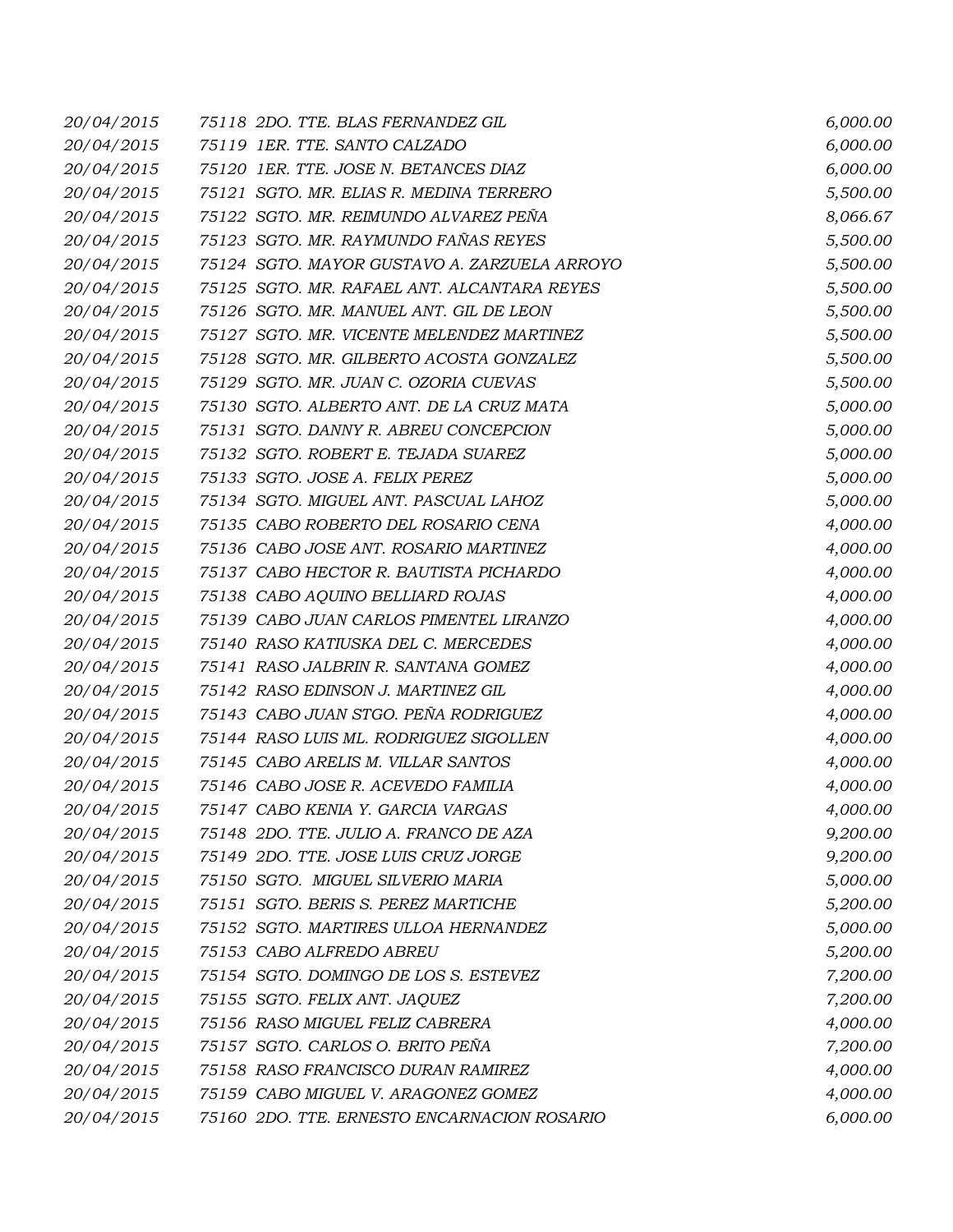| | | |
|---|---|---|
| *20/04/2015* | *75118 2DO. TTE. BLAS FERNANDEZ GIL* | *6,000.00* |
| *20/04/2015* | *75119 1ER. TTE. SANTO CALZADO* | *6,000.00* |
| *20/04/2015* | *75120 1ER. TTE. JOSE N. BETANCES DIAZ* | *6,000.00* |
| *20/04/2015* | *75121 SGTO. MR. ELIAS R. MEDINA TERRERO* | *5,500.00* |
| *20/04/2015* | *75122 SGTO. MR. REIMUNDO ALVAREZ PEÑA* | *8,066.67* |
| *20/04/2015* | *75123 SGTO. MR. RAYMUNDO FAÑAS REYES* | *5,500.00* |
| *20/04/2015* | *75124 SGTO. MAYOR GUSTAVO A. ZARZUELA ARROYO* | *5,500.00* |
| *20/04/2015* | *75125 SGTO. MR. RAFAEL ANT. ALCANTARA REYES* | *5,500.00* |
| *20/04/2015* | *75126 SGTO. MR. MANUEL ANT. GIL DE LEON* | *5,500.00* |
| *20/04/2015* | *75127 SGTO. MR. VICENTE MELENDEZ MARTINEZ* | *5,500.00* |
| *20/04/2015* | *75128 SGTO. MR. GILBERTO ACOSTA GONZALEZ* | *5,500.00* |
| *20/04/2015* | *75129 SGTO. MR. JUAN C. OZORIA CUEVAS* | *5,500.00* |
| *20/04/2015* | *75130 SGTO. ALBERTO ANT. DE LA CRUZ MATA* | *5,000.00* |
| *20/04/2015* | *75131 SGTO. DANNY R. ABREU CONCEPCION* | *5,000.00* |
| *20/04/2015* | *75132 SGTO. ROBERT E. TEJADA SUAREZ* | *5,000.00* |
| *20/04/2015* | *75133 SGTO. JOSE A. FELIX PEREZ* | *5,000.00* |
| *20/04/2015* | *75134 SGTO. MIGUEL ANT. PASCUAL LAHOZ* | *5,000.00* |
| *20/04/2015* | *75135 CABO ROBERTO DEL ROSARIO CENA* | *4,000.00* |
| *20/04/2015* | *75136 CABO JOSE ANT. ROSARIO MARTINEZ* | *4,000.00* |
| *20/04/2015* | *75137 CABO HECTOR R. BAUTISTA PICHARDO* | *4,000.00* |
| *20/04/2015* | *75138 CABO AQUINO BELLIARD ROJAS* | *4,000.00* |
| *20/04/2015* | *75139 CABO JUAN CARLOS PIMENTEL LIRANZO* | *4,000.00* |
| *20/04/2015* | *75140 RASO KATIUSKA DEL C. MERCEDES* | *4,000.00* |
| *20/04/2015* | *75141 RASO JALBRIN R. SANTANA GOMEZ* | *4,000.00* |
| *20/04/2015* | *75142 RASO EDINSON J. MARTINEZ GIL* | *4,000.00* |
| *20/04/2015* | *75143 CABO JUAN STGO. PEÑA RODRIGUEZ* | *4,000.00* |
| *20/04/2015* | *75144 RASO LUIS ML. RODRIGUEZ SIGOLLEN* | *4,000.00* |
| *20/04/2015* | *75145 CABO ARELIS M. VILLAR SANTOS* | *4,000.00* |
| *20/04/2015* | *75146 CABO JOSE R. ACEVEDO FAMILIA* | *4,000.00* |
| *20/04/2015* | *75147 CABO KENIA Y. GARCIA VARGAS* | *4,000.00* |
| *20/04/2015* | *75148 2DO. TTE. JULIO A. FRANCO DE AZA* | *9,200.00* |
| *20/04/2015* | *75149 2DO. TTE. JOSE LUIS CRUZ JORGE* | *9,200.00* |
| *20/04/2015* | *75150 SGTO. MIGUEL SILVERIO MARIA* | *5,000.00* |
| *20/04/2015* | *75151 SGTO. BERIS S. PEREZ MARTICHE* | *5,200.00* |
| *20/04/2015* | *75152 SGTO. MARTIRES ULLOA HERNANDEZ* | *5,000.00* |
| *20/04/2015* | *75153 CABO ALFREDO ABREU* | *5,200.00* |
| *20/04/2015* | *75154 SGTO. DOMINGO DE LOS S. ESTEVEZ* | *7,200.00* |
| *20/04/2015* | *75155 SGTO. FELIX ANT. JAQUEZ* | *7,200.00* |
| *20/04/2015* | *75156 RASO MIGUEL FELIZ CABRERA* | *4,000.00* |
| *20/04/2015* | *75157 SGTO. CARLOS O. BRITO PEÑA* | *7,200.00* |
| *20/04/2015* | *75158 RASO FRANCISCO DURAN RAMIREZ* | *4,000.00* |
| *20/04/2015* | *75159 CABO MIGUEL V. ARAGONEZ GOMEZ* | *4,000.00* |
| *20/04/2015* | *75160 2DO. TTE. ERNESTO ENCARNACION ROSARIO* | *6,000.00* |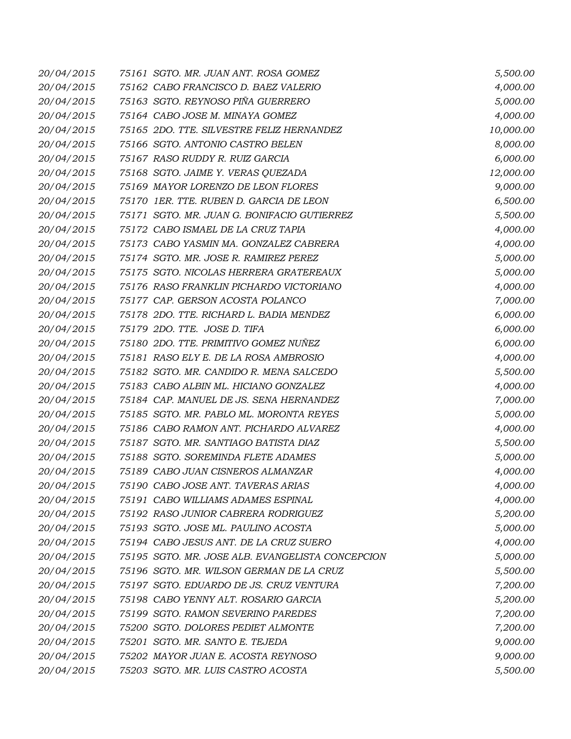| | | |
|---|---|---|
| 20/04/2015 | 75161 SGTO. MR. JUAN ANT. ROSA GOMEZ | 5,500.00 |
| 20/04/2015 | 75162 CABO FRANCISCO D. BAEZ VALERIO | 4,000.00 |
| 20/04/2015 | 75163 SGTO. REYNOSO PIÑA GUERRERO | 5,000.00 |
| 20/04/2015 | 75164 CABO JOSE M. MINAYA GOMEZ | 4,000.00 |
| 20/04/2015 | 75165 2DO. TTE. SILVESTRE FELIZ HERNANDEZ | 10,000.00 |
| 20/04/2015 | 75166 SGTO. ANTONIO CASTRO BELEN | 8,000.00 |
| 20/04/2015 | 75167 RASO RUDDY R. RUIZ GARCIA | 6,000.00 |
| 20/04/2015 | 75168 SGTO. JAIME Y. VERAS QUEZADA | 12,000.00 |
| 20/04/2015 | 75169 MAYOR LORENZO DE LEON FLORES | 9,000.00 |
| 20/04/2015 | 75170 1ER. TTE. RUBEN D. GARCIA DE LEON | 6,500.00 |
| 20/04/2015 | 75171 SGTO. MR. JUAN G. BONIFACIO GUTIERREZ | 5,500.00 |
| 20/04/2015 | 75172 CABO ISMAEL DE LA CRUZ TAPIA | 4,000.00 |
| 20/04/2015 | 75173 CABO YASMIN MA. GONZALEZ CABRERA | 4,000.00 |
| 20/04/2015 | 75174 SGTO. MR. JOSE R. RAMIREZ PEREZ | 5,000.00 |
| 20/04/2015 | 75175 SGTO. NICOLAS HERRERA GRATEREAUX | 5,000.00 |
| 20/04/2015 | 75176 RASO FRANKLIN PICHARDO VICTORIANO | 4,000.00 |
| 20/04/2015 | 75177 CAP. GERSON ACOSTA POLANCO | 7,000.00 |
| 20/04/2015 | 75178 2DO. TTE. RICHARD L. BADIA MENDEZ | 6,000.00 |
| 20/04/2015 | 75179 2DO. TTE. JOSE D. TIFA | 6,000.00 |
| 20/04/2015 | 75180 2DO. TTE. PRIMITIVO GOMEZ NUÑEZ | 6,000.00 |
| 20/04/2015 | 75181 RASO ELY E. DE LA ROSA AMBROSIO | 4,000.00 |
| 20/04/2015 | 75182 SGTO. MR. CANDIDO R. MENA SALCEDO | 5,500.00 |
| 20/04/2015 | 75183 CABO ALBIN ML. HICIANO GONZALEZ | 4,000.00 |
| 20/04/2015 | 75184 CAP. MANUEL DE JS. SENA HERNANDEZ | 7,000.00 |
| 20/04/2015 | 75185 SGTO. MR. PABLO ML. MORONTA REYES | 5,000.00 |
| 20/04/2015 | 75186 CABO RAMON ANT. PICHARDO ALVAREZ | 4,000.00 |
| 20/04/2015 | 75187 SGTO. MR. SANTIAGO BATISTA DIAZ | 5,500.00 |
| 20/04/2015 | 75188 SGTO. SOREMINDA FLETE ADAMES | 5,000.00 |
| 20/04/2015 | 75189 CABO JUAN CISNEROS ALMANZAR | 4,000.00 |
| 20/04/2015 | 75190 CABO JOSE ANT. TAVERAS ARIAS | 4,000.00 |
| 20/04/2015 | 75191 CABO WILLIAMS ADAMES ESPINAL | 4,000.00 |
| 20/04/2015 | 75192 RASO JUNIOR CABRERA RODRIGUEZ | 5,200.00 |
| 20/04/2015 | 75193 SGTO. JOSE ML. PAULINO ACOSTA | 5,000.00 |
| 20/04/2015 | 75194 CABO JESUS ANT. DE LA CRUZ SUERO | 4,000.00 |
| 20/04/2015 | 75195 SGTO. MR. JOSE ALB. EVANGELISTA CONCEPCION | 5,000.00 |
| 20/04/2015 | 75196 SGTO. MR. WILSON GERMAN DE LA CRUZ | 5,500.00 |
| 20/04/2015 | 75197 SGTO. EDUARDO DE JS. CRUZ VENTURA | 7,200.00 |
| 20/04/2015 | 75198 CABO YENNY ALT. ROSARIO GARCIA | 5,200.00 |
| 20/04/2015 | 75199 SGTO. RAMON SEVERINO PAREDES | 7,200.00 |
| 20/04/2015 | 75200 SGTO. DOLORES PEDIET ALMONTE | 7,200.00 |
| 20/04/2015 | 75201 SGTO. MR. SANTO E. TEJEDA | 9,000.00 |
| 20/04/2015 | 75202 MAYOR JUAN E. ACOSTA REYNOSO | 9,000.00 |
| 20/04/2015 | 75203 SGTO. MR. LUIS CASTRO ACOSTA | 5,500.00 |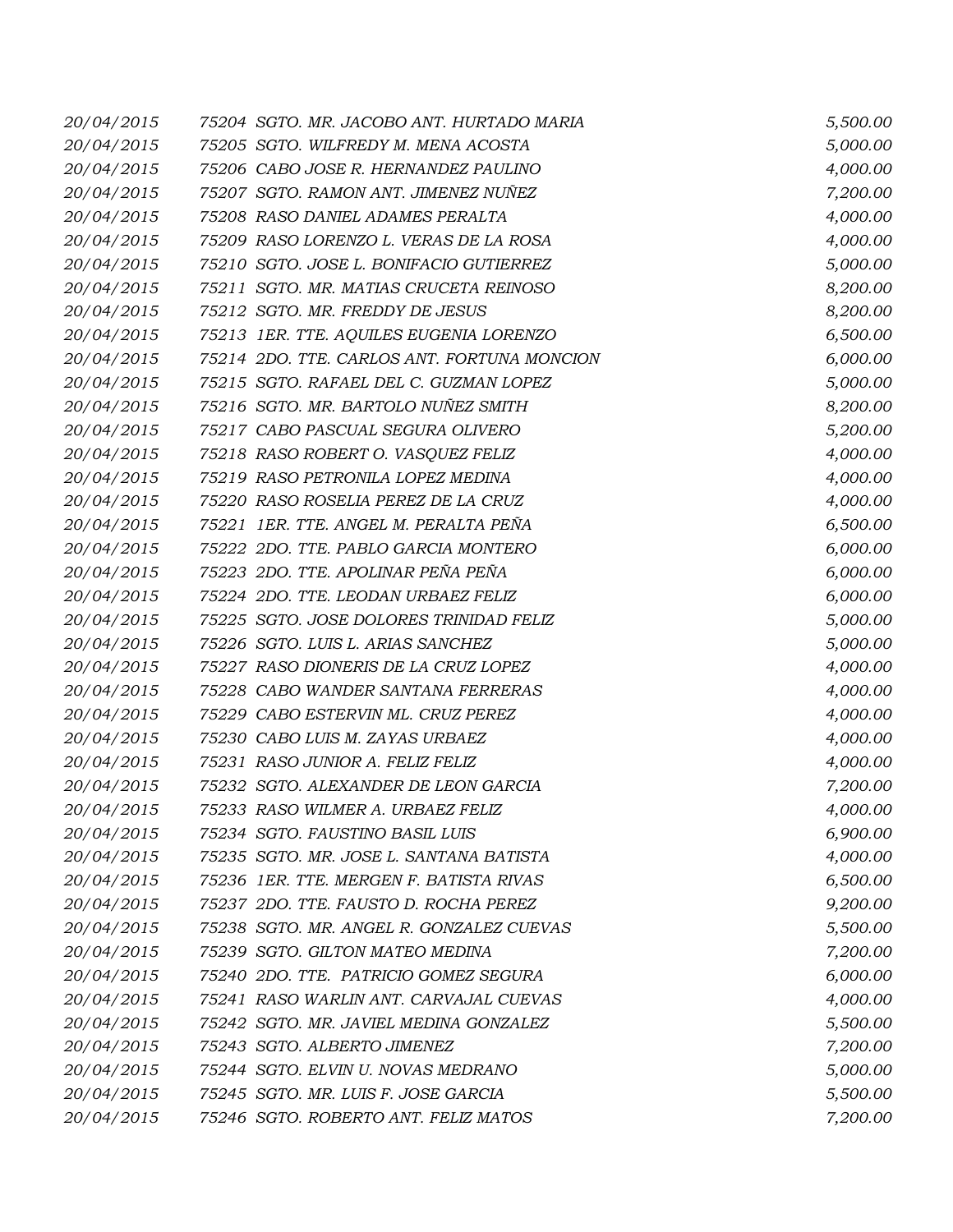| | | |
|---|---|---|
| *20/04/2015* | *75204 SGTO. MR. JACOBO ANT. HURTADO MARIA* | *5,500.00* |
| *20/04/2015* | *75205 SGTO. WILFREDY M. MENA ACOSTA* | *5,000.00* |
| *20/04/2015* | *75206 CABO JOSE R. HERNANDEZ PAULINO* | *4,000.00* |
| *20/04/2015* | *75207 SGTO. RAMON ANT. JIMENEZ NUÑEZ* | *7,200.00* |
| *20/04/2015* | *75208 RASO DANIEL ADAMES PERALTA* | *4,000.00* |
| *20/04/2015* | *75209 RASO LORENZO L. VERAS DE LA ROSA* | *4,000.00* |
| *20/04/2015* | *75210 SGTO. JOSE L. BONIFACIO GUTIERREZ* | *5,000.00* |
| *20/04/2015* | *75211 SGTO. MR. MATIAS CRUCETA REINOSO* | *8,200.00* |
| *20/04/2015* | *75212 SGTO. MR. FREDDY DE JESUS* | *8,200.00* |
| *20/04/2015* | *75213 1ER. TTE. AQUILES EUGENIA LORENZO* | *6,500.00* |
| *20/04/2015* | *75214 2DO. TTE. CARLOS ANT. FORTUNA MONCION* | *6,000.00* |
| *20/04/2015* | *75215 SGTO. RAFAEL DEL C. GUZMAN LOPEZ* | *5,000.00* |
| *20/04/2015* | *75216 SGTO. MR. BARTOLO NUÑEZ SMITH* | *8,200.00* |
| *20/04/2015* | *75217 CABO PASCUAL SEGURA OLIVERO* | *5,200.00* |
| *20/04/2015* | *75218 RASO ROBERT O. VASQUEZ FELIZ* | *4,000.00* |
| *20/04/2015* | *75219 RASO PETRONILA LOPEZ MEDINA* | *4,000.00* |
| *20/04/2015* | *75220 RASO ROSELIA PEREZ DE LA CRUZ* | *4,000.00* |
| *20/04/2015* | *75221 1ER. TTE. ANGEL M. PERALTA PEÑA* | *6,500.00* |
| *20/04/2015* | *75222 2DO. TTE. PABLO GARCIA MONTERO* | *6,000.00* |
| *20/04/2015* | *75223 2DO. TTE. APOLINAR PEÑA PEÑA* | *6,000.00* |
| *20/04/2015* | *75224 2DO. TTE. LEODAN URBAEZ FELIZ* | *6,000.00* |
| *20/04/2015* | *75225 SGTO. JOSE DOLORES TRINIDAD FELIZ* | *5,000.00* |
| *20/04/2015* | *75226 SGTO. LUIS L. ARIAS SANCHEZ* | *5,000.00* |
| *20/04/2015* | *75227 RASO DIONERIS DE LA CRUZ LOPEZ* | *4,000.00* |
| *20/04/2015* | *75228 CABO WANDER SANTANA FERRERAS* | *4,000.00* |
| *20/04/2015* | *75229 CABO ESTERVIN ML. CRUZ PEREZ* | *4,000.00* |
| *20/04/2015* | *75230 CABO LUIS M. ZAYAS URBAEZ* | *4,000.00* |
| *20/04/2015* | *75231 RASO JUNIOR A. FELIZ FELIZ* | *4,000.00* |
| *20/04/2015* | *75232 SGTO. ALEXANDER DE LEON GARCIA* | *7,200.00* |
| *20/04/2015* | *75233 RASO WILMER A. URBAEZ FELIZ* | *4,000.00* |
| *20/04/2015* | *75234 SGTO. FAUSTINO BASIL LUIS* | *6,900.00* |
| *20/04/2015* | *75235 SGTO. MR. JOSE L. SANTANA BATISTA* | *4,000.00* |
| *20/04/2015* | *75236 1ER. TTE. MERGEN F. BATISTA RIVAS* | *6,500.00* |
| *20/04/2015* | *75237 2DO. TTE. FAUSTO D. ROCHA PEREZ* | *9,200.00* |
| *20/04/2015* | *75238 SGTO. MR. ANGEL R. GONZALEZ CUEVAS* | *5,500.00* |
| *20/04/2015* | *75239 SGTO. GILTON MATEO MEDINA* | *7,200.00* |
| *20/04/2015* | *75240 2DO. TTE. PATRICIO GOMEZ SEGURA* | *6,000.00* |
| *20/04/2015* | *75241 RASO WARLIN ANT. CARVAJAL CUEVAS* | *4,000.00* |
| *20/04/2015* | *75242 SGTO. MR. JAVIEL MEDINA GONZALEZ* | *5,500.00* |
| *20/04/2015* | *75243 SGTO. ALBERTO JIMENEZ* | *7,200.00* |
| *20/04/2015* | *75244 SGTO. ELVIN U. NOVAS MEDRANO* | *5,000.00* |
| *20/04/2015* | *75245 SGTO. MR. LUIS F. JOSE GARCIA* | *5,500.00* |
| *20/04/2015* | *75246 SGTO. ROBERTO ANT. FELIZ MATOS* | *7,200.00* |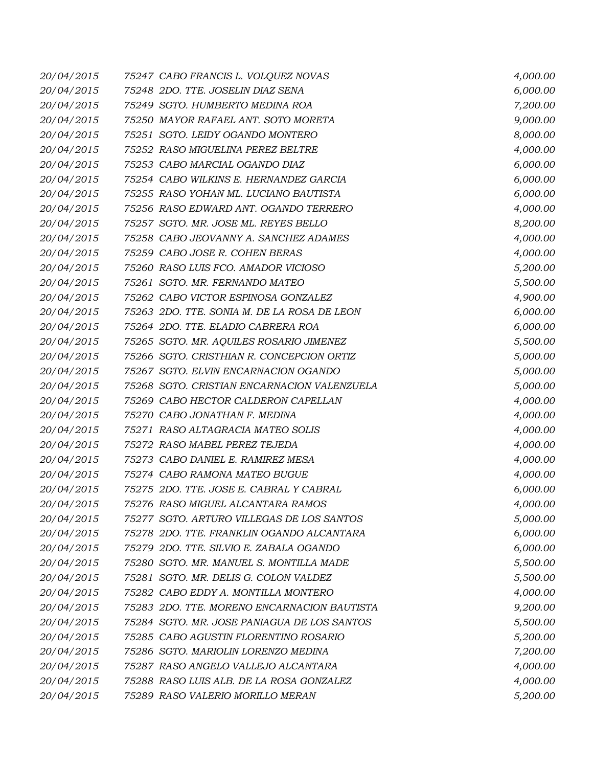| | | |
|---|---|---|
| 20/04/2015 | 75247 CABO FRANCIS L. VOLQUEZ NOVAS | 4,000.00 |
| 20/04/2015 | 75248 2DO. TTE. JOSELIN DIAZ SENA | 6,000.00 |
| 20/04/2015 | 75249 SGTO. HUMBERTO MEDINA ROA | 7,200.00 |
| 20/04/2015 | 75250 MAYOR RAFAEL ANT. SOTO MORETA | 9,000.00 |
| 20/04/2015 | 75251 SGTO. LEIDY OGANDO MONTERO | 8,000.00 |
| 20/04/2015 | 75252 RASO MIGUELINA PEREZ BELTRE | 4,000.00 |
| 20/04/2015 | 75253 CABO MARCIAL OGANDO DIAZ | 6,000.00 |
| 20/04/2015 | 75254 CABO WILKINS E. HERNANDEZ GARCIA | 6,000.00 |
| 20/04/2015 | 75255 RASO YOHAN ML. LUCIANO BAUTISTA | 6,000.00 |
| 20/04/2015 | 75256 RASO EDWARD ANT. OGANDO TERRERO | 4,000.00 |
| 20/04/2015 | 75257 SGTO. MR. JOSE ML. REYES BELLO | 8,200.00 |
| 20/04/2015 | 75258 CABO JEOVANNY A. SANCHEZ ADAMES | 4,000.00 |
| 20/04/2015 | 75259 CABO JOSE R. COHEN BERAS | 4,000.00 |
| 20/04/2015 | 75260 RASO LUIS FCO. AMADOR VICIOSO | 5,200.00 |
| 20/04/2015 | 75261 SGTO. MR. FERNANDO MATEO | 5,500.00 |
| 20/04/2015 | 75262 CABO VICTOR ESPINOSA GONZALEZ | 4,900.00 |
| 20/04/2015 | 75263 2DO. TTE. SONIA M. DE LA ROSA DE LEON | 6,000.00 |
| 20/04/2015 | 75264 2DO. TTE. ELADIO CABRERA ROA | 6,000.00 |
| 20/04/2015 | 75265 SGTO. MR. AQUILES ROSARIO JIMENEZ | 5,500.00 |
| 20/04/2015 | 75266 SGTO. CRISTHIAN R. CONCEPCION ORTIZ | 5,000.00 |
| 20/04/2015 | 75267 SGTO. ELVIN ENCARNACION OGANDO | 5,000.00 |
| 20/04/2015 | 75268 SGTO. CRISTIAN ENCARNACION VALENZUELA | 5,000.00 |
| 20/04/2015 | 75269 CABO HECTOR CALDERON CAPELLAN | 4,000.00 |
| 20/04/2015 | 75270 CABO JONATHAN F. MEDINA | 4,000.00 |
| 20/04/2015 | 75271 RASO ALTAGRACIA MATEO SOLIS | 4,000.00 |
| 20/04/2015 | 75272 RASO MABEL PEREZ TEJEDA | 4,000.00 |
| 20/04/2015 | 75273 CABO DANIEL E. RAMIREZ MESA | 4,000.00 |
| 20/04/2015 | 75274 CABO RAMONA MATEO BUGUE | 4,000.00 |
| 20/04/2015 | 75275 2DO. TTE. JOSE E. CABRAL Y CABRAL | 6,000.00 |
| 20/04/2015 | 75276 RASO MIGUEL ALCANTARA RAMOS | 4,000.00 |
| 20/04/2015 | 75277 SGTO. ARTURO VILLEGAS DE LOS SANTOS | 5,000.00 |
| 20/04/2015 | 75278 2DO. TTE. FRANKLIN OGANDO ALCANTARA | 6,000.00 |
| 20/04/2015 | 75279 2DO. TTE. SILVIO E. ZABALA OGANDO | 6,000.00 |
| 20/04/2015 | 75280 SGTO. MR. MANUEL S. MONTILLA MADE | 5,500.00 |
| 20/04/2015 | 75281 SGTO. MR. DELIS G. COLON VALDEZ | 5,500.00 |
| 20/04/2015 | 75282 CABO EDDY A. MONTILLA MONTERO | 4,000.00 |
| 20/04/2015 | 75283 2DO. TTE. MORENO ENCARNACION BAUTISTA | 9,200.00 |
| 20/04/2015 | 75284 SGTO. MR. JOSE PANIAGUA DE LOS SANTOS | 5,500.00 |
| 20/04/2015 | 75285 CABO AGUSTIN FLORENTINO ROSARIO | 5,200.00 |
| 20/04/2015 | 75286 SGTO. MARIOLIN LORENZO MEDINA | 7,200.00 |
| 20/04/2015 | 75287 RASO ANGELO VALLEJO ALCANTARA | 4,000.00 |
| 20/04/2015 | 75288 RASO LUIS ALB. DE LA ROSA GONZALEZ | 4,000.00 |
| 20/04/2015 | 75289 RASO VALERIO MORILLO MERAN | 5,200.00 |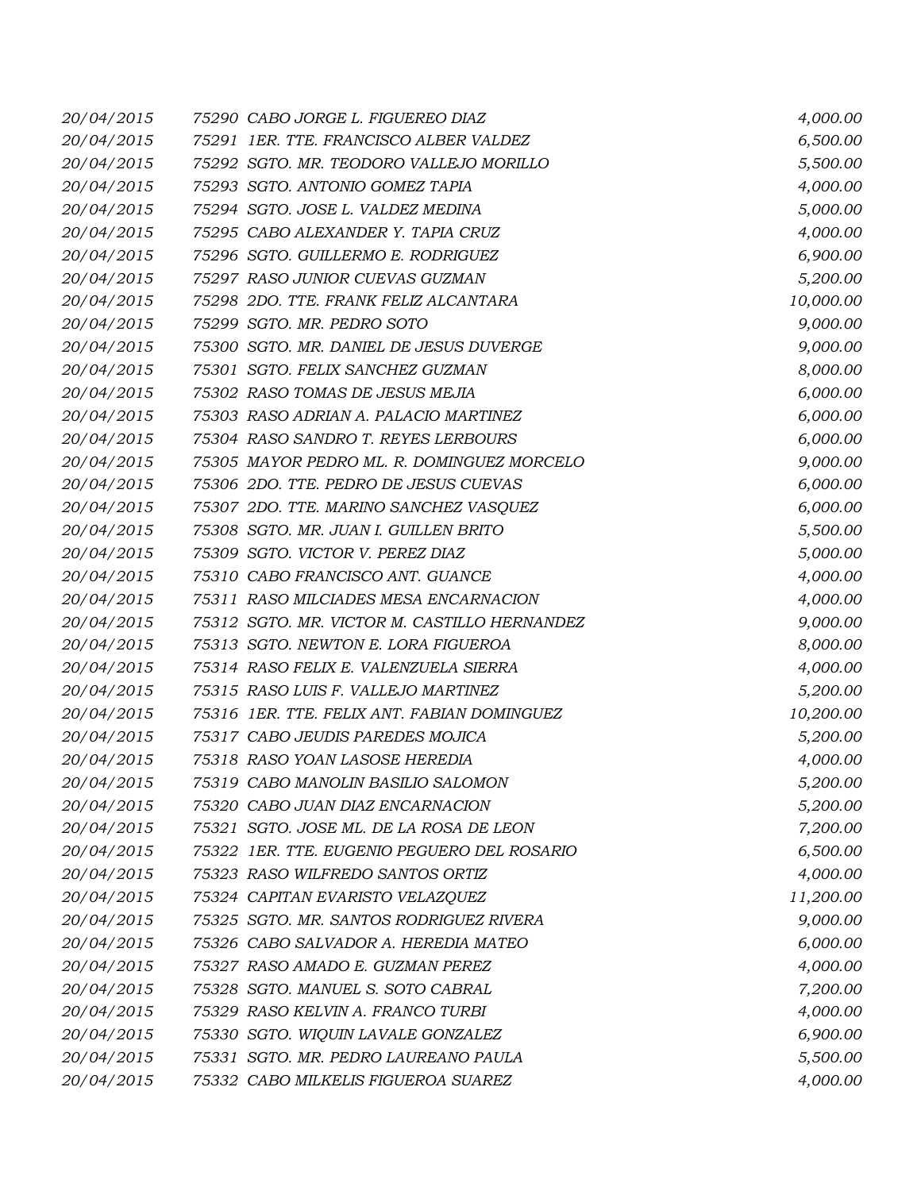| | | |
|---|---|---|
| 20/04/2015 | 75290 CABO JORGE L. FIGUEREO DIAZ | 4,000.00 |
| 20/04/2015 | 75291 1ER. TTE. FRANCISCO ALBER VALDEZ | 6,500.00 |
| 20/04/2015 | 75292 SGTO. MR. TEODORO VALLEJO MORILLO | 5,500.00 |
| 20/04/2015 | 75293 SGTO. ANTONIO GOMEZ TAPIA | 4,000.00 |
| 20/04/2015 | 75294 SGTO. JOSE L. VALDEZ MEDINA | 5,000.00 |
| 20/04/2015 | 75295 CABO ALEXANDER Y. TAPIA CRUZ | 4,000.00 |
| 20/04/2015 | 75296 SGTO. GUILLERMO E. RODRIGUEZ | 6,900.00 |
| 20/04/2015 | 75297 RASO JUNIOR CUEVAS GUZMAN | 5,200.00 |
| 20/04/2015 | 75298 2DO. TTE. FRANK FELIZ ALCANTARA | 10,000.00 |
| 20/04/2015 | 75299 SGTO. MR. PEDRO SOTO | 9,000.00 |
| 20/04/2015 | 75300 SGTO. MR. DANIEL DE JESUS DUVERGE | 9,000.00 |
| 20/04/2015 | 75301 SGTO. FELIX SANCHEZ GUZMAN | 8,000.00 |
| 20/04/2015 | 75302 RASO TOMAS DE JESUS MEJIA | 6,000.00 |
| 20/04/2015 | 75303 RASO ADRIAN A. PALACIO MARTINEZ | 6,000.00 |
| 20/04/2015 | 75304 RASO SANDRO T. REYES LERBOURS | 6,000.00 |
| 20/04/2015 | 75305 MAYOR PEDRO ML. R. DOMINGUEZ MORCELO | 9,000.00 |
| 20/04/2015 | 75306 2DO. TTE. PEDRO DE JESUS CUEVAS | 6,000.00 |
| 20/04/2015 | 75307 2DO. TTE. MARINO SANCHEZ VASQUEZ | 6,000.00 |
| 20/04/2015 | 75308 SGTO. MR. JUAN I. GUILLEN BRITO | 5,500.00 |
| 20/04/2015 | 75309 SGTO. VICTOR V. PEREZ DIAZ | 5,000.00 |
| 20/04/2015 | 75310 CABO FRANCISCO ANT. GUANCE | 4,000.00 |
| 20/04/2015 | 75311 RASO MILCIADES MESA ENCARNACION | 4,000.00 |
| 20/04/2015 | 75312 SGTO. MR. VICTOR M. CASTILLO HERNANDEZ | 9,000.00 |
| 20/04/2015 | 75313 SGTO. NEWTON E. LORA FIGUEROA | 8,000.00 |
| 20/04/2015 | 75314 RASO FELIX E. VALENZUELA SIERRA | 4,000.00 |
| 20/04/2015 | 75315 RASO LUIS F. VALLEJO MARTINEZ | 5,200.00 |
| 20/04/2015 | 75316 1ER. TTE. FELIX ANT. FABIAN DOMINGUEZ | 10,200.00 |
| 20/04/2015 | 75317 CABO JEUDIS PAREDES MOJICA | 5,200.00 |
| 20/04/2015 | 75318 RASO YOAN LASOSE HEREDIA | 4,000.00 |
| 20/04/2015 | 75319 CABO MANOLIN BASILIO SALOMON | 5,200.00 |
| 20/04/2015 | 75320 CABO JUAN DIAZ ENCARNACION | 5,200.00 |
| 20/04/2015 | 75321 SGTO. JOSE ML. DE LA ROSA DE LEON | 7,200.00 |
| 20/04/2015 | 75322 1ER. TTE. EUGENIO PEGUERO DEL ROSARIO | 6,500.00 |
| 20/04/2015 | 75323 RASO WILFREDO SANTOS ORTIZ | 4,000.00 |
| 20/04/2015 | 75324 CAPITAN EVARISTO VELAZQUEZ | 11,200.00 |
| 20/04/2015 | 75325 SGTO. MR. SANTOS RODRIGUEZ RIVERA | 9,000.00 |
| 20/04/2015 | 75326 CABO SALVADOR A. HEREDIA MATEO | 6,000.00 |
| 20/04/2015 | 75327 RASO AMADO E. GUZMAN PEREZ | 4,000.00 |
| 20/04/2015 | 75328 SGTO. MANUEL S. SOTO CABRAL | 7,200.00 |
| 20/04/2015 | 75329 RASO KELVIN A. FRANCO TURBI | 4,000.00 |
| 20/04/2015 | 75330 SGTO. WIQUIN LAVALE GONZALEZ | 6,900.00 |
| 20/04/2015 | 75331 SGTO. MR. PEDRO LAUREANO PAULA | 5,500.00 |
| 20/04/2015 | 75332 CABO MILKELIS FIGUEROA SUAREZ | 4,000.00 |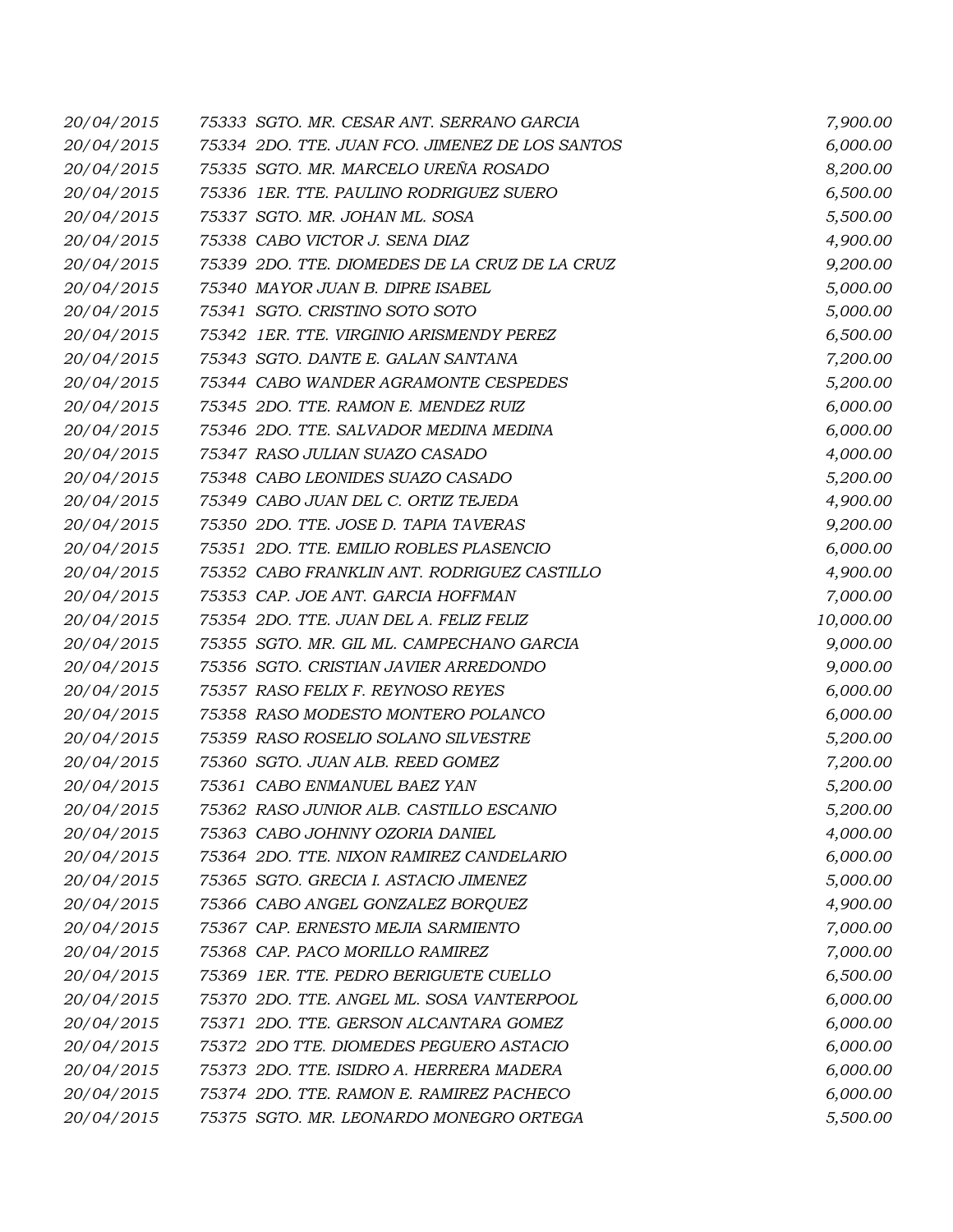| | | |
|---|---|---|
| 20/04/2015 | 75333 SGTO. MR. CESAR ANT. SERRANO GARCIA | 7,900.00 |
| 20/04/2015 | 75334 2DO. TTE. JUAN FCO. JIMENEZ DE LOS SANTOS | 6,000.00 |
| 20/04/2015 | 75335 SGTO. MR. MARCELO UREÑA ROSADO | 8,200.00 |
| 20/04/2015 | 75336 1ER. TTE. PAULINO RODRIGUEZ SUERO | 6,500.00 |
| 20/04/2015 | 75337 SGTO. MR. JOHAN ML. SOSA | 5,500.00 |
| 20/04/2015 | 75338 CABO VICTOR J. SENA DIAZ | 4,900.00 |
| 20/04/2015 | 75339 2DO. TTE. DIOMEDES DE LA CRUZ DE LA CRUZ | 9,200.00 |
| 20/04/2015 | 75340 MAYOR JUAN B. DIPRE ISABEL | 5,000.00 |
| 20/04/2015 | 75341 SGTO. CRISTINO SOTO SOTO | 5,000.00 |
| 20/04/2015 | 75342 1ER. TTE. VIRGINIO ARISMENDY PEREZ | 6,500.00 |
| 20/04/2015 | 75343 SGTO. DANTE E. GALAN SANTANA | 7,200.00 |
| 20/04/2015 | 75344 CABO WANDER AGRAMONTE CESPEDES | 5,200.00 |
| 20/04/2015 | 75345 2DO. TTE. RAMON E. MENDEZ RUIZ | 6,000.00 |
| 20/04/2015 | 75346 2DO. TTE. SALVADOR MEDINA MEDINA | 6,000.00 |
| 20/04/2015 | 75347 RASO JULIAN SUAZO CASADO | 4,000.00 |
| 20/04/2015 | 75348 CABO LEONIDES SUAZO CASADO | 5,200.00 |
| 20/04/2015 | 75349 CABO JUAN DEL C. ORTIZ TEJEDA | 4,900.00 |
| 20/04/2015 | 75350 2DO. TTE. JOSE D. TAPIA TAVERAS | 9,200.00 |
| 20/04/2015 | 75351 2DO. TTE. EMILIO ROBLES PLASENCIO | 6,000.00 |
| 20/04/2015 | 75352 CABO FRANKLIN ANT. RODRIGUEZ CASTILLO | 4,900.00 |
| 20/04/2015 | 75353 CAP. JOE ANT. GARCIA HOFFMAN | 7,000.00 |
| 20/04/2015 | 75354 2DO. TTE. JUAN DEL A. FELIZ FELIZ | 10,000.00 |
| 20/04/2015 | 75355 SGTO. MR. GIL ML. CAMPECHANO GARCIA | 9,000.00 |
| 20/04/2015 | 75356 SGTO. CRISTIAN JAVIER ARREDONDO | 9,000.00 |
| 20/04/2015 | 75357 RASO FELIX F. REYNOSO REYES | 6,000.00 |
| 20/04/2015 | 75358 RASO MODESTO MONTERO POLANCO | 6,000.00 |
| 20/04/2015 | 75359 RASO ROSELIO SOLANO SILVESTRE | 5,200.00 |
| 20/04/2015 | 75360 SGTO. JUAN ALB. REED GOMEZ | 7,200.00 |
| 20/04/2015 | 75361 CABO ENMANUEL BAEZ YAN | 5,200.00 |
| 20/04/2015 | 75362 RASO JUNIOR ALB. CASTILLO ESCANIO | 5,200.00 |
| 20/04/2015 | 75363 CABO JOHNNY OZORIA DANIEL | 4,000.00 |
| 20/04/2015 | 75364 2DO. TTE. NIXON RAMIREZ CANDELARIO | 6,000.00 |
| 20/04/2015 | 75365 SGTO. GRECIA I. ASTACIO JIMENEZ | 5,000.00 |
| 20/04/2015 | 75366 CABO ANGEL GONZALEZ BORQUEZ | 4,900.00 |
| 20/04/2015 | 75367 CAP. ERNESTO MEJIA SARMIENTO | 7,000.00 |
| 20/04/2015 | 75368 CAP. PACO MORILLO RAMIREZ | 7,000.00 |
| 20/04/2015 | 75369 1ER. TTE. PEDRO BERIGUETE CUELLO | 6,500.00 |
| 20/04/2015 | 75370 2DO. TTE. ANGEL ML. SOSA VANTERPOOL | 6,000.00 |
| 20/04/2015 | 75371 2DO. TTE. GERSON ALCANTARA GOMEZ | 6,000.00 |
| 20/04/2015 | 75372 2DO TTE. DIOMEDES PEGUERO ASTACIO | 6,000.00 |
| 20/04/2015 | 75373 2DO. TTE. ISIDRO A. HERRERA MADERA | 6,000.00 |
| 20/04/2015 | 75374 2DO. TTE. RAMON E. RAMIREZ PACHECO | 6,000.00 |
| 20/04/2015 | 75375 SGTO. MR. LEONARDO MONEGRO ORTEGA | 5,500.00 |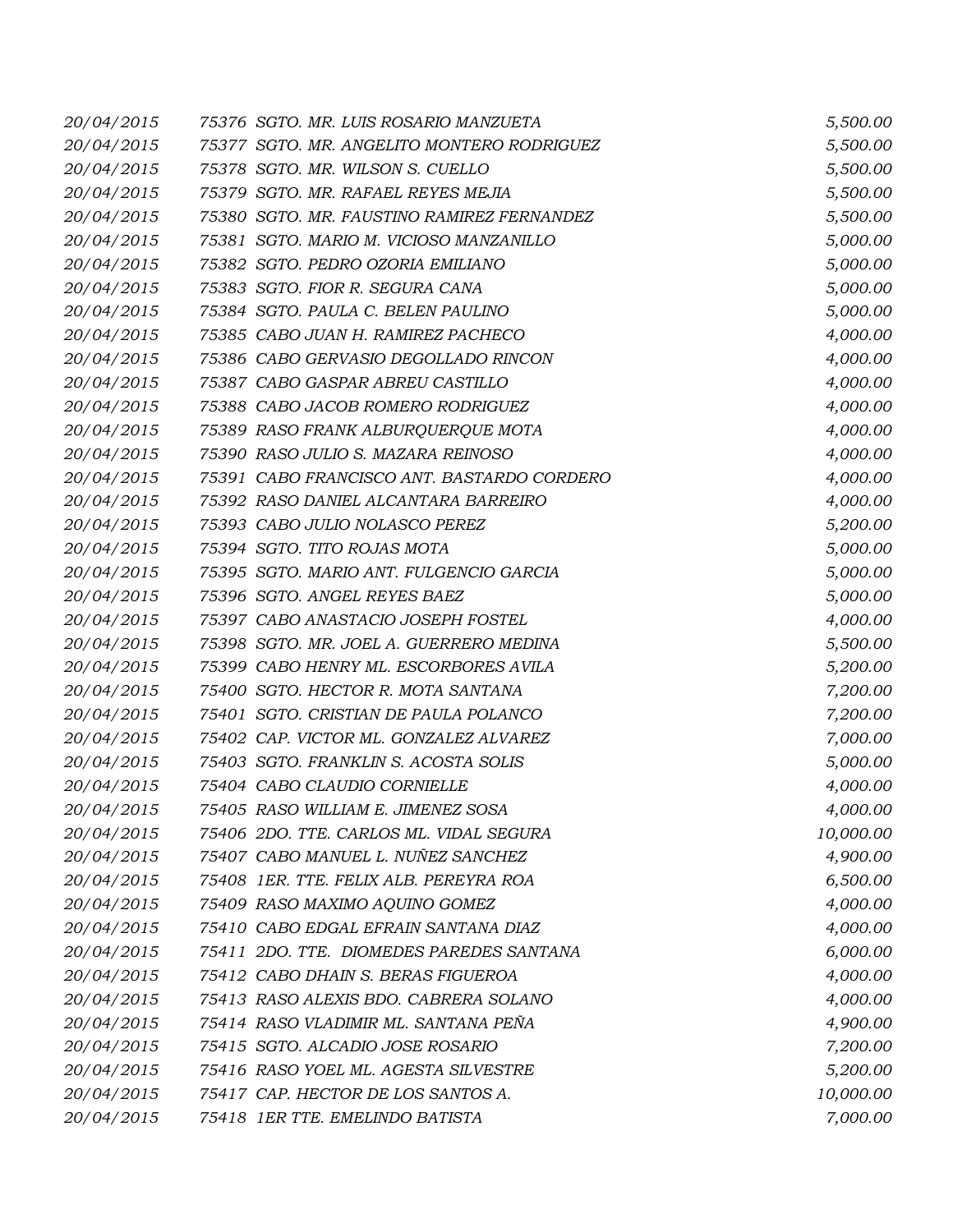| | | |
|---|---|---|
| 20/04/2015 | 75376 SGTO. MR. LUIS ROSARIO MANZUETA | 5,500.00 |
| 20/04/2015 | 75377 SGTO. MR. ANGELITO MONTERO RODRIGUEZ | 5,500.00 |
| 20/04/2015 | 75378 SGTO. MR. WILSON S. CUELLO | 5,500.00 |
| 20/04/2015 | 75379 SGTO. MR. RAFAEL REYES MEJIA | 5,500.00 |
| 20/04/2015 | 75380 SGTO. MR. FAUSTINO RAMIREZ FERNANDEZ | 5,500.00 |
| 20/04/2015 | 75381 SGTO. MARIO M. VICIOSO MANZANILLO | 5,000.00 |
| 20/04/2015 | 75382 SGTO. PEDRO OZORIA EMILIANO | 5,000.00 |
| 20/04/2015 | 75383 SGTO. FIOR R. SEGURA CANA | 5,000.00 |
| 20/04/2015 | 75384 SGTO. PAULA C. BELEN PAULINO | 5,000.00 |
| 20/04/2015 | 75385 CABO JUAN H. RAMIREZ PACHECO | 4,000.00 |
| 20/04/2015 | 75386 CABO GERVASIO DEGOLLADO RINCON | 4,000.00 |
| 20/04/2015 | 75387 CABO GASPAR ABREU CASTILLO | 4,000.00 |
| 20/04/2015 | 75388 CABO JACOB ROMERO RODRIGUEZ | 4,000.00 |
| 20/04/2015 | 75389 RASO FRANK ALBURQUERQUE MOTA | 4,000.00 |
| 20/04/2015 | 75390 RASO JULIO S. MAZARA REINOSO | 4,000.00 |
| 20/04/2015 | 75391 CABO FRANCISCO ANT. BASTARDO CORDERO | 4,000.00 |
| 20/04/2015 | 75392 RASO DANIEL ALCANTARA BARREIRO | 4,000.00 |
| 20/04/2015 | 75393 CABO JULIO NOLASCO PEREZ | 5,200.00 |
| 20/04/2015 | 75394 SGTO. TITO ROJAS MOTA | 5,000.00 |
| 20/04/2015 | 75395 SGTO. MARIO ANT. FULGENCIO GARCIA | 5,000.00 |
| 20/04/2015 | 75396 SGTO. ANGEL REYES BAEZ | 5,000.00 |
| 20/04/2015 | 75397 CABO ANASTACIO JOSEPH FOSTEL | 4,000.00 |
| 20/04/2015 | 75398 SGTO. MR. JOEL A. GUERRERO MEDINA | 5,500.00 |
| 20/04/2015 | 75399 CABO HENRY ML. ESCORBORES AVILA | 5,200.00 |
| 20/04/2015 | 75400 SGTO. HECTOR R. MOTA SANTANA | 7,200.00 |
| 20/04/2015 | 75401 SGTO. CRISTIAN DE PAULA POLANCO | 7,200.00 |
| 20/04/2015 | 75402 CAP. VICTOR ML. GONZALEZ ALVAREZ | 7,000.00 |
| 20/04/2015 | 75403 SGTO. FRANKLIN S. ACOSTA SOLIS | 5,000.00 |
| 20/04/2015 | 75404 CABO CLAUDIO CORNIELLE | 4,000.00 |
| 20/04/2015 | 75405 RASO WILLIAM E. JIMENEZ SOSA | 4,000.00 |
| 20/04/2015 | 75406 2DO. TTE. CARLOS ML. VIDAL SEGURA | 10,000.00 |
| 20/04/2015 | 75407 CABO MANUEL L. NUÑEZ SANCHEZ | 4,900.00 |
| 20/04/2015 | 75408 1ER. TTE. FELIX ALB. PEREYRA ROA | 6,500.00 |
| 20/04/2015 | 75409 RASO MAXIMO AQUINO GOMEZ | 4,000.00 |
| 20/04/2015 | 75410 CABO EDGAL EFRAIN SANTANA DIAZ | 4,000.00 |
| 20/04/2015 | 75411 2DO. TTE. DIOMEDES PAREDES SANTANA | 6,000.00 |
| 20/04/2015 | 75412 CABO DHAIN S. BERAS FIGUEROA | 4,000.00 |
| 20/04/2015 | 75413 RASO ALEXIS BDO. CABRERA SOLANO | 4,000.00 |
| 20/04/2015 | 75414 RASO VLADIMIR ML. SANTANA PEÑA | 4,900.00 |
| 20/04/2015 | 75415 SGTO. ALCADIO JOSE ROSARIO | 7,200.00 |
| 20/04/2015 | 75416 RASO YOEL ML. AGESTA SILVESTRE | 5,200.00 |
| 20/04/2015 | 75417 CAP. HECTOR DE LOS SANTOS A. | 10,000.00 |
| 20/04/2015 | 75418 1ER TTE. EMELINDO BATISTA | 7,000.00 |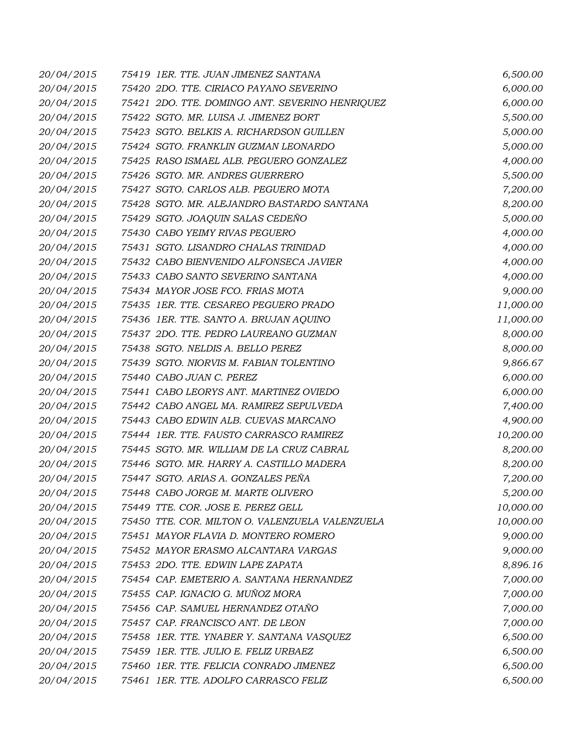| | | |
|---|---|---|
| 20/04/2015 | 75419 1ER. TTE. JUAN JIMENEZ SANTANA | 6,500.00 |
| 20/04/2015 | 75420 2DO. TTE. CIRIACO PAYANO SEVERINO | 6,000.00 |
| 20/04/2015 | 75421 2DO. TTE. DOMINGO ANT. SEVERINO HENRIQUEZ | 6,000.00 |
| 20/04/2015 | 75422 SGTO. MR. LUISA J. JIMENEZ BORT | 5,500.00 |
| 20/04/2015 | 75423 SGTO. BELKIS A. RICHARDSON GUILLEN | 5,000.00 |
| 20/04/2015 | 75424 SGTO. FRANKLIN GUZMAN LEONARDO | 5,000.00 |
| 20/04/2015 | 75425 RASO ISMAEL ALB. PEGUERO GONZALEZ | 4,000.00 |
| 20/04/2015 | 75426 SGTO. MR. ANDRES GUERRERO | 5,500.00 |
| 20/04/2015 | 75427 SGTO. CARLOS ALB. PEGUERO MOTA | 7,200.00 |
| 20/04/2015 | 75428 SGTO. MR. ALEJANDRO BASTARDO SANTANA | 8,200.00 |
| 20/04/2015 | 75429 SGTO. JOAQUIN SALAS CEDEÑO | 5,000.00 |
| 20/04/2015 | 75430 CABO YEIMY RIVAS PEGUERO | 4,000.00 |
| 20/04/2015 | 75431 SGTO. LISANDRO CHALAS TRINIDAD | 4,000.00 |
| 20/04/2015 | 75432 CABO BIENVENIDO ALFONSECA JAVIER | 4,000.00 |
| 20/04/2015 | 75433 CABO SANTO SEVERINO SANTANA | 4,000.00 |
| 20/04/2015 | 75434 MAYOR JOSE FCO. FRIAS MOTA | 9,000.00 |
| 20/04/2015 | 75435 1ER. TTE. CESAREO PEGUERO PRADO | 11,000.00 |
| 20/04/2015 | 75436 1ER. TTE. SANTO A. BRUJAN AQUINO | 11,000.00 |
| 20/04/2015 | 75437 2DO. TTE. PEDRO LAUREANO GUZMAN | 8,000.00 |
| 20/04/2015 | 75438 SGTO. NELDIS A. BELLO PEREZ | 8,000.00 |
| 20/04/2015 | 75439 SGTO. NIORVIS M. FABIAN TOLENTINO | 9,866.67 |
| 20/04/2015 | 75440 CABO JUAN C. PEREZ | 6,000.00 |
| 20/04/2015 | 75441 CABO LEORYS ANT. MARTINEZ OVIEDO | 6,000.00 |
| 20/04/2015 | 75442 CABO ANGEL MA. RAMIREZ SEPULVEDA | 7,400.00 |
| 20/04/2015 | 75443 CABO EDWIN ALB. CUEVAS MARCANO | 4,900.00 |
| 20/04/2015 | 75444 1ER. TTE. FAUSTO CARRASCO RAMIREZ | 10,200.00 |
| 20/04/2015 | 75445 SGTO. MR. WILLIAM DE LA CRUZ CABRAL | 8,200.00 |
| 20/04/2015 | 75446 SGTO. MR. HARRY A. CASTILLO MADERA | 8,200.00 |
| 20/04/2015 | 75447 SGTO. ARIAS A. GONZALES PEÑA | 7,200.00 |
| 20/04/2015 | 75448 CABO JORGE M. MARTE OLIVERO | 5,200.00 |
| 20/04/2015 | 75449 TTE. COR. JOSE E. PEREZ GELL | 10,000.00 |
| 20/04/2015 | 75450 TTE. COR. MILTON O. VALENZUELA VALENZUELA | 10,000.00 |
| 20/04/2015 | 75451 MAYOR FLAVIA D. MONTERO ROMERO | 9,000.00 |
| 20/04/2015 | 75452 MAYOR ERASMO ALCANTARA VARGAS | 9,000.00 |
| 20/04/2015 | 75453 2DO. TTE. EDWIN LAPE ZAPATA | 8,896.16 |
| 20/04/2015 | 75454 CAP. EMETERIO A. SANTANA HERNANDEZ | 7,000.00 |
| 20/04/2015 | 75455 CAP. IGNACIO G. MUÑOZ MORA | 7,000.00 |
| 20/04/2015 | 75456 CAP. SAMUEL HERNANDEZ OTAÑO | 7,000.00 |
| 20/04/2015 | 75457 CAP. FRANCISCO ANT. DE LEON | 7,000.00 |
| 20/04/2015 | 75458 1ER. TTE. YNABER Y. SANTANA VASQUEZ | 6,500.00 |
| 20/04/2015 | 75459 1ER. TTE. JULIO E. FELIZ URBAEZ | 6,500.00 |
| 20/04/2015 | 75460 1ER. TTE. FELICIA CONRADO JIMENEZ | 6,500.00 |
| 20/04/2015 | 75461 1ER. TTE. ADOLFO CARRASCO FELIZ | 6,500.00 |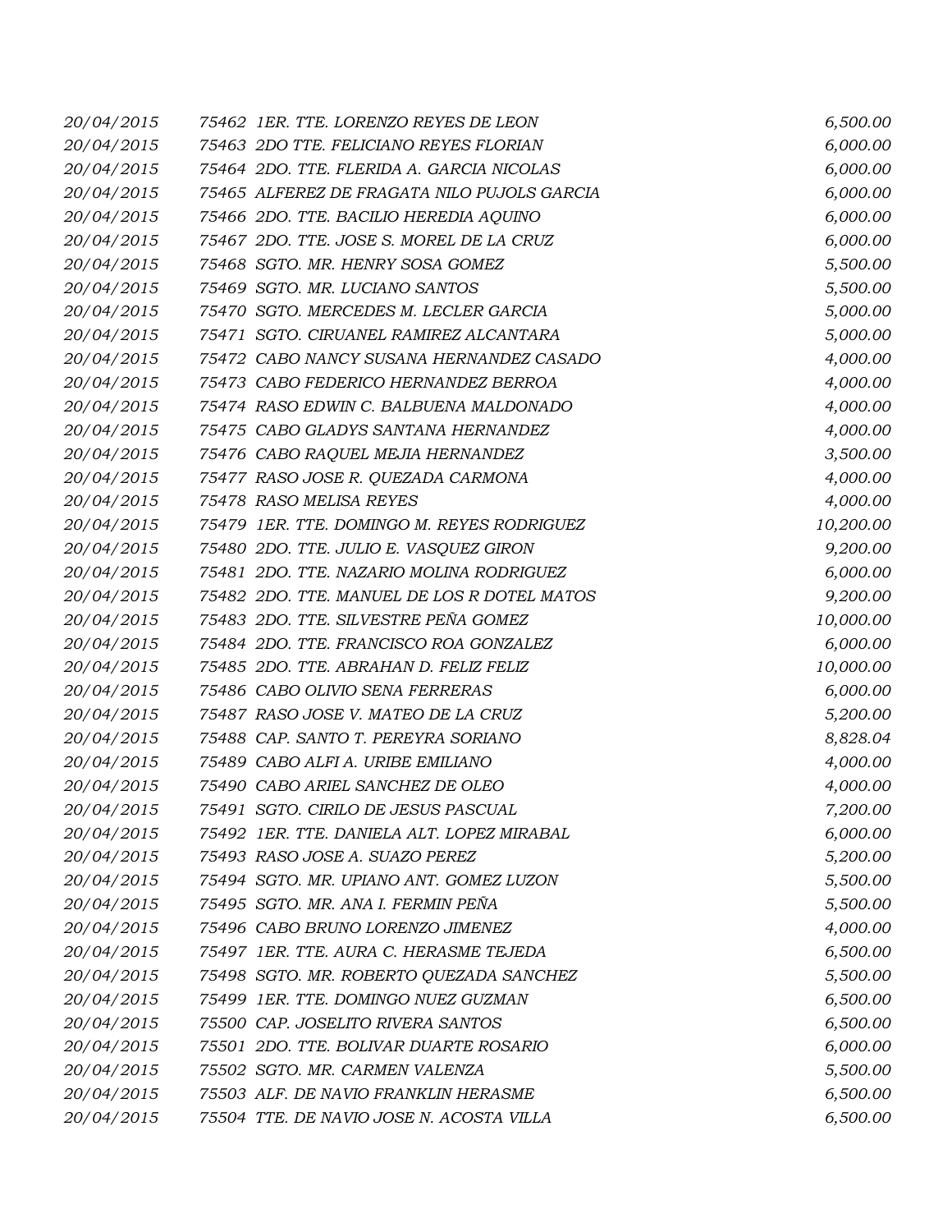| | | |
|---|---|---|
| 20/04/2015 | 75462 1ER. TTE. LORENZO REYES DE LEON | 6,500.00 |
| 20/04/2015 | 75463 2DO TTE. FELICIANO REYES FLORIAN | 6,000.00 |
| 20/04/2015 | 75464 2DO. TTE. FLERIDA A. GARCIA NICOLAS | 6,000.00 |
| 20/04/2015 | 75465 ALFEREZ DE FRAGATA NILO PUJOLS GARCIA | 6,000.00 |
| 20/04/2015 | 75466 2DO. TTE. BACILIO HEREDIA AQUINO | 6,000.00 |
| 20/04/2015 | 75467 2DO. TTE. JOSE S. MOREL DE LA CRUZ | 6,000.00 |
| 20/04/2015 | 75468 SGTO. MR. HENRY SOSA GOMEZ | 5,500.00 |
| 20/04/2015 | 75469 SGTO. MR. LUCIANO SANTOS | 5,500.00 |
| 20/04/2015 | 75470 SGTO. MERCEDES M. LECLER GARCIA | 5,000.00 |
| 20/04/2015 | 75471 SGTO. CIRUANEL RAMIREZ ALCANTARA | 5,000.00 |
| 20/04/2015 | 75472 CABO NANCY SUSANA HERNANDEZ CASADO | 4,000.00 |
| 20/04/2015 | 75473 CABO FEDERICO HERNANDEZ BERROA | 4,000.00 |
| 20/04/2015 | 75474 RASO EDWIN C. BALBUENA MALDONADO | 4,000.00 |
| 20/04/2015 | 75475 CABO GLADYS SANTANA HERNANDEZ | 4,000.00 |
| 20/04/2015 | 75476 CABO RAQUEL MEJIA HERNANDEZ | 3,500.00 |
| 20/04/2015 | 75477 RASO JOSE R. QUEZADA CARMONA | 4,000.00 |
| 20/04/2015 | 75478 RASO MELISA REYES | 4,000.00 |
| 20/04/2015 | 75479 1ER. TTE. DOMINGO M. REYES RODRIGUEZ | 10,200.00 |
| 20/04/2015 | 75480 2DO. TTE. JULIO E. VASQUEZ GIRON | 9,200.00 |
| 20/04/2015 | 75481 2DO. TTE. NAZARIO MOLINA RODRIGUEZ | 6,000.00 |
| 20/04/2015 | 75482 2DO. TTE. MANUEL DE LOS R DOTEL MATOS | 9,200.00 |
| 20/04/2015 | 75483 2DO. TTE. SILVESTRE PEÑA GOMEZ | 10,000.00 |
| 20/04/2015 | 75484 2DO. TTE. FRANCISCO ROA GONZALEZ | 6,000.00 |
| 20/04/2015 | 75485 2DO. TTE. ABRAHAN D. FELIZ FELIZ | 10,000.00 |
| 20/04/2015 | 75486 CABO OLIVIO SENA FERRERAS | 6,000.00 |
| 20/04/2015 | 75487 RASO JOSE V. MATEO DE LA CRUZ | 5,200.00 |
| 20/04/2015 | 75488 CAP. SANTO T. PEREYRA SORIANO | 8,828.04 |
| 20/04/2015 | 75489 CABO ALFI A. URIBE EMILIANO | 4,000.00 |
| 20/04/2015 | 75490 CABO ARIEL SANCHEZ DE OLEO | 4,000.00 |
| 20/04/2015 | 75491 SGTO. CIRILO DE JESUS PASCUAL | 7,200.00 |
| 20/04/2015 | 75492 1ER. TTE. DANIELA ALT. LOPEZ MIRABAL | 6,000.00 |
| 20/04/2015 | 75493 RASO JOSE A. SUAZO PEREZ | 5,200.00 |
| 20/04/2015 | 75494 SGTO. MR. UPIANO ANT. GOMEZ LUZON | 5,500.00 |
| 20/04/2015 | 75495 SGTO. MR. ANA I. FERMIN PEÑA | 5,500.00 |
| 20/04/2015 | 75496 CABO BRUNO LORENZO JIMENEZ | 4,000.00 |
| 20/04/2015 | 75497 1ER. TTE. AURA C. HERASME TEJEDA | 6,500.00 |
| 20/04/2015 | 75498 SGTO. MR. ROBERTO QUEZADA SANCHEZ | 5,500.00 |
| 20/04/2015 | 75499 1ER. TTE. DOMINGO NUEZ GUZMAN | 6,500.00 |
| 20/04/2015 | 75500 CAP. JOSELITO RIVERA SANTOS | 6,500.00 |
| 20/04/2015 | 75501 2DO. TTE. BOLIVAR DUARTE ROSARIO | 6,000.00 |
| 20/04/2015 | 75502 SGTO. MR. CARMEN VALENZA | 5,500.00 |
| 20/04/2015 | 75503 ALF. DE NAVIO FRANKLIN HERASME | 6,500.00 |
| 20/04/2015 | 75504 TTE. DE NAVIO JOSE N. ACOSTA VILLA | 6,500.00 |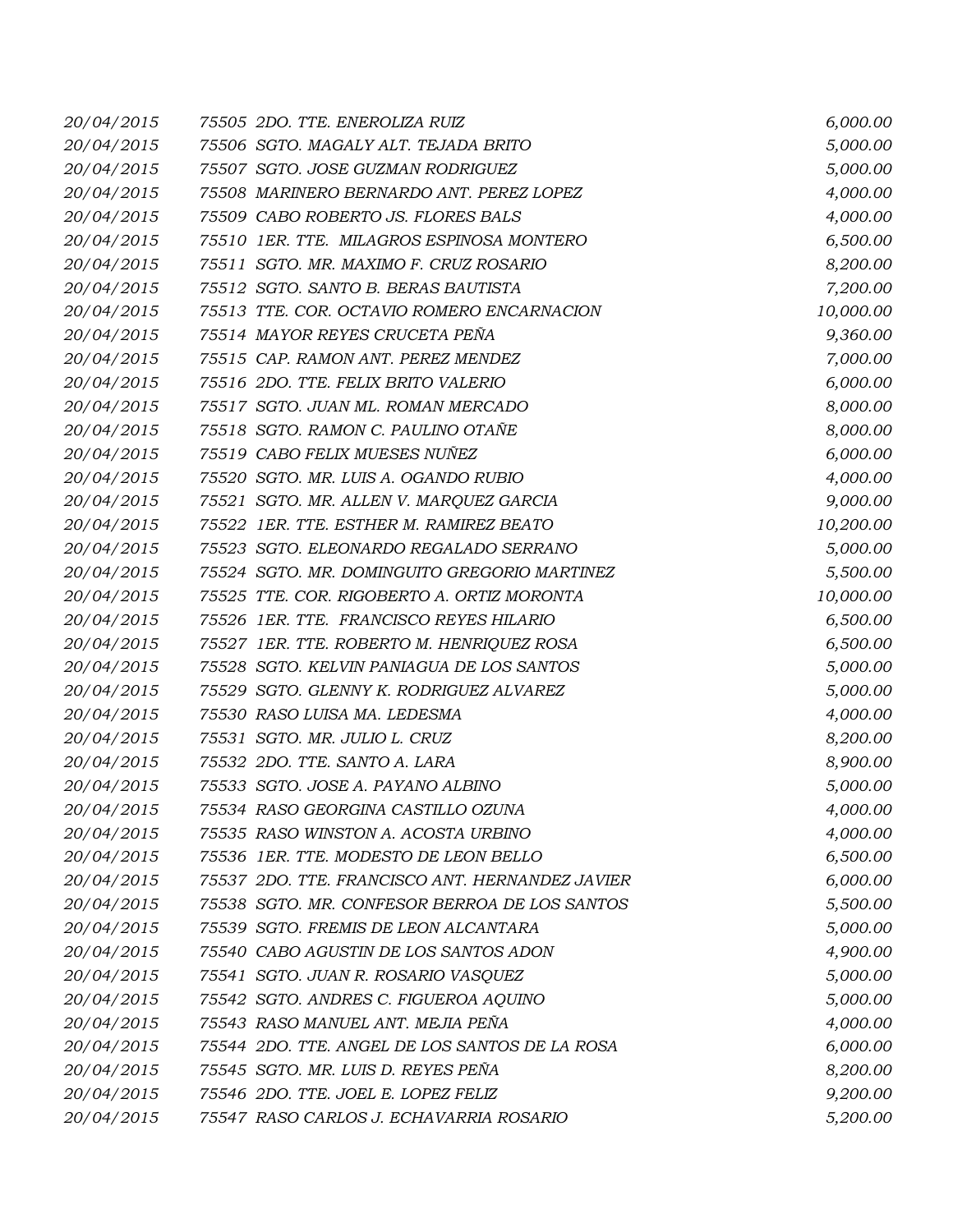| | | |
|---|---|---|
| 20/04/2015 | 75505 2DO. TTE. ENEROLIZA RUIZ | 6,000.00 |
| 20/04/2015 | 75506 SGTO. MAGALY ALT. TEJADA BRITO | 5,000.00 |
| 20/04/2015 | 75507 SGTO. JOSE GUZMAN RODRIGUEZ | 5,000.00 |
| 20/04/2015 | 75508 MARINERO BERNARDO ANT. PEREZ LOPEZ | 4,000.00 |
| 20/04/2015 | 75509 CABO ROBERTO JS. FLORES BALS | 4,000.00 |
| 20/04/2015 | 75510 1ER. TTE. MILAGROS ESPINOSA MONTERO | 6,500.00 |
| 20/04/2015 | 75511 SGTO. MR. MAXIMO F. CRUZ ROSARIO | 8,200.00 |
| 20/04/2015 | 75512 SGTO. SANTO B. BERAS BAUTISTA | 7,200.00 |
| 20/04/2015 | 75513 TTE. COR. OCTAVIO ROMERO ENCARNACION | 10,000.00 |
| 20/04/2015 | 75514 MAYOR REYES CRUCETA PEÑA | 9,360.00 |
| 20/04/2015 | 75515 CAP. RAMON ANT. PEREZ MENDEZ | 7,000.00 |
| 20/04/2015 | 75516 2DO. TTE. FELIX BRITO VALERIO | 6,000.00 |
| 20/04/2015 | 75517 SGTO. JUAN ML. ROMAN MERCADO | 8,000.00 |
| 20/04/2015 | 75518 SGTO. RAMON C. PAULINO OTAÑE | 8,000.00 |
| 20/04/2015 | 75519 CABO FELIX MUESES NUÑEZ | 6,000.00 |
| 20/04/2015 | 75520 SGTO. MR. LUIS A. OGANDO RUBIO | 4,000.00 |
| 20/04/2015 | 75521 SGTO. MR. ALLEN V. MARQUEZ GARCIA | 9,000.00 |
| 20/04/2015 | 75522 1ER. TTE. ESTHER M. RAMIREZ BEATO | 10,200.00 |
| 20/04/2015 | 75523 SGTO. ELEONARDO REGALADO SERRANO | 5,000.00 |
| 20/04/2015 | 75524 SGTO. MR. DOMINGUITO GREGORIO MARTINEZ | 5,500.00 |
| 20/04/2015 | 75525 TTE. COR. RIGOBERTO A. ORTIZ MORONTA | 10,000.00 |
| 20/04/2015 | 75526 1ER. TTE. FRANCISCO REYES HILARIO | 6,500.00 |
| 20/04/2015 | 75527 1ER. TTE. ROBERTO M. HENRIQUEZ ROSA | 6,500.00 |
| 20/04/2015 | 75528 SGTO. KELVIN PANIAGUA DE LOS SANTOS | 5,000.00 |
| 20/04/2015 | 75529 SGTO. GLENNY K. RODRIGUEZ ALVAREZ | 5,000.00 |
| 20/04/2015 | 75530 RASO LUISA MA. LEDESMA | 4,000.00 |
| 20/04/2015 | 75531 SGTO. MR. JULIO L. CRUZ | 8,200.00 |
| 20/04/2015 | 75532 2DO. TTE. SANTO A. LARA | 8,900.00 |
| 20/04/2015 | 75533 SGTO. JOSE A. PAYANO ALBINO | 5,000.00 |
| 20/04/2015 | 75534 RASO GEORGINA CASTILLO OZUNA | 4,000.00 |
| 20/04/2015 | 75535 RASO WINSTON A. ACOSTA URBINO | 4,000.00 |
| 20/04/2015 | 75536 1ER. TTE. MODESTO DE LEON BELLO | 6,500.00 |
| 20/04/2015 | 75537 2DO. TTE. FRANCISCO ANT. HERNANDEZ JAVIER | 6,000.00 |
| 20/04/2015 | 75538 SGTO. MR. CONFESOR BERROA DE LOS SANTOS | 5,500.00 |
| 20/04/2015 | 75539 SGTO. FREMIS DE LEON ALCANTARA | 5,000.00 |
| 20/04/2015 | 75540 CABO AGUSTIN DE LOS SANTOS ADON | 4,900.00 |
| 20/04/2015 | 75541 SGTO. JUAN R. ROSARIO VASQUEZ | 5,000.00 |
| 20/04/2015 | 75542 SGTO. ANDRES C. FIGUEROA AQUINO | 5,000.00 |
| 20/04/2015 | 75543 RASO MANUEL ANT. MEJIA PEÑA | 4,000.00 |
| 20/04/2015 | 75544 2DO. TTE. ANGEL DE LOS SANTOS DE LA ROSA | 6,000.00 |
| 20/04/2015 | 75545 SGTO. MR. LUIS D. REYES PEÑA | 8,200.00 |
| 20/04/2015 | 75546 2DO. TTE. JOEL E. LOPEZ FELIZ | 9,200.00 |
| 20/04/2015 | 75547 RASO CARLOS J. ECHAVARRIA ROSARIO | 5,200.00 |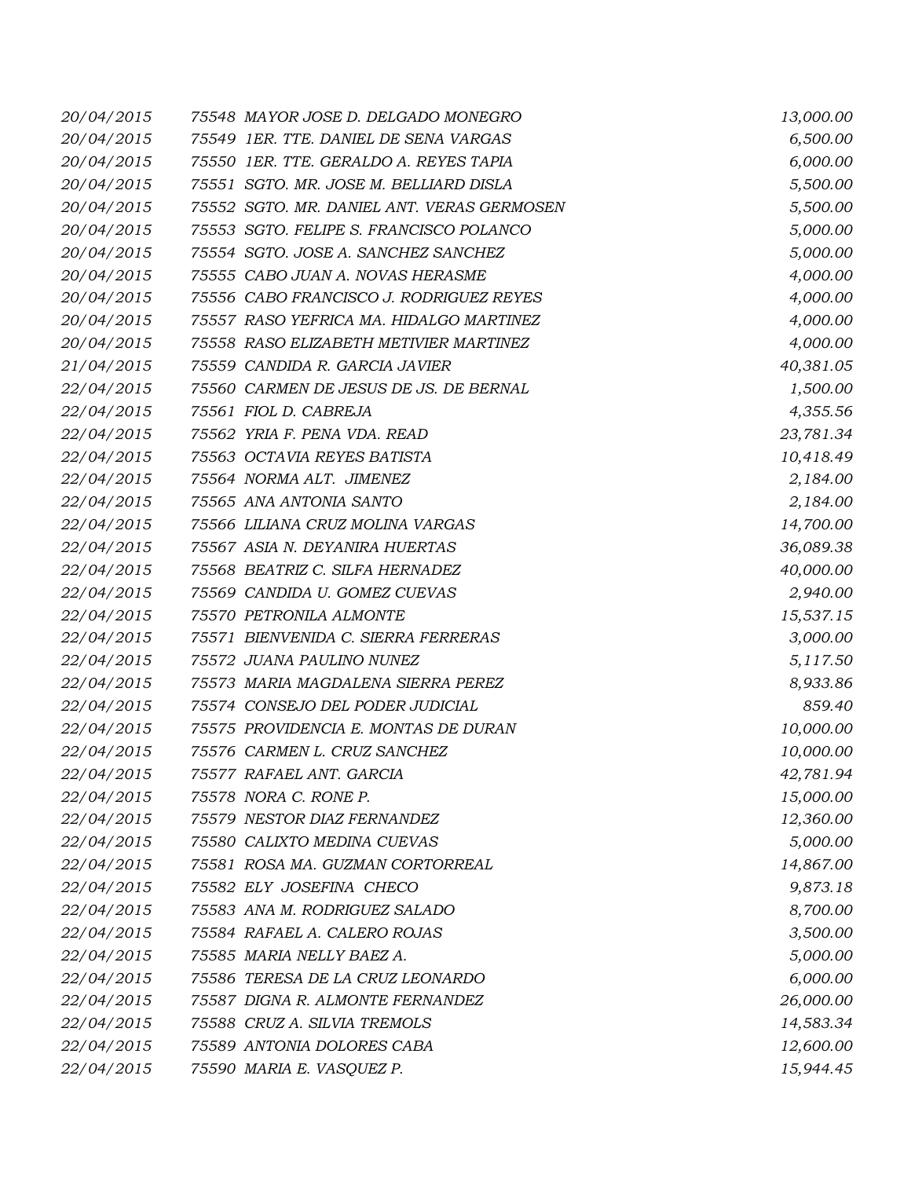| | | |
|---|---|---|
| *20/04/2015* | *75548 MAYOR JOSE D. DELGADO MONEGRO* | *13,000.00* |
| *20/04/2015* | *75549 1ER. TTE. DANIEL DE SENA VARGAS* | *6,500.00* |
| *20/04/2015* | *75550 1ER. TTE. GERALDO A. REYES TAPIA* | *6,000.00* |
| *20/04/2015* | *75551 SGTO. MR. JOSE M. BELLIARD DISLA* | *5,500.00* |
| *20/04/2015* | *75552 SGTO. MR. DANIEL ANT. VERAS GERMOSEN* | *5,500.00* |
| *20/04/2015* | *75553 SGTO. FELIPE S. FRANCISCO POLANCO* | *5,000.00* |
| *20/04/2015* | *75554 SGTO. JOSE A. SANCHEZ SANCHEZ* | *5,000.00* |
| *20/04/2015* | *75555 CABO JUAN A. NOVAS HERASME* | *4,000.00* |
| *20/04/2015* | *75556 CABO FRANCISCO J. RODRIGUEZ REYES* | *4,000.00* |
| *20/04/2015* | *75557 RASO YEFRICA MA. HIDALGO MARTINEZ* | *4,000.00* |
| *20/04/2015* | *75558 RASO ELIZABETH METIVIER MARTINEZ* | *4,000.00* |
| *21/04/2015* | *75559 CANDIDA R. GARCIA JAVIER* | *40,381.05* |
| *22/04/2015* | *75560 CARMEN DE JESUS DE JS. DE BERNAL* | *1,500.00* |
| *22/04/2015* | *75561 FIOL D. CABREJA* | *4,355.56* |
| *22/04/2015* | *75562 YRIA F. PENA VDA. READ* | *23,781.34* |
| *22/04/2015* | *75563 OCTAVIA REYES BATISTA* | *10,418.49* |
| *22/04/2015* | *75564 NORMA ALT. JIMENEZ* | *2,184.00* |
| *22/04/2015* | *75565 ANA ANTONIA SANTO* | *2,184.00* |
| *22/04/2015* | *75566 LILIANA CRUZ MOLINA VARGAS* | *14,700.00* |
| *22/04/2015* | *75567 ASIA N. DEYANIRA HUERTAS* | *36,089.38* |
| *22/04/2015* | *75568 BEATRIZ C. SILFA HERNADEZ* | *40,000.00* |
| *22/04/2015* | *75569 CANDIDA U. GOMEZ CUEVAS* | *2,940.00* |
| *22/04/2015* | *75570 PETRONILA ALMONTE* | *15,537.15* |
| *22/04/2015* | *75571 BIENVENIDA C. SIERRA FERRERAS* | *3,000.00* |
| *22/04/2015* | *75572 JUANA PAULINO NUNEZ* | *5,117.50* |
| *22/04/2015* | *75573 MARIA MAGDALENA SIERRA PEREZ* | *8,933.86* |
| *22/04/2015* | *75574 CONSEJO DEL PODER JUDICIAL* | *859.40* |
| *22/04/2015* | *75575 PROVIDENCIA E. MONTAS DE DURAN* | *10,000.00* |
| *22/04/2015* | *75576 CARMEN L. CRUZ SANCHEZ* | *10,000.00* |
| *22/04/2015* | *75577 RAFAEL ANT. GARCIA* | *42,781.94* |
| *22/04/2015* | *75578 NORA C. RONE P.* | *15,000.00* |
| *22/04/2015* | *75579 NESTOR DIAZ FERNANDEZ* | *12,360.00* |
| *22/04/2015* | *75580 CALIXTO MEDINA CUEVAS* | *5,000.00* |
| *22/04/2015* | *75581 ROSA MA. GUZMAN CORTORREAL* | *14,867.00* |
| *22/04/2015* | *75582 ELY JOSEFINA CHECO* | *9,873.18* |
| *22/04/2015* | *75583 ANA M. RODRIGUEZ SALADO* | *8,700.00* |
| *22/04/2015* | *75584 RAFAEL A. CALERO ROJAS* | *3,500.00* |
| *22/04/2015* | *75585 MARIA NELLY BAEZ A.* | *5,000.00* |
| *22/04/2015* | *75586 TERESA DE LA CRUZ LEONARDO* | *6,000.00* |
| *22/04/2015* | *75587 DIGNA R. ALMONTE FERNANDEZ* | *26,000.00* |
| *22/04/2015* | *75588 CRUZ A. SILVIA TREMOLS* | *14,583.34* |
| *22/04/2015* | *75589 ANTONIA DOLORES CABA* | *12,600.00* |
| *22/04/2015* | *75590 MARIA E. VASQUEZ P.* | *15,944.45* |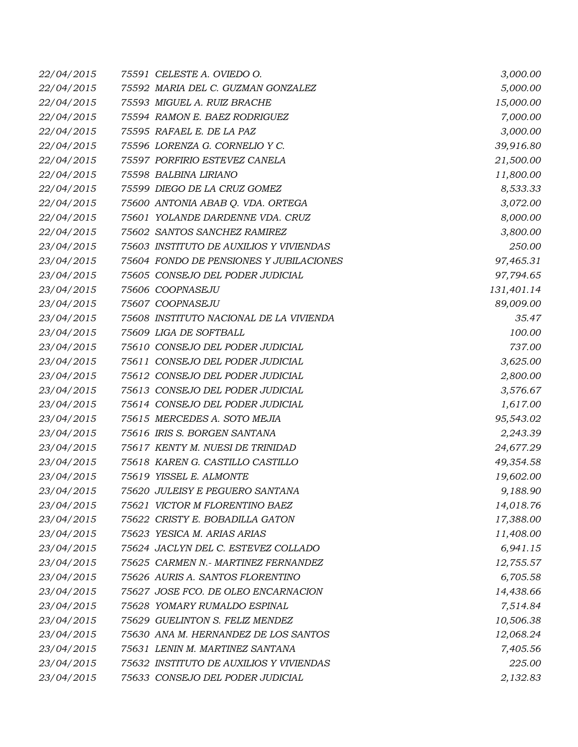| | | | |
|---|---|---|---|
| 22/04/2015 | 75591 | CELESTE A. OVIEDO O. | 3,000.00 |
| 22/04/2015 | 75592 | MARIA DEL C. GUZMAN GONZALEZ | 5,000.00 |
| 22/04/2015 | 75593 | MIGUEL A. RUIZ BRACHE | 15,000.00 |
| 22/04/2015 | 75594 | RAMON E. BAEZ RODRIGUEZ | 7,000.00 |
| 22/04/2015 | 75595 | RAFAEL E. DE LA PAZ | 3,000.00 |
| 22/04/2015 | 75596 | LORENZA G. CORNELIO Y C. | 39,916.80 |
| 22/04/2015 | 75597 | PORFIRIO ESTEVEZ CANELA | 21,500.00 |
| 22/04/2015 | 75598 | BALBINA LIRIANO | 11,800.00 |
| 22/04/2015 | 75599 | DIEGO DE LA CRUZ GOMEZ | 8,533.33 |
| 22/04/2015 | 75600 | ANTONIA ABAB Q. VDA. ORTEGA | 3,072.00 |
| 22/04/2015 | 75601 | YOLANDE DARDENNE VDA. CRUZ | 8,000.00 |
| 22/04/2015 | 75602 | SANTOS SANCHEZ RAMIREZ | 3,800.00 |
| 23/04/2015 | 75603 | INSTITUTO DE AUXILIOS Y VIVIENDAS | 250.00 |
| 23/04/2015 | 75604 | FONDO DE PENSIONES Y JUBILACIONES | 97,465.31 |
| 23/04/2015 | 75605 | CONSEJO DEL PODER JUDICIAL | 97,794.65 |
| 23/04/2015 | 75606 | COOPNASEJU | 131,401.14 |
| 23/04/2015 | 75607 | COOPNASEJU | 89,009.00 |
| 23/04/2015 | 75608 | INSTITUTO NACIONAL DE LA VIVIENDA | 35.47 |
| 23/04/2015 | 75609 | LIGA DE SOFTBALL | 100.00 |
| 23/04/2015 | 75610 | CONSEJO DEL PODER JUDICIAL | 737.00 |
| 23/04/2015 | 75611 | CONSEJO DEL PODER JUDICIAL | 3,625.00 |
| 23/04/2015 | 75612 | CONSEJO DEL PODER JUDICIAL | 2,800.00 |
| 23/04/2015 | 75613 | CONSEJO DEL PODER JUDICIAL | 3,576.67 |
| 23/04/2015 | 75614 | CONSEJO DEL PODER JUDICIAL | 1,617.00 |
| 23/04/2015 | 75615 | MERCEDES A. SOTO MEJIA | 95,543.02 |
| 23/04/2015 | 75616 | IRIS S. BORGEN SANTANA | 2,243.39 |
| 23/04/2015 | 75617 | KENTY M. NUESI DE TRINIDAD | 24,677.29 |
| 23/04/2015 | 75618 | KAREN G. CASTILLO CASTILLO | 49,354.58 |
| 23/04/2015 | 75619 | YISSEL E. ALMONTE | 19,602.00 |
| 23/04/2015 | 75620 | JULEISY E PEGUERO SANTANA | 9,188.90 |
| 23/04/2015 | 75621 | VICTOR M FLORENTINO BAEZ | 14,018.76 |
| 23/04/2015 | 75622 | CRISTY E. BOBADILLA GATON | 17,388.00 |
| 23/04/2015 | 75623 | YESICA M. ARIAS ARIAS | 11,408.00 |
| 23/04/2015 | 75624 | JACLYN DEL C. ESTEVEZ COLLADO | 6,941.15 |
| 23/04/2015 | 75625 | CARMEN N.- MARTINEZ FERNANDEZ | 12,755.57 |
| 23/04/2015 | 75626 | AURIS A. SANTOS FLORENTINO | 6,705.58 |
| 23/04/2015 | 75627 | JOSE FCO. DE OLEO ENCARNACION | 14,438.66 |
| 23/04/2015 | 75628 | YOMARY RUMALDO ESPINAL | 7,514.84 |
| 23/04/2015 | 75629 | GUELINTON S. FELIZ MENDEZ | 10,506.38 |
| 23/04/2015 | 75630 | ANA M. HERNANDEZ DE LOS SANTOS | 12,068.24 |
| 23/04/2015 | 75631 | LENIN M. MARTINEZ SANTANA | 7,405.56 |
| 23/04/2015 | 75632 | INSTITUTO DE AUXILIOS Y VIVIENDAS | 225.00 |
| 23/04/2015 | 75633 | CONSEJO DEL PODER JUDICIAL | 2,132.83 |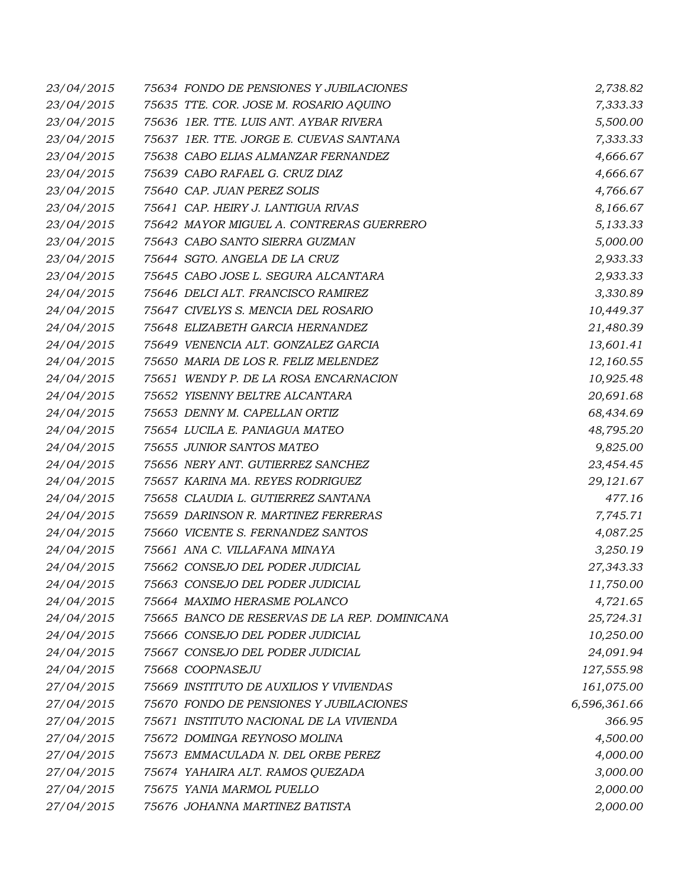| | | |
|---|---|---|
| 23/04/2015 | 75634 FONDO DE PENSIONES Y JUBILACIONES | 2,738.82 |
| 23/04/2015 | 75635 TTE. COR. JOSE M. ROSARIO AQUINO | 7,333.33 |
| 23/04/2015 | 75636 1ER. TTE. LUIS ANT. AYBAR RIVERA | 5,500.00 |
| 23/04/2015 | 75637 1ER. TTE. JORGE E. CUEVAS SANTANA | 7,333.33 |
| 23/04/2015 | 75638 CABO ELIAS ALMANZAR FERNANDEZ | 4,666.67 |
| 23/04/2015 | 75639 CABO RAFAEL G. CRUZ DIAZ | 4,666.67 |
| 23/04/2015 | 75640 CAP. JUAN PEREZ SOLIS | 4,766.67 |
| 23/04/2015 | 75641 CAP. HEIRY J. LANTIGUA RIVAS | 8,166.67 |
| 23/04/2015 | 75642 MAYOR MIGUEL A. CONTRERAS GUERRERO | 5,133.33 |
| 23/04/2015 | 75643 CABO SANTO SIERRA GUZMAN | 5,000.00 |
| 23/04/2015 | 75644 SGTO. ANGELA DE LA CRUZ | 2,933.33 |
| 23/04/2015 | 75645 CABO JOSE L. SEGURA ALCANTARA | 2,933.33 |
| 24/04/2015 | 75646 DELCI ALT. FRANCISCO RAMIREZ | 3,330.89 |
| 24/04/2015 | 75647 CIVELYS S. MENCIA DEL ROSARIO | 10,449.37 |
| 24/04/2015 | 75648 ELIZABETH GARCIA HERNANDEZ | 21,480.39 |
| 24/04/2015 | 75649 VENENCIA ALT. GONZALEZ GARCIA | 13,601.41 |
| 24/04/2015 | 75650 MARIA DE LOS R. FELIZ MELENDEZ | 12,160.55 |
| 24/04/2015 | 75651 WENDY P. DE LA ROSA ENCARNACION | 10,925.48 |
| 24/04/2015 | 75652 YISENNY BELTRE ALCANTARA | 20,691.68 |
| 24/04/2015 | 75653 DENNY M. CAPELLAN ORTIZ | 68,434.69 |
| 24/04/2015 | 75654 LUCILA E. PANIAGUA MATEO | 48,795.20 |
| 24/04/2015 | 75655 JUNIOR SANTOS MATEO | 9,825.00 |
| 24/04/2015 | 75656 NERY ANT. GUTIERREZ SANCHEZ | 23,454.45 |
| 24/04/2015 | 75657 KARINA MA. REYES RODRIGUEZ | 29,121.67 |
| 24/04/2015 | 75658 CLAUDIA L. GUTIERREZ SANTANA | 477.16 |
| 24/04/2015 | 75659 DARINSON R. MARTINEZ FERRERAS | 7,745.71 |
| 24/04/2015 | 75660 VICENTE S. FERNANDEZ SANTOS | 4,087.25 |
| 24/04/2015 | 75661 ANA C. VILLAFANA MINAYA | 3,250.19 |
| 24/04/2015 | 75662 CONSEJO DEL PODER JUDICIAL | 27,343.33 |
| 24/04/2015 | 75663 CONSEJO DEL PODER JUDICIAL | 11,750.00 |
| 24/04/2015 | 75664 MAXIMO HERASME POLANCO | 4,721.65 |
| 24/04/2015 | 75665 BANCO DE RESERVAS DE LA REP. DOMINICANA | 25,724.31 |
| 24/04/2015 | 75666 CONSEJO DEL PODER JUDICIAL | 10,250.00 |
| 24/04/2015 | 75667 CONSEJO DEL PODER JUDICIAL | 24,091.94 |
| 24/04/2015 | 75668 COOPNASEJU | 127,555.98 |
| 27/04/2015 | 75669 INSTITUTO DE AUXILIOS Y VIVIENDAS | 161,075.00 |
| 27/04/2015 | 75670 FONDO DE PENSIONES Y JUBILACIONES | 6,596,361.66 |
| 27/04/2015 | 75671 INSTITUTO NACIONAL DE LA VIVIENDA | 366.95 |
| 27/04/2015 | 75672 DOMINGA REYNOSO MOLINA | 4,500.00 |
| 27/04/2015 | 75673 EMMACULADA N. DEL ORBE PEREZ | 4,000.00 |
| 27/04/2015 | 75674 YAHAIRA ALT. RAMOS QUEZADA | 3,000.00 |
| 27/04/2015 | 75675 YANIA MARMOL PUELLO | 2,000.00 |
| 27/04/2015 | 75676 JOHANNA MARTINEZ BATISTA | 2,000.00 |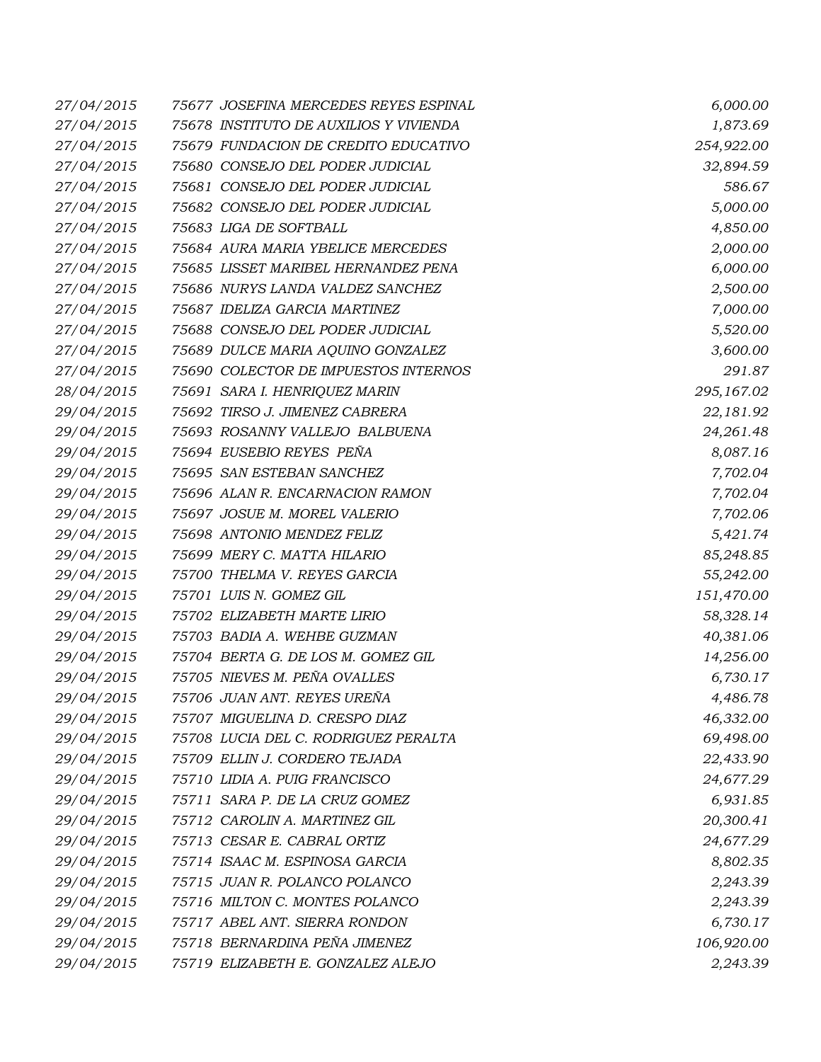| | | | |
|---|---|---|---|
| 27/04/2015 | 75677 | JOSEFINA MERCEDES REYES ESPINAL | 6,000.00 |
| 27/04/2015 | 75678 | INSTITUTO DE AUXILIOS Y VIVIENDA | 1,873.69 |
| 27/04/2015 | 75679 | FUNDACION DE CREDITO EDUCATIVO | 254,922.00 |
| 27/04/2015 | 75680 | CONSEJO DEL PODER JUDICIAL | 32,894.59 |
| 27/04/2015 | 75681 | CONSEJO DEL PODER JUDICIAL | 586.67 |
| 27/04/2015 | 75682 | CONSEJO DEL PODER JUDICIAL | 5,000.00 |
| 27/04/2015 | 75683 | LIGA DE SOFTBALL | 4,850.00 |
| 27/04/2015 | 75684 | AURA MARIA YBELICE MERCEDES | 2,000.00 |
| 27/04/2015 | 75685 | LISSET MARIBEL HERNANDEZ PENA | 6,000.00 |
| 27/04/2015 | 75686 | NURYS LANDA VALDEZ SANCHEZ | 2,500.00 |
| 27/04/2015 | 75687 | IDELIZA GARCIA MARTINEZ | 7,000.00 |
| 27/04/2015 | 75688 | CONSEJO DEL PODER JUDICIAL | 5,520.00 |
| 27/04/2015 | 75689 | DULCE MARIA AQUINO GONZALEZ | 3,600.00 |
| 27/04/2015 | 75690 | COLECTOR DE IMPUESTOS INTERNOS | 291.87 |
| 28/04/2015 | 75691 | SARA I. HENRIQUEZ MARIN | 295,167.02 |
| 29/04/2015 | 75692 | TIRSO J. JIMENEZ CABRERA | 22,181.92 |
| 29/04/2015 | 75693 | ROSANNY VALLEJO BALBUENA | 24,261.48 |
| 29/04/2015 | 75694 | EUSEBIO REYES PEÑA | 8,087.16 |
| 29/04/2015 | 75695 | SAN ESTEBAN SANCHEZ | 7,702.04 |
| 29/04/2015 | 75696 | ALAN R. ENCARNACION RAMON | 7,702.04 |
| 29/04/2015 | 75697 | JOSUE M. MOREL VALERIO | 7,702.06 |
| 29/04/2015 | 75698 | ANTONIO MENDEZ FELIZ | 5,421.74 |
| 29/04/2015 | 75699 | MERY C. MATTA HILARIO | 85,248.85 |
| 29/04/2015 | 75700 | THELMA V. REYES GARCIA | 55,242.00 |
| 29/04/2015 | 75701 | LUIS N. GOMEZ GIL | 151,470.00 |
| 29/04/2015 | 75702 | ELIZABETH MARTE LIRIO | 58,328.14 |
| 29/04/2015 | 75703 | BADIA A. WEHBE GUZMAN | 40,381.06 |
| 29/04/2015 | 75704 | BERTA G. DE LOS M. GOMEZ GIL | 14,256.00 |
| 29/04/2015 | 75705 | NIEVES M. PEÑA OVALLES | 6,730.17 |
| 29/04/2015 | 75706 | JUAN ANT. REYES UREÑA | 4,486.78 |
| 29/04/2015 | 75707 | MIGUELINA D. CRESPO DIAZ | 46,332.00 |
| 29/04/2015 | 75708 | LUCIA DEL C. RODRIGUEZ PERALTA | 69,498.00 |
| 29/04/2015 | 75709 | ELLIN J. CORDERO TEJADA | 22,433.90 |
| 29/04/2015 | 75710 | LIDIA A. PUIG FRANCISCO | 24,677.29 |
| 29/04/2015 | 75711 | SARA P. DE LA CRUZ GOMEZ | 6,931.85 |
| 29/04/2015 | 75712 | CAROLIN A. MARTINEZ GIL | 20,300.41 |
| 29/04/2015 | 75713 | CESAR E. CABRAL ORTIZ | 24,677.29 |
| 29/04/2015 | 75714 | ISAAC M. ESPINOSA GARCIA | 8,802.35 |
| 29/04/2015 | 75715 | JUAN R. POLANCO POLANCO | 2,243.39 |
| 29/04/2015 | 75716 | MILTON C. MONTES POLANCO | 2,243.39 |
| 29/04/2015 | 75717 | ABEL ANT. SIERRA RONDON | 6,730.17 |
| 29/04/2015 | 75718 | BERNARDINA PEÑA JIMENEZ | 106,920.00 |
| 29/04/2015 | 75719 | ELIZABETH E. GONZALEZ ALEJO | 2,243.39 |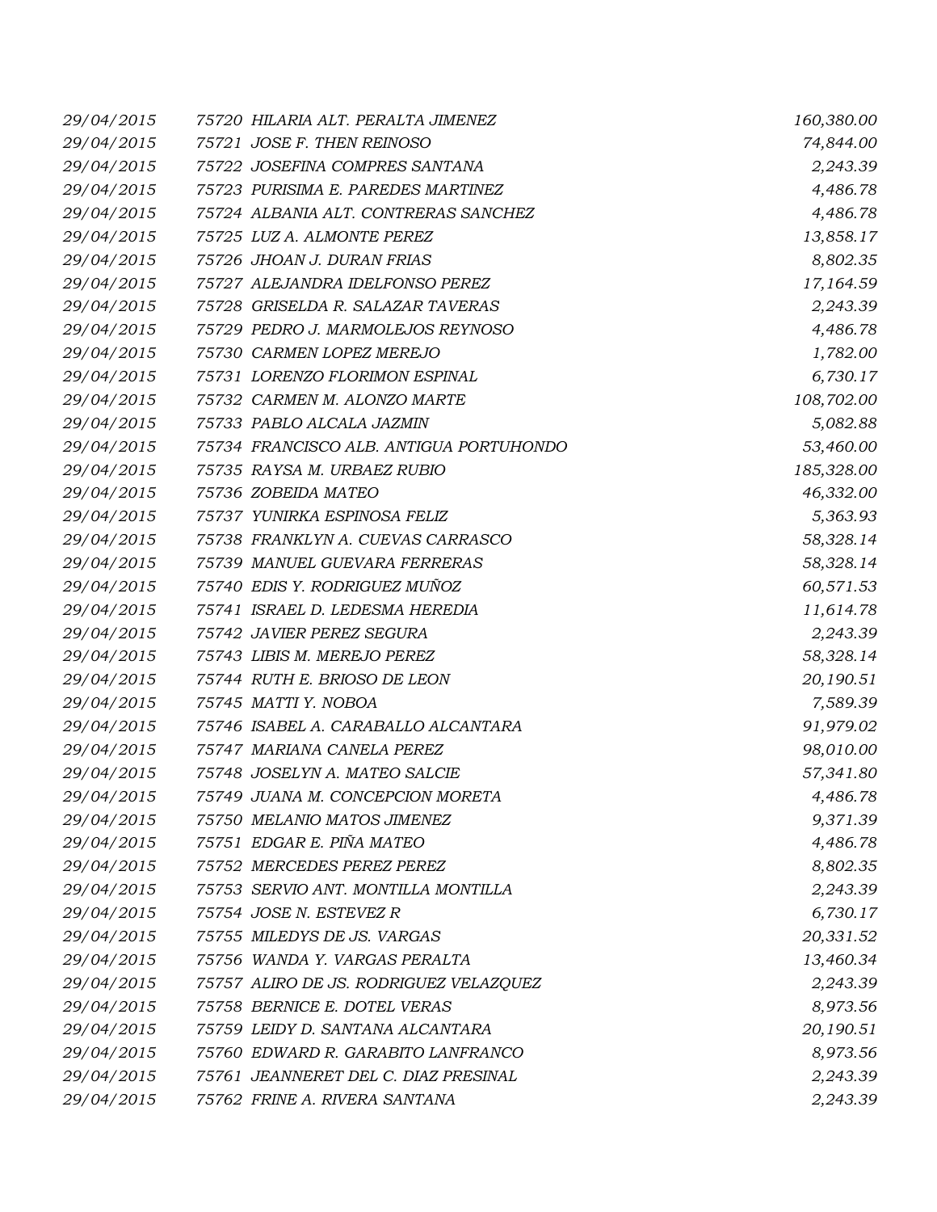| | | |
|---|---|---|
| 29/04/2015 | 75720 HILARIA ALT. PERALTA JIMENEZ | 160,380.00 |
| 29/04/2015 | 75721 JOSE F. THEN REINOSO | 74,844.00 |
| 29/04/2015 | 75722 JOSEFINA COMPRES SANTANA | 2,243.39 |
| 29/04/2015 | 75723 PURISIMA E. PAREDES MARTINEZ | 4,486.78 |
| 29/04/2015 | 75724 ALBANIA ALT. CONTRERAS SANCHEZ | 4,486.78 |
| 29/04/2015 | 75725 LUZ A. ALMONTE PEREZ | 13,858.17 |
| 29/04/2015 | 75726 JHOAN J. DURAN FRIAS | 8,802.35 |
| 29/04/2015 | 75727 ALEJANDRA IDELFONSO PEREZ | 17,164.59 |
| 29/04/2015 | 75728 GRISELDA R. SALAZAR TAVERAS | 2,243.39 |
| 29/04/2015 | 75729 PEDRO J. MARMOLEJOS REYNOSO | 4,486.78 |
| 29/04/2015 | 75730 CARMEN LOPEZ MEREJO | 1,782.00 |
| 29/04/2015 | 75731 LORENZO FLORIMON ESPINAL | 6,730.17 |
| 29/04/2015 | 75732 CARMEN M. ALONZO MARTE | 108,702.00 |
| 29/04/2015 | 75733 PABLO ALCALA JAZMIN | 5,082.88 |
| 29/04/2015 | 75734 FRANCISCO ALB. ANTIGUA PORTUHONDO | 53,460.00 |
| 29/04/2015 | 75735 RAYSA M. URBAEZ RUBIO | 185,328.00 |
| 29/04/2015 | 75736 ZOBEIDA MATEO | 46,332.00 |
| 29/04/2015 | 75737 YUNIRKA ESPINOSA FELIZ | 5,363.93 |
| 29/04/2015 | 75738 FRANKLYN A. CUEVAS CARRASCO | 58,328.14 |
| 29/04/2015 | 75739 MANUEL GUEVARA FERRERAS | 58,328.14 |
| 29/04/2015 | 75740 EDIS Y. RODRIGUEZ MUÑOZ | 60,571.53 |
| 29/04/2015 | 75741 ISRAEL D. LEDESMA HEREDIA | 11,614.78 |
| 29/04/2015 | 75742 JAVIER PEREZ SEGURA | 2,243.39 |
| 29/04/2015 | 75743 LIBIS M. MEREJO PEREZ | 58,328.14 |
| 29/04/2015 | 75744 RUTH E. BRIOSO DE LEON | 20,190.51 |
| 29/04/2015 | 75745 MATTI Y. NOBOA | 7,589.39 |
| 29/04/2015 | 75746 ISABEL A. CARABALLO ALCANTARA | 91,979.02 |
| 29/04/2015 | 75747 MARIANA CANELA PEREZ | 98,010.00 |
| 29/04/2015 | 75748 JOSELYN A. MATEO SALCIE | 57,341.80 |
| 29/04/2015 | 75749 JUANA M. CONCEPCION MORETA | 4,486.78 |
| 29/04/2015 | 75750 MELANIO MATOS JIMENEZ | 9,371.39 |
| 29/04/2015 | 75751 EDGAR E. PIÑA MATEO | 4,486.78 |
| 29/04/2015 | 75752 MERCEDES PEREZ PEREZ | 8,802.35 |
| 29/04/2015 | 75753 SERVIO ANT. MONTILLA MONTILLA | 2,243.39 |
| 29/04/2015 | 75754 JOSE N. ESTEVEZ R | 6,730.17 |
| 29/04/2015 | 75755 MILEDYS DE JS. VARGAS | 20,331.52 |
| 29/04/2015 | 75756 WANDA Y. VARGAS PERALTA | 13,460.34 |
| 29/04/2015 | 75757 ALIRO DE JS. RODRIGUEZ VELAZQUEZ | 2,243.39 |
| 29/04/2015 | 75758 BERNICE E. DOTEL VERAS | 8,973.56 |
| 29/04/2015 | 75759 LEIDY D. SANTANA ALCANTARA | 20,190.51 |
| 29/04/2015 | 75760 EDWARD R. GARABITO LANFRANCO | 8,973.56 |
| 29/04/2015 | 75761 JEANNERET DEL C. DIAZ PRESINAL | 2,243.39 |
| 29/04/2015 | 75762 FRINE A. RIVERA SANTANA | 2,243.39 |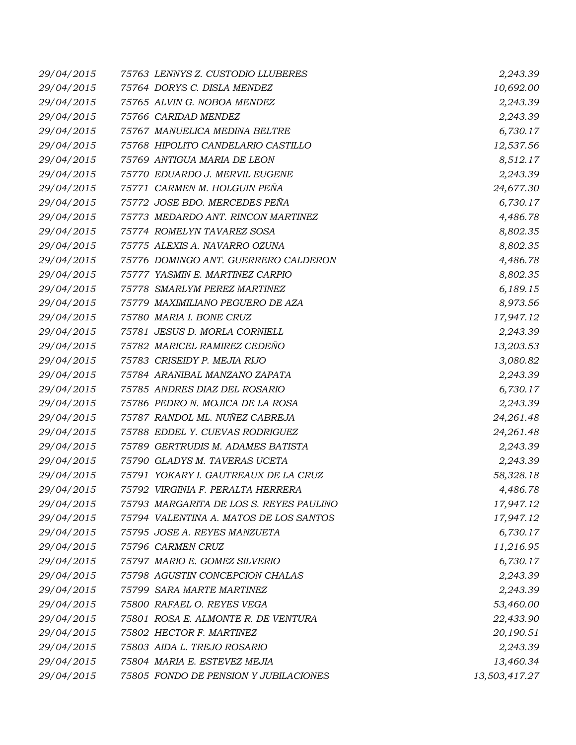| | | |
|---|---|---|
| *29/04/2015* | *75763 LENNYS Z. CUSTODIO LLUBERES* | *2,243.39* |
| *29/04/2015* | *75764 DORYS C. DISLA MENDEZ* | *10,692.00* |
| *29/04/2015* | *75765 ALVIN G. NOBOA MENDEZ* | *2,243.39* |
| *29/04/2015* | *75766 CARIDAD MENDEZ* | *2,243.39* |
| *29/04/2015* | *75767 MANUELICA MEDINA BELTRE* | *6,730.17* |
| *29/04/2015* | *75768 HIPOLITO CANDELARIO CASTILLO* | *12,537.56* |
| *29/04/2015* | *75769 ANTIGUA MARIA DE LEON* | *8,512.17* |
| *29/04/2015* | *75770 EDUARDO J. MERVIL EUGENE* | *2,243.39* |
| *29/04/2015* | *75771 CARMEN M. HOLGUIN PEÑA* | *24,677.30* |
| *29/04/2015* | *75772 JOSE BDO. MERCEDES PEÑA* | *6,730.17* |
| *29/04/2015* | *75773 MEDARDO ANT. RINCON MARTINEZ* | *4,486.78* |
| *29/04/2015* | *75774 ROMELYN TAVAREZ SOSA* | *8,802.35* |
| *29/04/2015* | *75775 ALEXIS A. NAVARRO OZUNA* | *8,802.35* |
| *29/04/2015* | *75776 DOMINGO ANT. GUERRERO CALDERON* | *4,486.78* |
| *29/04/2015* | *75777 YASMIN E. MARTINEZ CARPIO* | *8,802.35* |
| *29/04/2015* | *75778 SMARLYM PEREZ MARTINEZ* | *6,189.15* |
| *29/04/2015* | *75779 MAXIMILIANO PEGUERO DE AZA* | *8,973.56* |
| *29/04/2015* | *75780 MARIA I. BONE CRUZ* | *17,947.12* |
| *29/04/2015* | *75781 JESUS D. MORLA CORNIELL* | *2,243.39* |
| *29/04/2015* | *75782 MARICEL RAMIREZ CEDEÑO* | *13,203.53* |
| *29/04/2015* | *75783 CRISEIDY P. MEJIA RIJO* | *3,080.82* |
| *29/04/2015* | *75784 ARANIBAL MANZANO ZAPATA* | *2,243.39* |
| *29/04/2015* | *75785 ANDRES DIAZ DEL ROSARIO* | *6,730.17* |
| *29/04/2015* | *75786 PEDRO N. MOJICA DE LA ROSA* | *2,243.39* |
| *29/04/2015* | *75787 RANDOL ML. NUÑEZ CABREJA* | *24,261.48* |
| *29/04/2015* | *75788 EDDEL Y. CUEVAS RODRIGUEZ* | *24,261.48* |
| *29/04/2015* | *75789 GERTRUDIS M. ADAMES BATISTA* | *2,243.39* |
| *29/04/2015* | *75790 GLADYS M. TAVERAS UCETA* | *2,243.39* |
| *29/04/2015* | *75791 YOKARY I. GAUTREAUX DE LA CRUZ* | *58,328.18* |
| *29/04/2015* | *75792 VIRGINIA F. PERALTA HERRERA* | *4,486.78* |
| *29/04/2015* | *75793 MARGARITA DE LOS S. REYES PAULINO* | *17,947.12* |
| *29/04/2015* | *75794 VALENTINA A. MATOS DE LOS SANTOS* | *17,947.12* |
| *29/04/2015* | *75795 JOSE A. REYES MANZUETA* | *6,730.17* |
| *29/04/2015* | *75796 CARMEN CRUZ* | *11,216.95* |
| *29/04/2015* | *75797 MARIO E. GOMEZ SILVERIO* | *6,730.17* |
| *29/04/2015* | *75798 AGUSTIN CONCEPCION CHALAS* | *2,243.39* |
| *29/04/2015* | *75799 SARA MARTE MARTINEZ* | *2,243.39* |
| *29/04/2015* | *75800 RAFAEL O. REYES VEGA* | *53,460.00* |
| *29/04/2015* | *75801 ROSA E. ALMONTE R. DE VENTURA* | *22,433.90* |
| *29/04/2015* | *75802 HECTOR F. MARTINEZ* | *20,190.51* |
| *29/04/2015* | *75803 AIDA L. TREJO ROSARIO* | *2,243.39* |
| *29/04/2015* | *75804 MARIA E. ESTEVEZ MEJIA* | *13,460.34* |
| *29/04/2015* | *75805 FONDO DE PENSION Y JUBILACIONES* | *13,503,417.27* |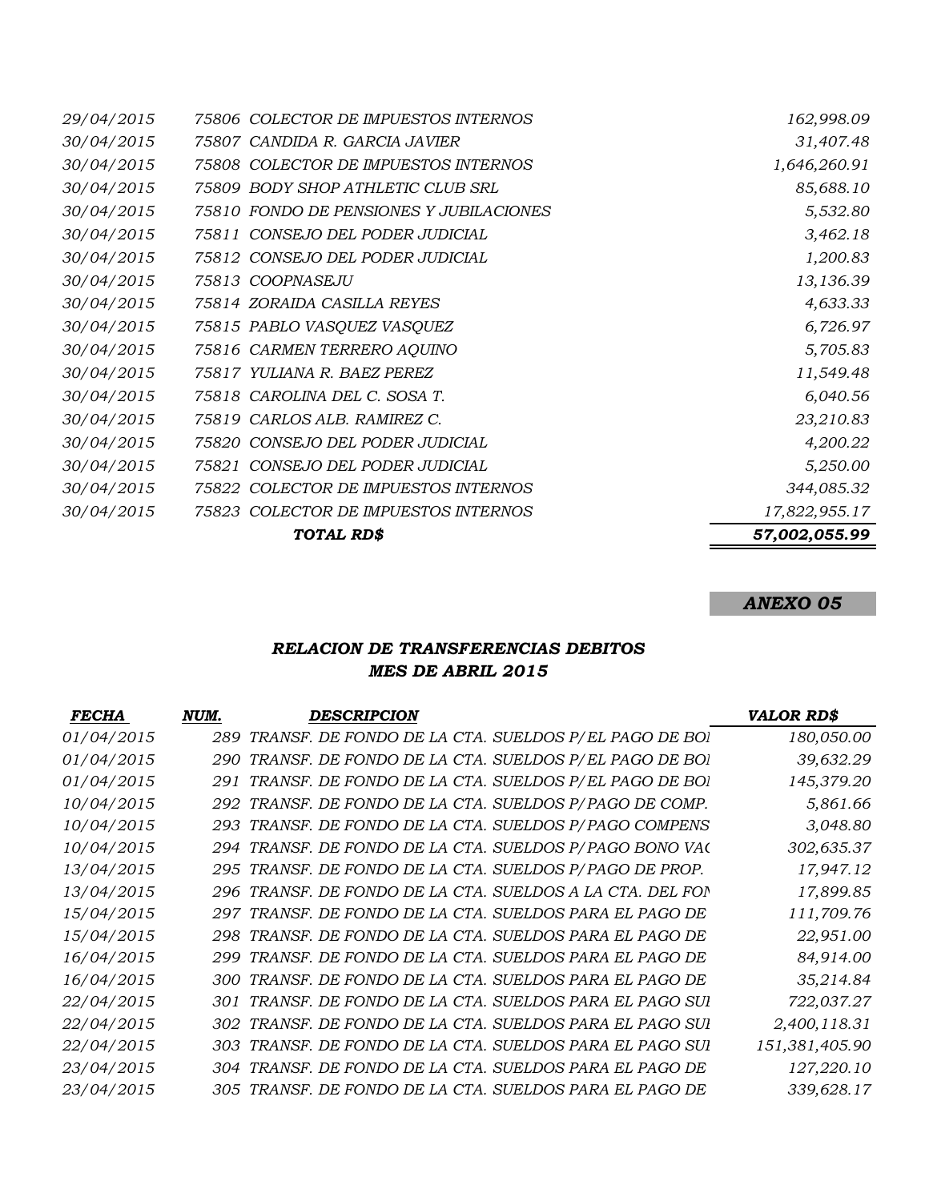| | | |
|---|---|---|
| 29/04/2015 | 75806 COLECTOR DE IMPUESTOS INTERNOS | 162,998.09 |
| 30/04/2015 | 75807 CANDIDA R. GARCIA JAVIER | 31,407.48 |
| 30/04/2015 | 75808 COLECTOR DE IMPUESTOS INTERNOS | 1,646,260.91 |
| 30/04/2015 | 75809 BODY SHOP ATHLETIC CLUB SRL | 85,688.10 |
| 30/04/2015 | 75810 FONDO DE PENSIONES Y JUBILACIONES | 5,532.80 |
| 30/04/2015 | 75811 CONSEJO DEL PODER JUDICIAL | 3,462.18 |
| 30/04/2015 | 75812 CONSEJO DEL PODER JUDICIAL | 1,200.83 |
| 30/04/2015 | 75813 COOPNASEJU | 13,136.39 |
| 30/04/2015 | 75814 ZORAIDA CASILLA REYES | 4,633.33 |
| 30/04/2015 | 75815 PABLO VASQUEZ VASQUEZ | 6,726.97 |
| 30/04/2015 | 75816 CARMEN TERRERO AQUINO | 5,705.83 |
| 30/04/2015 | 75817 YULIANA R. BAEZ PEREZ | 11,549.48 |
| 30/04/2015 | 75818 CAROLINA DEL C. SOSA T. | 6,040.56 |
| 30/04/2015 | 75819 CARLOS ALB. RAMIREZ C. | 23,210.83 |
| 30/04/2015 | 75820 CONSEJO DEL PODER JUDICIAL | 4,200.22 |
| 30/04/2015 | 75821 CONSEJO DEL PODER JUDICIAL | 5,250.00 |
| 30/04/2015 | 75822 COLECTOR DE IMPUESTOS INTERNOS | 344,085.32 |
| 30/04/2015 | 75823 COLECTOR DE IMPUESTOS INTERNOS | 17,822,955.17 |
| | **TOTAL RD$** | **57,002,055.99** |

***ANEXO 05***

## *RELACION DE TRANSFERENCIAS DEBITOS*
## *MES DE ABRIL 2015*

| FECHA | NUM. | DESCRIPCION | VALOR RD$ |
|---|---|---|---|
| 01/04/2015 | 289 | TRANSF. DE FONDO DE LA CTA. SUELDOS P/EL PAGO DE BOI | 180,050.00 |
| 01/04/2015 | 290 | TRANSF. DE FONDO DE LA CTA. SUELDOS P/EL PAGO DE BOI | 39,632.29 |
| 01/04/2015 | 291 | TRANSF. DE FONDO DE LA CTA. SUELDOS P/EL PAGO DE BOI | 145,379.20 |
| 10/04/2015 | 292 | TRANSF. DE FONDO DE LA CTA. SUELDOS P/PAGO DE COMP. | 5,861.66 |
| 10/04/2015 | 293 | TRANSF. DE FONDO DE LA CTA. SUELDOS P/PAGO COMPENS | 3,048.80 |
| 10/04/2015 | 294 | TRANSF. DE FONDO DE LA CTA. SUELDOS P/PAGO BONO VA( | 302,635.37 |
| 13/04/2015 | 295 | TRANSF. DE FONDO DE LA CTA. SUELDOS P/PAGO DE PROP. | 17,947.12 |
| 13/04/2015 | 296 | TRANSF. DE FONDO DE LA CTA. SUELDOS A LA CTA. DEL FON | 17,899.85 |
| 15/04/2015 | 297 | TRANSF. DE FONDO DE LA CTA. SUELDOS PARA EL PAGO DE | 111,709.76 |
| 15/04/2015 | 298 | TRANSF. DE FONDO DE LA CTA. SUELDOS PARA EL PAGO DE | 22,951.00 |
| 16/04/2015 | 299 | TRANSF. DE FONDO DE LA CTA. SUELDOS PARA EL PAGO DE | 84,914.00 |
| 16/04/2015 | 300 | TRANSF. DE FONDO DE LA CTA. SUELDOS PARA EL PAGO DE | 35,214.84 |
| 22/04/2015 | 301 | TRANSF. DE FONDO DE LA CTA. SUELDOS PARA EL PAGO SUI | 722,037.27 |
| 22/04/2015 | 302 | TRANSF. DE FONDO DE LA CTA. SUELDOS PARA EL PAGO SUI | 2,400,118.31 |
| 22/04/2015 | 303 | TRANSF. DE FONDO DE LA CTA. SUELDOS PARA EL PAGO SUI | 151,381,405.90 |
| 23/04/2015 | 304 | TRANSF. DE FONDO DE LA CTA. SUELDOS PARA EL PAGO DE | 127,220.10 |
| 23/04/2015 | 305 | TRANSF. DE FONDO DE LA CTA. SUELDOS PARA EL PAGO DE | 339,628.17 |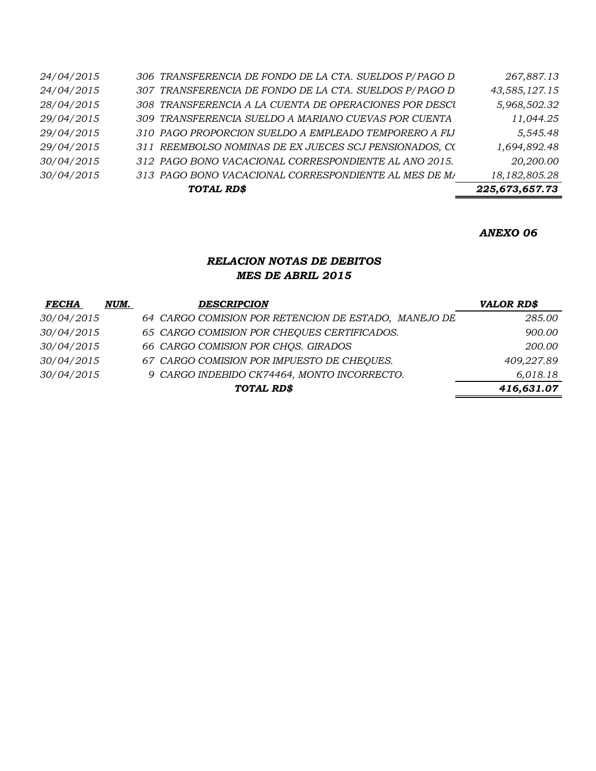| | | | |
|---|---|---|---|
| 24/04/2015 | 306 | TRANSFERENCIA DE FONDO DE LA CTA. SUELDOS P/PAGO D. | 267,887.13 |
| 24/04/2015 | 307 | TRANSFERENCIA DE FONDO DE LA CTA. SUELDOS P/PAGO D. | 43,585,127.15 |
| 28/04/2015 | 308 | TRANSFERENCIA A LA CUENTA DE OPERACIONES POR DESCU | 5,968,502.32 |
| 29/04/2015 | 309 | TRANSFERENCIA SUELDO A MARIANO CUEVAS POR CUENTA | 11,044.25 |
| 29/04/2015 | 310 | PAGO PROPORCION SUELDO A EMPLEADO TEMPORERO A FIJ | 5,545.48 |
| 29/04/2015 | 311 | REEMBOLSO NOMINAS DE EX JUECES SCJ PENSIONADOS, CO | 1,694,892.48 |
| 30/04/2015 | 312 | PAGO BONO VACACIONAL CORRESPONDIENTE AL ANO 2015. | 20,200.00 |
| 30/04/2015 | 313 | PAGO BONO VACACIONAL CORRESPONDIENTE AL MES DE MA | 18,182,805.28 |
| | | ***TOTAL RD$*** | ***225,673,657.73*** |

***ANEXO 06***

## *RELACION NOTAS DE DEBITOS*
## *MES DE ABRIL 2015*

| *FECHA* | *NUM.* | *DESCRIPCION* | *VALOR RD$* |
|---|---|---|---|
| 30/04/2015 | 64 | CARGO COMISION POR RETENCION DE ESTADO, MANEJO DE | 285.00 |
| 30/04/2015 | 65 | CARGO COMISION POR CHEQUES CERTIFICADOS. | 900.00 |
| 30/04/2015 | 66 | CARGO COMISION POR CHQS. GIRADOS | 200.00 |
| 30/04/2015 | 67 | CARGO COMISION POR IMPUESTO DE CHEQUES. | 409,227.89 |
| 30/04/2015 | 9 | CARGO INDEBIDO CK74464, MONTO INCORRECTO. | 6,018.18 |
| | | ***TOTAL RD$*** | ***416,631.07*** |